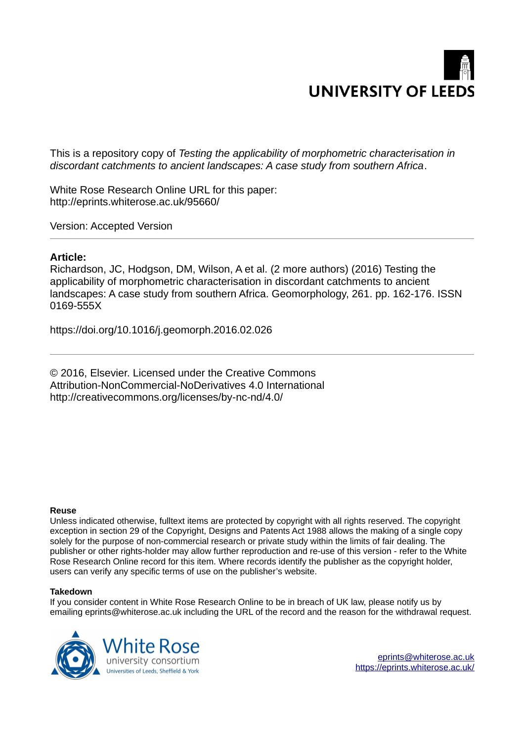UNIVERSITY OF LEEDS

This is a repository copy of *Testing the applicability of morphometric characterisation in discordant catchments to ancient landscapes: A case study from southern Africa*.

White Rose Research Online URL for this paper:
http://eprints.whiterose.ac.uk/95660/

Version: Accepted Version

---

**Article:**

Richardson, JC, Hodgson, DM, Wilson, A et al. (2 more authors) (2016) Testing the applicability of morphometric characterisation in discordant catchments to ancient landscapes: A case study from southern Africa. Geomorphology, 261. pp. 162-176. ISSN 0169-555X

https://doi.org/10.1016/j.geomorph.2016.02.026

---

© 2016, Elsevier. Licensed under the Creative Commons Attribution-NonCommercial-NoDerivatives 4.0 International http://creativecommons.org/licenses/by-nc-nd/4.0/

**Reuse**

Unless indicated otherwise, fulltext items are protected by copyright with all rights reserved. The copyright exception in section 29 of the Copyright, Designs and Patents Act 1988 allows the making of a single copy solely for the purpose of non-commercial research or private study within the limits of fair dealing. The publisher or other rights-holder may allow further reproduction and re-use of this version - refer to the White Rose Research Online record for this item. Where records identify the publisher as the copyright holder, users can verify any specific terms of use on the publisher's website.

**Takedown**

If you consider content in White Rose Research Online to be in breach of UK law, please notify us by emailing eprints@whiterose.ac.uk including the URL of the record and the reason for the withdrawal request.

White Rose university consortium
Universities of Leeds, Sheffield & York

eprints@whiterose.ac.uk
https://eprints.whiterose.ac.uk/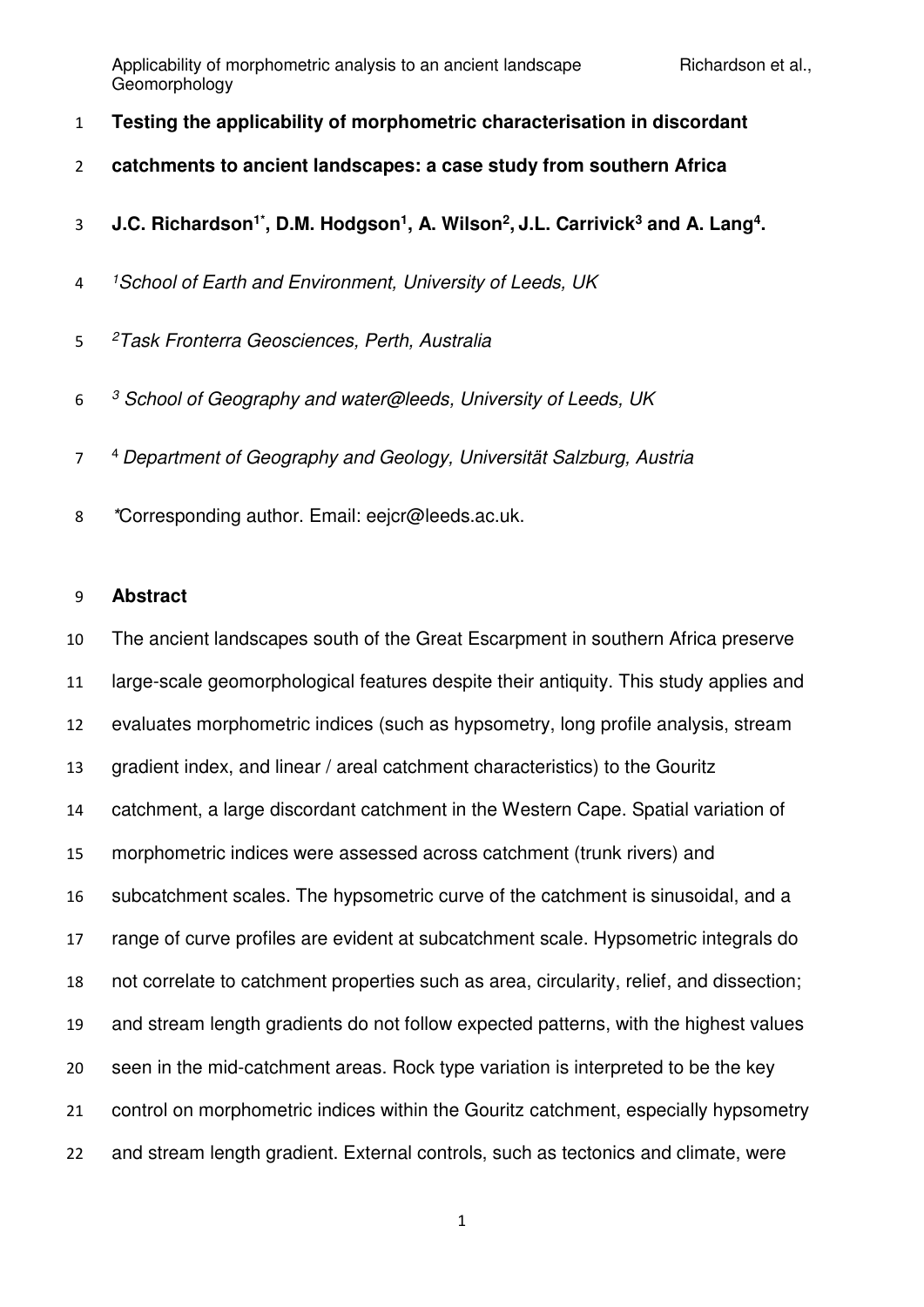**Testing the applicability of morphometric characterisation in discordant catchments to ancient landscapes: a case study from southern Africa**

**J.C. Richardson[1*], D.M. Hodgson[1], A. Wilson[2], J.L. Carrivick[3] and A. Lang[4].**

[1] *School of Earth and Environment, University of Leeds, UK*

[2] *Task Fronterra Geosciences, Perth, Australia*

[3] *School of Geography and water@leeds, University of Leeds, UK*

[4] *Department of Geography and Geology, Universität Salzburg, Austria*

*Corresponding author. Email: eejcr@leeds.ac.uk.

## Abstract

The ancient landscapes south of the Great Escarpment in southern Africa preserve large-scale geomorphological features despite their antiquity. This study applies and evaluates morphometric indices (such as hypsometry, long profile analysis, stream gradient index, and linear / areal catchment characteristics) to the Gouritz catchment, a large discordant catchment in the Western Cape. Spatial variation of morphometric indices were assessed across catchment (trunk rivers) and subcatchment scales. The hypsometric curve of the catchment is sinusoidal, and a range of curve profiles are evident at subcatchment scale. Hypsometric integrals do not correlate to catchment properties such as area, circularity, relief, and dissection; and stream length gradients do not follow expected patterns, with the highest values seen in the mid-catchment areas. Rock type variation is interpreted to be the key control on morphometric indices within the Gouritz catchment, especially hypsometry and stream length gradient. External controls, such as tectonics and climate, were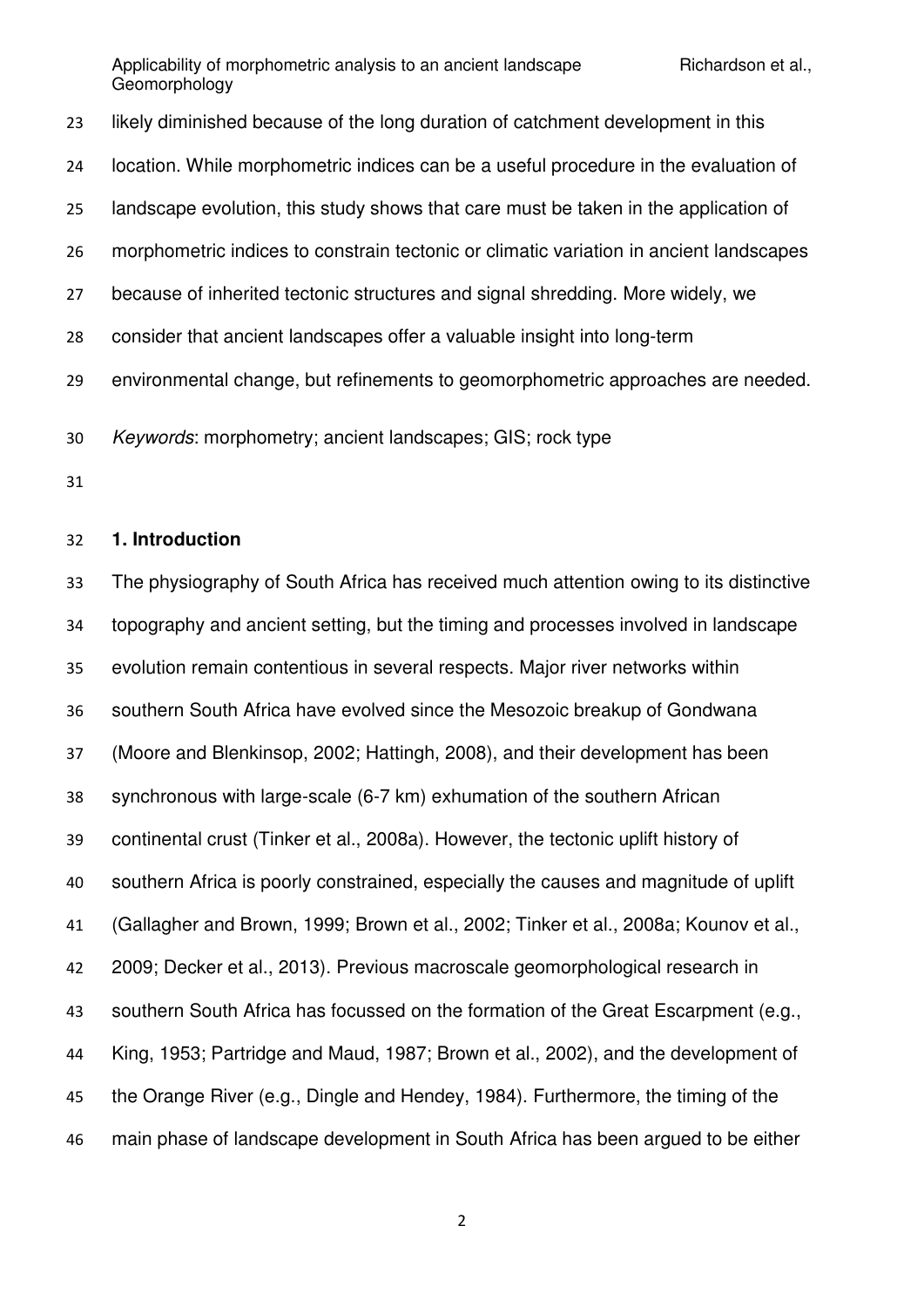likely diminished because of the long duration of catchment development in this location. While morphometric indices can be a useful procedure in the evaluation of landscape evolution, this study shows that care must be taken in the application of morphometric indices to constrain tectonic or climatic variation in ancient landscapes because of inherited tectonic structures and signal shredding. More widely, we consider that ancient landscapes offer a valuable insight into long-term environmental change, but refinements to geomorphometric approaches are needed.

*Keywords*: morphometry; ancient landscapes; GIS; rock type

## 1. Introduction

The physiography of South Africa has received much attention owing to its distinctive topography and ancient setting, but the timing and processes involved in landscape evolution remain contentious in several respects. Major river networks within southern South Africa have evolved since the Mesozoic breakup of Gondwana (Moore and Blenkinsop, 2002; Hattingh, 2008), and their development has been synchronous with large-scale (6-7 km) exhumation of the southern African continental crust (Tinker et al., 2008a). However, the tectonic uplift history of southern Africa is poorly constrained, especially the causes and magnitude of uplift (Gallagher and Brown, 1999; Brown et al., 2002; Tinker et al., 2008a; Kounov et al., 2009; Decker et al., 2013). Previous macroscale geomorphological research in southern South Africa has focussed on the formation of the Great Escarpment (e.g., King, 1953; Partridge and Maud, 1987; Brown et al., 2002), and the development of the Orange River (e.g., Dingle and Hendey, 1984). Furthermore, the timing of the main phase of landscape development in South Africa has been argued to be either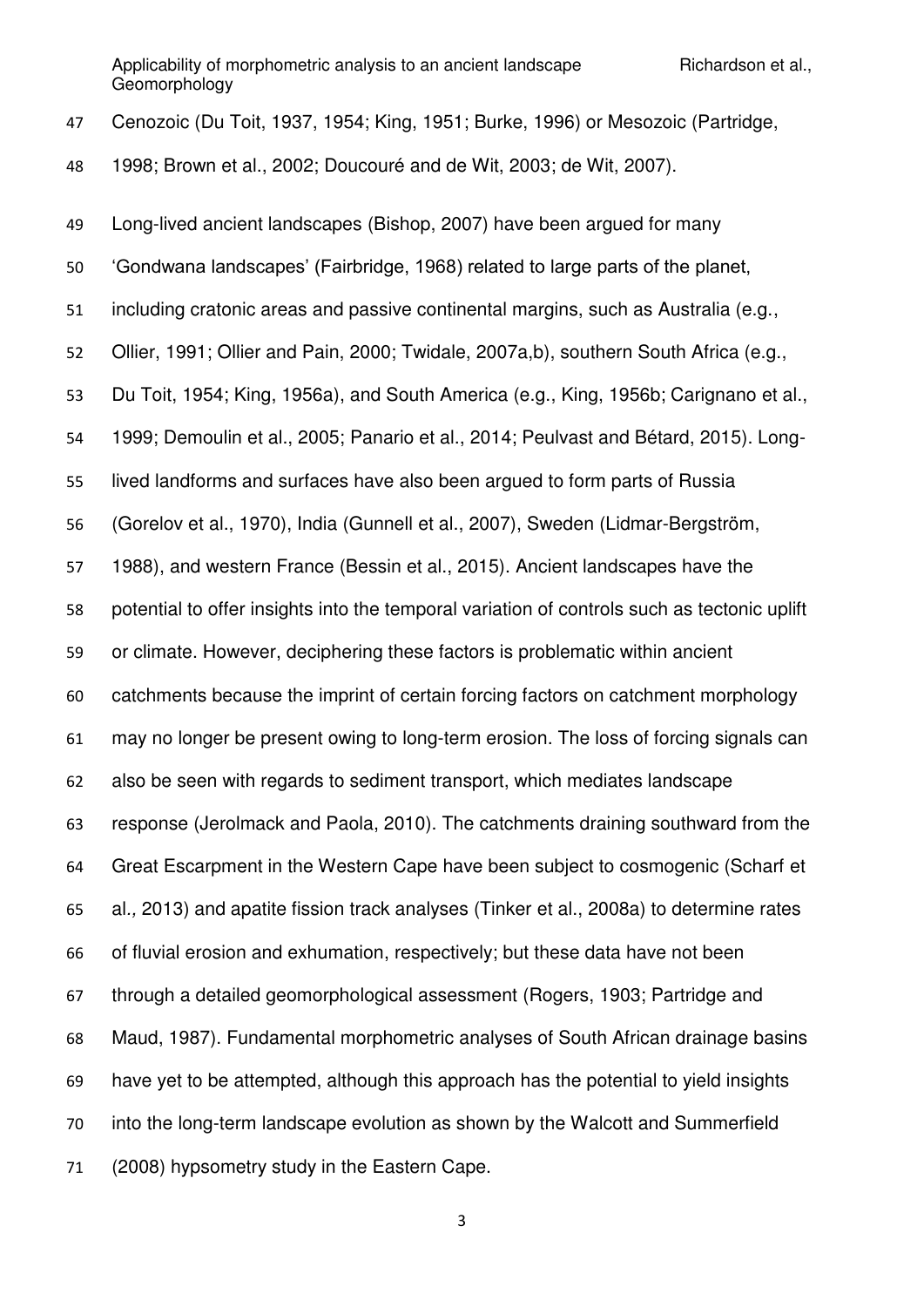Cenozoic (Du Toit, 1937, 1954; King, 1951; Burke, 1996) or Mesozoic (Partridge, 1998; Brown et al., 2002; Doucouré and de Wit, 2003; de Wit, 2007).

Long-lived ancient landscapes (Bishop, 2007) have been argued for many 'Gondwana landscapes' (Fairbridge, 1968) related to large parts of the planet, including cratonic areas and passive continental margins, such as Australia (e.g., Ollier, 1991; Ollier and Pain, 2000; Twidale, 2007a,b), southern South Africa (e.g., Du Toit, 1954; King, 1956a), and South America (e.g., King, 1956b; Carignano et al., 1999; Demoulin et al., 2005; Panario et al., 2014; Peulvast and Bétard, 2015). Long-lived landforms and surfaces have also been argued to form parts of Russia (Gorelov et al., 1970), India (Gunnell et al., 2007), Sweden (Lidmar-Bergström, 1988), and western France (Bessin et al., 2015). Ancient landscapes have the potential to offer insights into the temporal variation of controls such as tectonic uplift or climate. However, deciphering these factors is problematic within ancient catchments because the imprint of certain forcing factors on catchment morphology may no longer be present owing to long-term erosion. The loss of forcing signals can also be seen with regards to sediment transport, which mediates landscape response (Jerolmack and Paola, 2010). The catchments draining southward from the Great Escarpment in the Western Cape have been subject to cosmogenic (Scharf et al., 2013) and apatite fission track analyses (Tinker et al., 2008a) to determine rates of fluvial erosion and exhumation, respectively; but these data have not been through a detailed geomorphological assessment (Rogers, 1903; Partridge and Maud, 1987). Fundamental morphometric analyses of South African drainage basins have yet to be attempted, although this approach has the potential to yield insights into the long-term landscape evolution as shown by the Walcott and Summerfield (2008) hypsometry study in the Eastern Cape.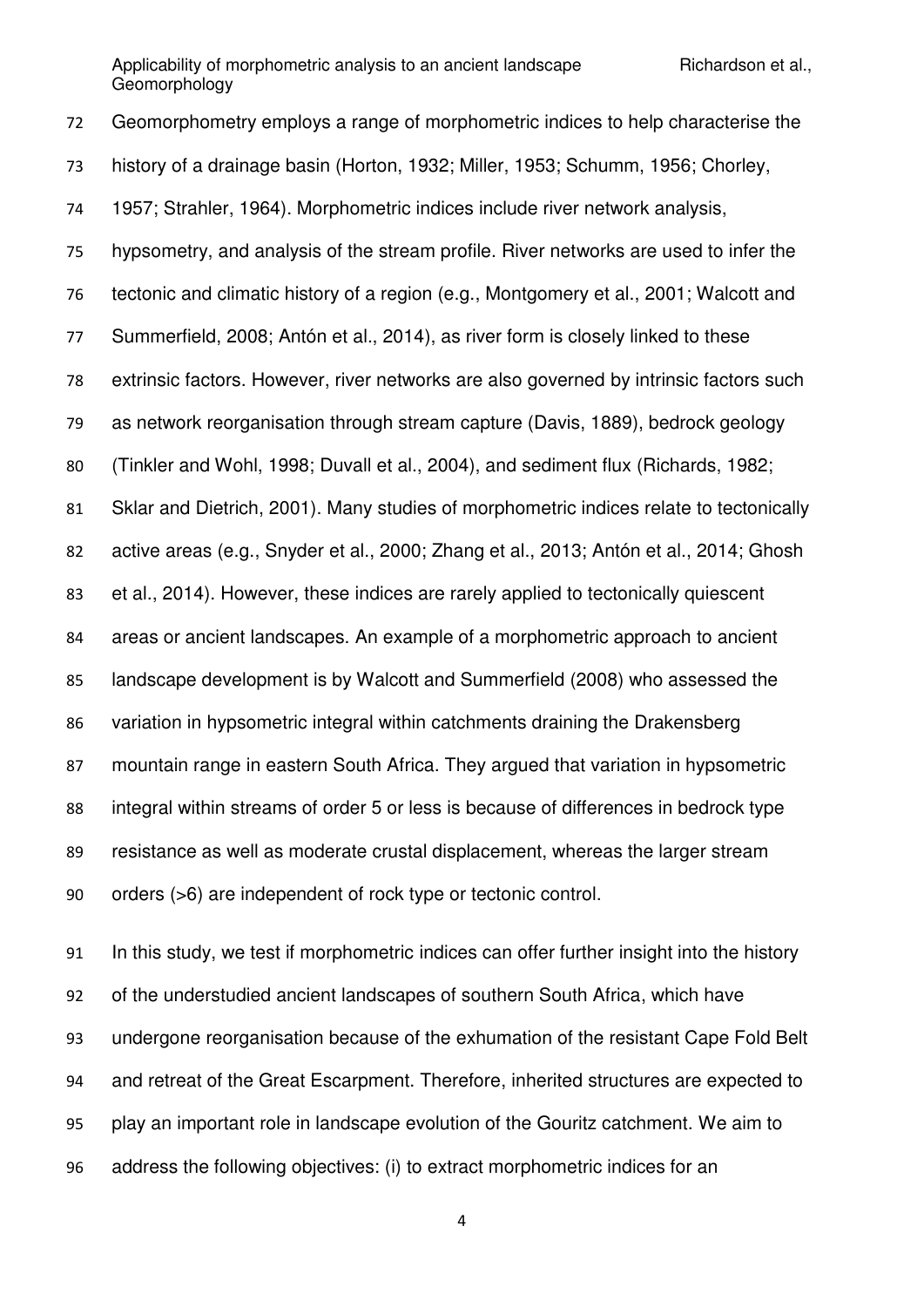Geomorphometry employs a range of morphometric indices to help characterise the history of a drainage basin (Horton, 1932; Miller, 1953; Schumm, 1956; Chorley, 1957; Strahler, 1964). Morphometric indices include river network analysis, hypsometry, and analysis of the stream profile. River networks are used to infer the tectonic and climatic history of a region (e.g., Montgomery et al., 2001; Walcott and Summerfield, 2008; Antón et al., 2014), as river form is closely linked to these extrinsic factors. However, river networks are also governed by intrinsic factors such as network reorganisation through stream capture (Davis, 1889), bedrock geology (Tinkler and Wohl, 1998; Duvall et al., 2004), and sediment flux (Richards, 1982; Sklar and Dietrich, 2001). Many studies of morphometric indices relate to tectonically active areas (e.g., Snyder et al., 2000; Zhang et al., 2013; Antón et al., 2014; Ghosh et al., 2014). However, these indices are rarely applied to tectonically quiescent areas or ancient landscapes. An example of a morphometric approach to ancient landscape development is by Walcott and Summerfield (2008) who assessed the variation in hypsometric integral within catchments draining the Drakensberg mountain range in eastern South Africa. They argued that variation in hypsometric integral within streams of order 5 or less is because of differences in bedrock type resistance as well as moderate crustal displacement, whereas the larger stream orders (>6) are independent of rock type or tectonic control.

In this study, we test if morphometric indices can offer further insight into the history of the understudied ancient landscapes of southern South Africa, which have undergone reorganisation because of the exhumation of the resistant Cape Fold Belt and retreat of the Great Escarpment. Therefore, inherited structures are expected to play an important role in landscape evolution of the Gouritz catchment. We aim to address the following objectives: (i) to extract morphometric indices for an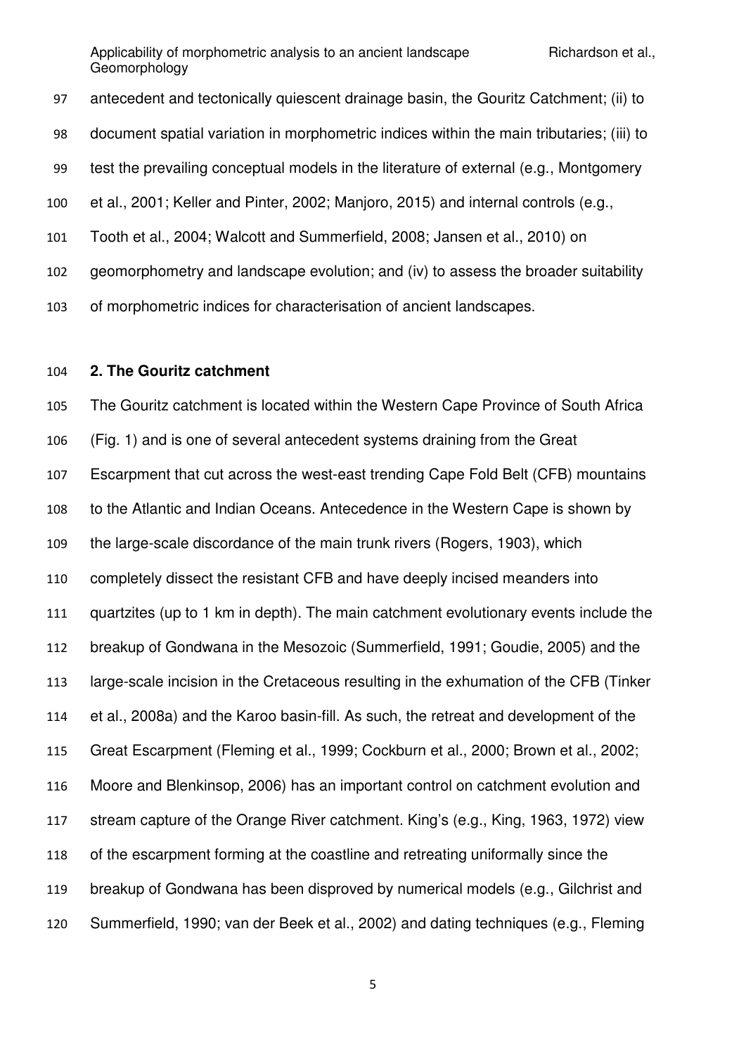antecedent and tectonically quiescent drainage basin, the Gouritz Catchment; (ii) to document spatial variation in morphometric indices within the main tributaries; (iii) to test the prevailing conceptual models in the literature of external (e.g., Montgomery et al., 2001; Keller and Pinter, 2002; Manjoro, 2015) and internal controls (e.g., Tooth et al., 2004; Walcott and Summerfield, 2008; Jansen et al., 2010) on geomorphometry and landscape evolution; and (iv) to assess the broader suitability of morphometric indices for characterisation of ancient landscapes.

## 2. The Gouritz catchment

The Gouritz catchment is located within the Western Cape Province of South Africa (Fig. 1) and is one of several antecedent systems draining from the Great Escarpment that cut across the west-east trending Cape Fold Belt (CFB) mountains to the Atlantic and Indian Oceans. Antecedence in the Western Cape is shown by the large-scale discordance of the main trunk rivers (Rogers, 1903), which completely dissect the resistant CFB and have deeply incised meanders into quartzites (up to 1 km in depth). The main catchment evolutionary events include the breakup of Gondwana in the Mesozoic (Summerfield, 1991; Goudie, 2005) and the large-scale incision in the Cretaceous resulting in the exhumation of the CFB (Tinker et al., 2008a) and the Karoo basin-fill. As such, the retreat and development of the Great Escarpment (Fleming et al., 1999; Cockburn et al., 2000; Brown et al., 2002; Moore and Blenkinsop, 2006) has an important control on catchment evolution and stream capture of the Orange River catchment. King's (e.g., King, 1963, 1972) view of the escarpment forming at the coastline and retreating uniformally since the breakup of Gondwana has been disproved by numerical models (e.g., Gilchrist and Summerfield, 1990; van der Beek et al., 2002) and dating techniques (e.g., Fleming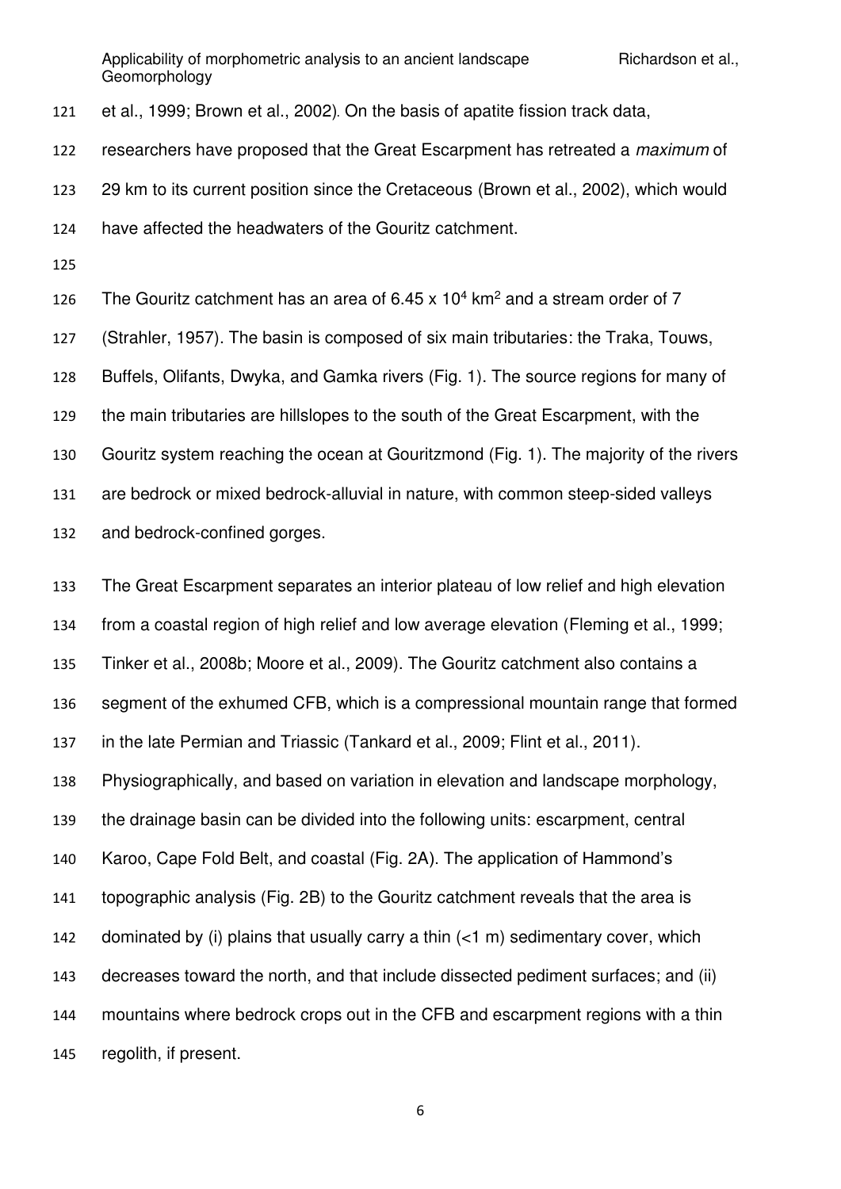et al., 1999; Brown et al., 2002). On the basis of apatite fission track data, researchers have proposed that the Great Escarpment has retreated a *maximum* of 29 km to its current position since the Cretaceous (Brown et al., 2002), which would have affected the headwaters of the Gouritz catchment.

The Gouritz catchment has an area of 6.45 x $10^4$ $km^2$ and a stream order of 7 (Strahler, 1957). The basin is composed of six main tributaries: the Traka, Touws, Buffels, Olifants, Dwyka, and Gamka rivers (Fig. 1). The source regions for many of the main tributaries are hillslopes to the south of the Great Escarpment, with the Gouritz system reaching the ocean at Gouritzmond (Fig. 1). The majority of the rivers are bedrock or mixed bedrock-alluvial in nature, with common steep-sided valleys and bedrock-confined gorges.

The Great Escarpment separates an interior plateau of low relief and high elevation from a coastal region of high relief and low average elevation (Fleming et al., 1999; Tinker et al., 2008b; Moore et al., 2009). The Gouritz catchment also contains a segment of the exhumed CFB, which is a compressional mountain range that formed in the late Permian and Triassic (Tankard et al., 2009; Flint et al., 2011). Physiographically, and based on variation in elevation and landscape morphology, the drainage basin can be divided into the following units: escarpment, central Karoo, Cape Fold Belt, and coastal (Fig. 2A). The application of Hammond's topographic analysis (Fig. 2B) to the Gouritz catchment reveals that the area is dominated by (i) plains that usually carry a thin (<1 m) sedimentary cover, which decreases toward the north, and that include dissected pediment surfaces; and (ii) mountains where bedrock crops out in the CFB and escarpment regions with a thin regolith, if present.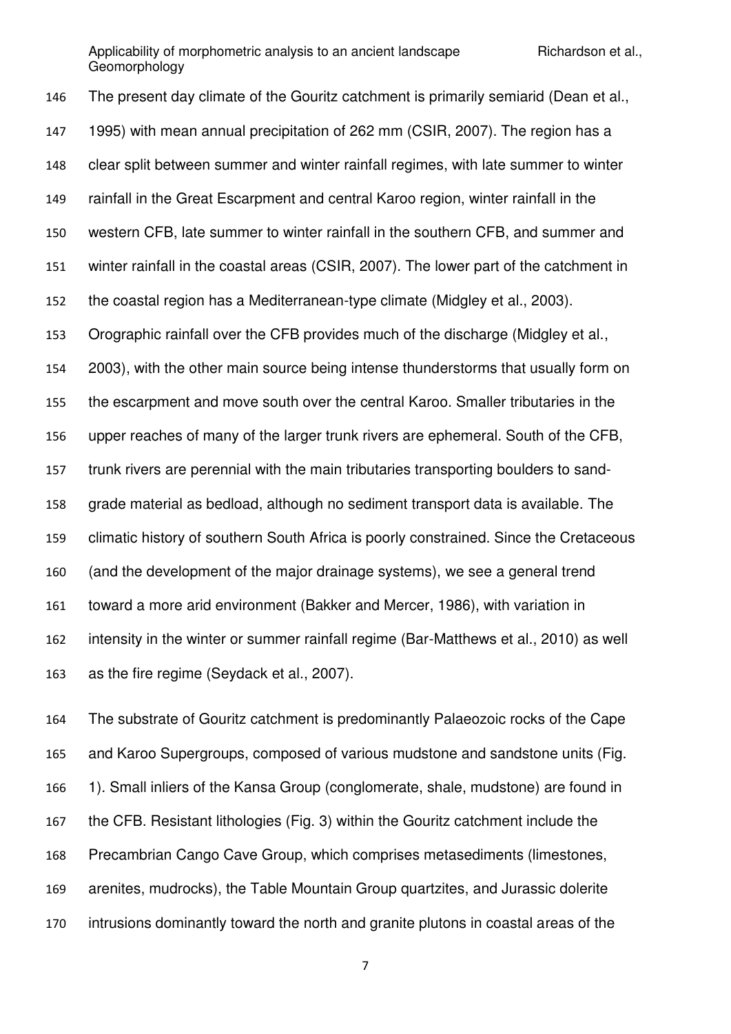The present day climate of the Gouritz catchment is primarily semiarid (Dean et al., 1995) with mean annual precipitation of 262 mm (CSIR, 2007). The region has a clear split between summer and winter rainfall regimes, with late summer to winter rainfall in the Great Escarpment and central Karoo region, winter rainfall in the western CFB, late summer to winter rainfall in the southern CFB, and summer and winter rainfall in the coastal areas (CSIR, 2007). The lower part of the catchment in the coastal region has a Mediterranean-type climate (Midgley et al., 2003). Orographic rainfall over the CFB provides much of the discharge (Midgley et al., 2003), with the other main source being intense thunderstorms that usually form on the escarpment and move south over the central Karoo. Smaller tributaries in the upper reaches of many of the larger trunk rivers are ephemeral. South of the CFB, trunk rivers are perennial with the main tributaries transporting boulders to sand-grade material as bedload, although no sediment transport data is available. The climatic history of southern South Africa is poorly constrained. Since the Cretaceous (and the development of the major drainage systems), we see a general trend toward a more arid environment (Bakker and Mercer, 1986), with variation in intensity in the winter or summer rainfall regime (Bar-Matthews et al., 2010) as well as the fire regime (Seydack et al., 2007).

The substrate of Gouritz catchment is predominantly Palaeozoic rocks of the Cape and Karoo Supergroups, composed of various mudstone and sandstone units (Fig. 1). Small inliers of the Kansa Group (conglomerate, shale, mudstone) are found in the CFB. Resistant lithologies (Fig. 3) within the Gouritz catchment include the Precambrian Cango Cave Group, which comprises metasediments (limestones, arenites, mudrocks), the Table Mountain Group quartzites, and Jurassic dolerite intrusions dominantly toward the north and granite plutons in coastal areas of the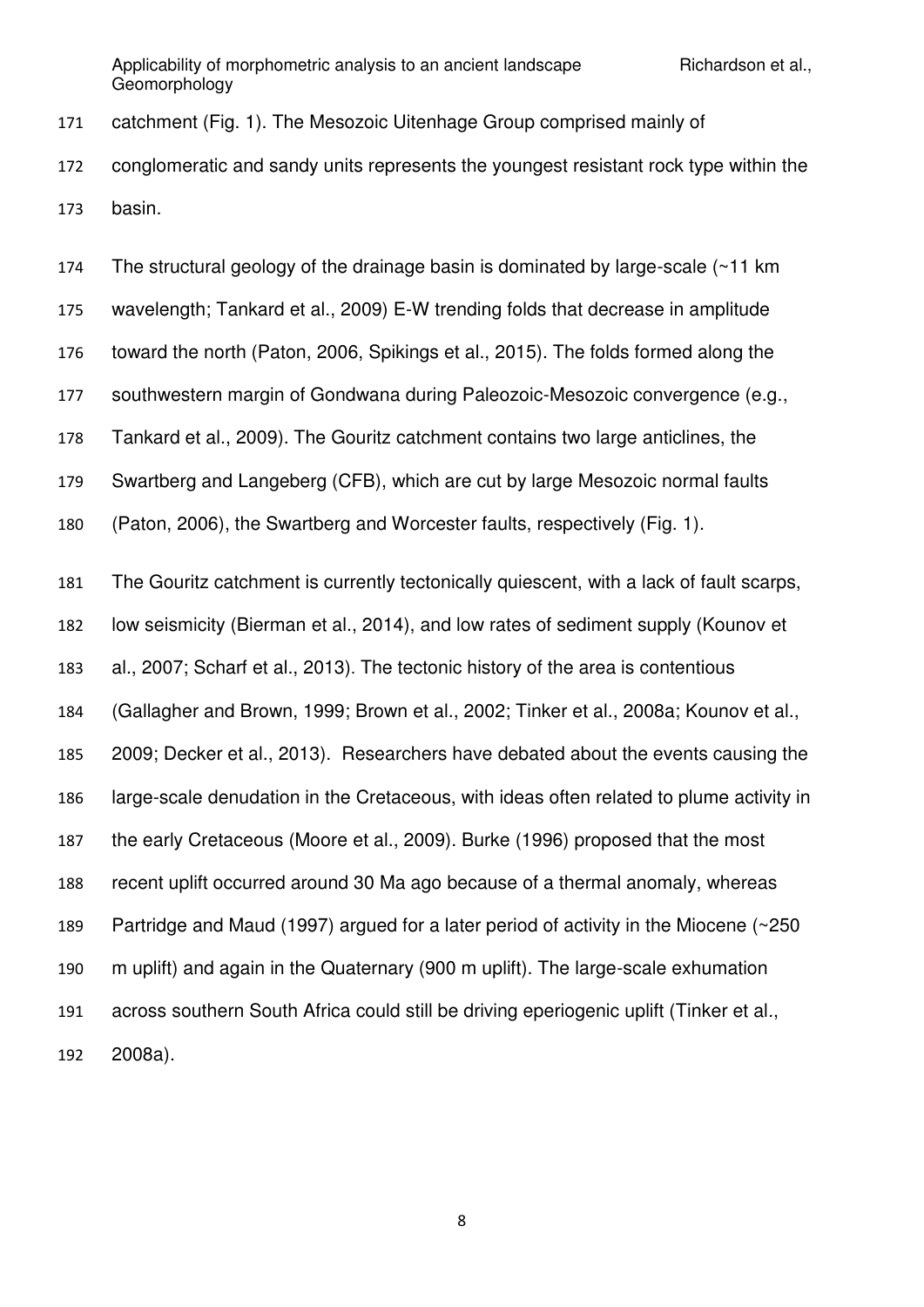catchment (Fig. 1). The Mesozoic Uitenhage Group comprised mainly of conglomeratic and sandy units represents the youngest resistant rock type within the basin.

The structural geology of the drainage basin is dominated by large-scale (~11 km wavelength; Tankard et al., 2009) E-W trending folds that decrease in amplitude toward the north (Paton, 2006, Spikings et al., 2015). The folds formed along the southwestern margin of Gondwana during Paleozoic-Mesozoic convergence (e.g., Tankard et al., 2009). The Gouritz catchment contains two large anticlines, the Swartberg and Langeberg (CFB), which are cut by large Mesozoic normal faults (Paton, 2006), the Swartberg and Worcester faults, respectively (Fig. 1).

The Gouritz catchment is currently tectonically quiescent, with a lack of fault scarps, low seismicity (Bierman et al., 2014), and low rates of sediment supply (Kounov et al., 2007; Scharf et al., 2013). The tectonic history of the area is contentious (Gallagher and Brown, 1999; Brown et al., 2002; Tinker et al., 2008a; Kounov et al., 2009; Decker et al., 2013). Researchers have debated about the events causing the large-scale denudation in the Cretaceous, with ideas often related to plume activity in the early Cretaceous (Moore et al., 2009). Burke (1996) proposed that the most recent uplift occurred around 30 Ma ago because of a thermal anomaly, whereas Partridge and Maud (1997) argued for a later period of activity in the Miocene (~250 m uplift) and again in the Quaternary (900 m uplift). The large-scale exhumation across southern South Africa could still be driving eperiogenic uplift (Tinker et al., 2008a).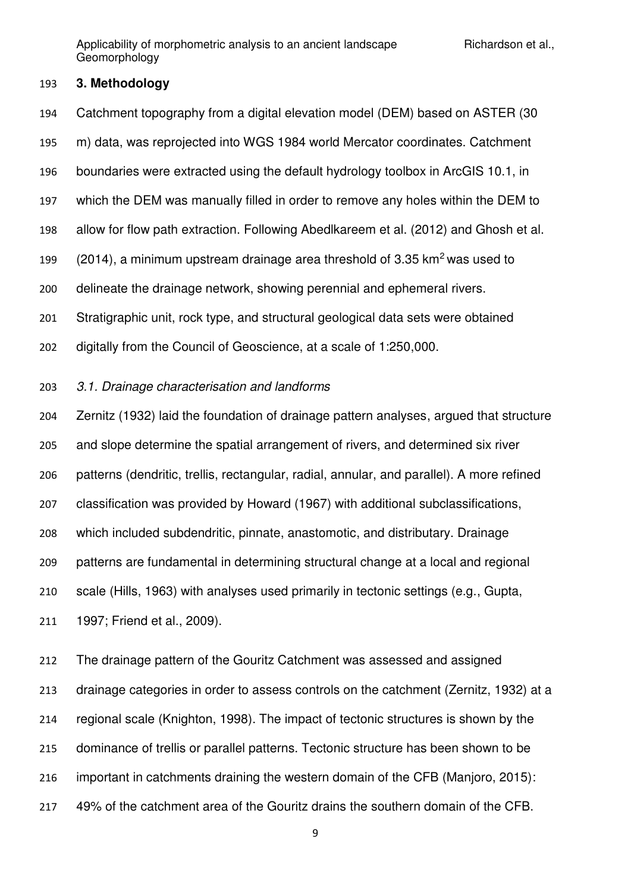## 3. Methodology

Catchment topography from a digital elevation model (DEM) based on ASTER (30 m) data, was reprojected into WGS 1984 world Mercator coordinates. Catchment boundaries were extracted using the default hydrology toolbox in ArcGIS 10.1, in which the DEM was manually filled in order to remove any holes within the DEM to allow for flow path extraction. Following Abedlkareem et al. (2012) and Ghosh et al. (2014), a minimum upstream drainage area threshold of 3.35 km$^2$ was used to delineate the drainage network, showing perennial and ephemeral rivers. Stratigraphic unit, rock type, and structural geological data sets were obtained digitally from the Council of Geoscience, at a scale of 1:250,000.

### *3.1. Drainage characterisation and landforms*

Zernitz (1932) laid the foundation of drainage pattern analyses, argued that structure and slope determine the spatial arrangement of rivers, and determined six river patterns (dendritic, trellis, rectangular, radial, annular, and parallel). A more refined classification was provided by Howard (1967) with additional subclassifications, which included subdendritic, pinnate, anastomotic, and distributary. Drainage patterns are fundamental in determining structural change at a local and regional scale (Hills, 1963) with analyses used primarily in tectonic settings (e.g., Gupta, 1997; Friend et al., 2009).

The drainage pattern of the Gouritz Catchment was assessed and assigned drainage categories in order to assess controls on the catchment (Zernitz, 1932) at a regional scale (Knighton, 1998). The impact of tectonic structures is shown by the dominance of trellis or parallel patterns. Tectonic structure has been shown to be important in catchments draining the western domain of the CFB (Manjoro, 2015): 49% of the catchment area of the Gouritz drains the southern domain of the CFB.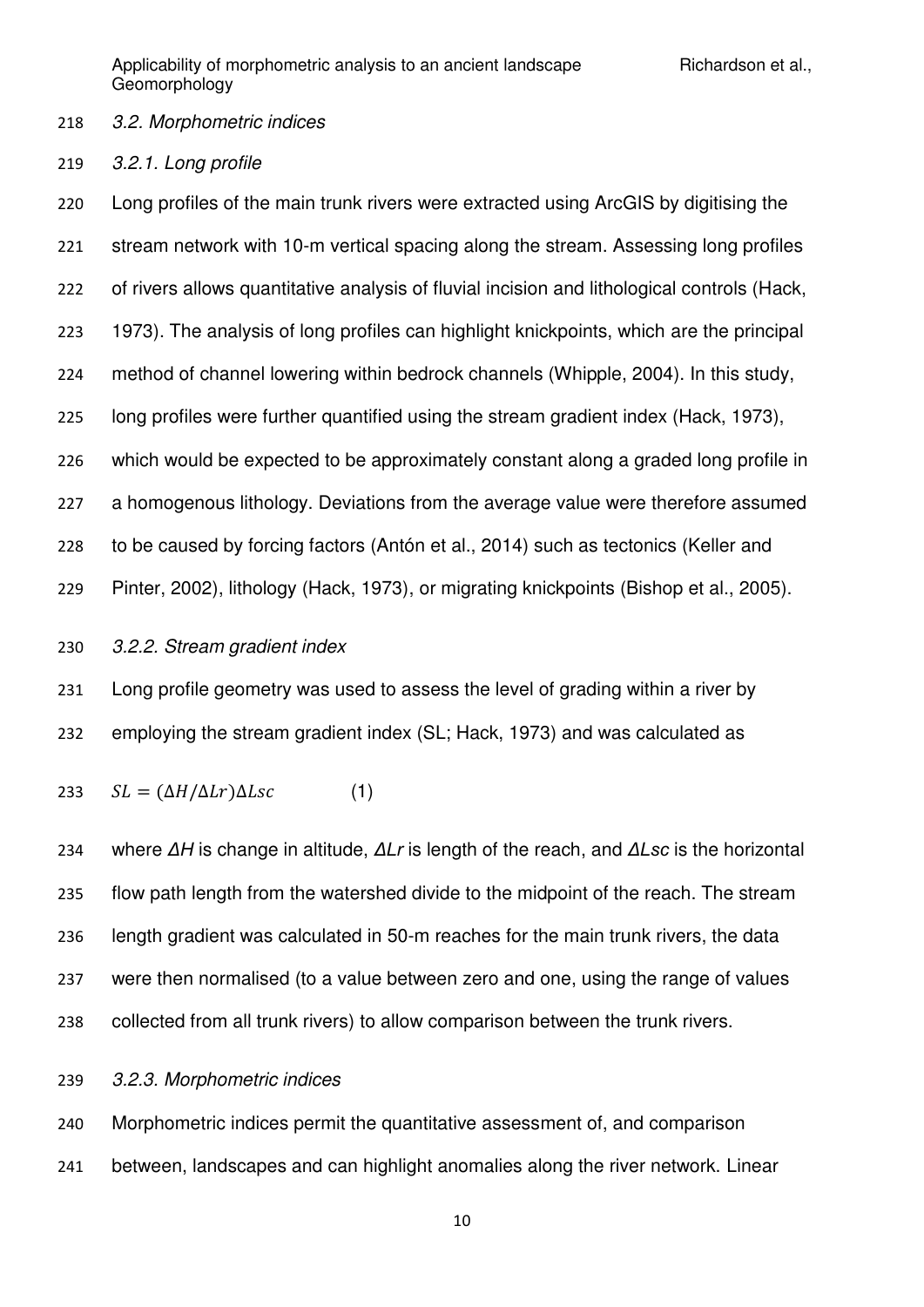### *3.2. Morphometric indices*

#### *3.2.1. Long profile*

Long profiles of the main trunk rivers were extracted using ArcGIS by digitising the stream network with 10-m vertical spacing along the stream. Assessing long profiles of rivers allows quantitative analysis of fluvial incision and lithological controls (Hack, 1973). The analysis of long profiles can highlight knickpoints, which are the principal method of channel lowering within bedrock channels (Whipple, 2004). In this study, long profiles were further quantified using the stream gradient index (Hack, 1973), which would be expected to be approximately constant along a graded long profile in a homogenous lithology. Deviations from the average value were therefore assumed to be caused by forcing factors (Antón et al., 2014) such as tectonics (Keller and Pinter, 2002), lithology (Hack, 1973), or migrating knickpoints (Bishop et al., 2005).

#### *3.2.2. Stream gradient index*

Long profile geometry was used to assess the level of grading within a river by employing the stream gradient index (SL; Hack, 1973) and was calculated as

$$SL = (\Delta H / \Delta Lr)\Delta Lsc \qquad (1)$$

where $\Delta H$ is change in altitude, $\Delta Lr$ is length of the reach, and $\Delta Lsc$ is the horizontal flow path length from the watershed divide to the midpoint of the reach. The stream length gradient was calculated in 50-m reaches for the main trunk rivers, the data were then normalised (to a value between zero and one, using the range of values collected from all trunk rivers) to allow comparison between the trunk rivers.

#### *3.2.3. Morphometric indices*

Morphometric indices permit the quantitative assessment of, and comparison between, landscapes and can highlight anomalies along the river network. Linear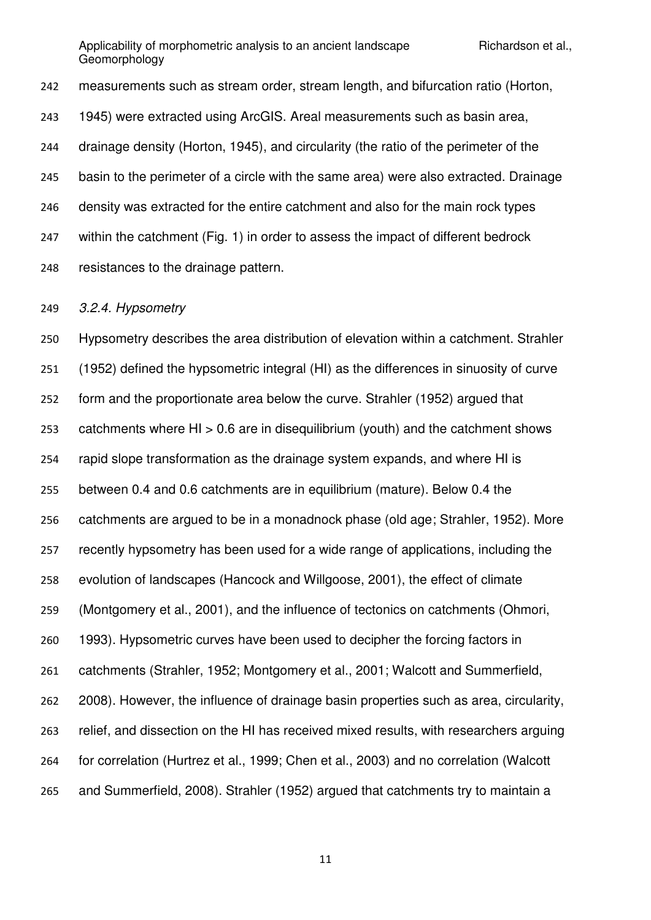measurements such as stream order, stream length, and bifurcation ratio (Horton, 1945) were extracted using ArcGIS. Areal measurements such as basin area, drainage density (Horton, 1945), and circularity (the ratio of the perimeter of the basin to the perimeter of a circle with the same area) were also extracted. Drainage density was extracted for the entire catchment and also for the main rock types within the catchment (Fig. 1) in order to assess the impact of different bedrock resistances to the drainage pattern.

*3.2.4. Hypsometry*

Hypsometry describes the area distribution of elevation within a catchment. Strahler (1952) defined the hypsometric integral (HI) as the differences in sinuosity of curve form and the proportionate area below the curve. Strahler (1952) argued that catchments where HI > 0.6 are in disequilibrium (youth) and the catchment shows rapid slope transformation as the drainage system expands, and where HI is between 0.4 and 0.6 catchments are in equilibrium (mature). Below 0.4 the catchments are argued to be in a monadnock phase (old age; Strahler, 1952). More recently hypsometry has been used for a wide range of applications, including the evolution of landscapes (Hancock and Willgoose, 2001), the effect of climate (Montgomery et al., 2001), and the influence of tectonics on catchments (Ohmori, 1993). Hypsometric curves have been used to decipher the forcing factors in catchments (Strahler, 1952; Montgomery et al., 2001; Walcott and Summerfield, 2008). However, the influence of drainage basin properties such as area, circularity, relief, and dissection on the HI has received mixed results, with researchers arguing for correlation (Hurtrez et al., 1999; Chen et al., 2003) and no correlation (Walcott and Summerfield, 2008). Strahler (1952) argued that catchments try to maintain a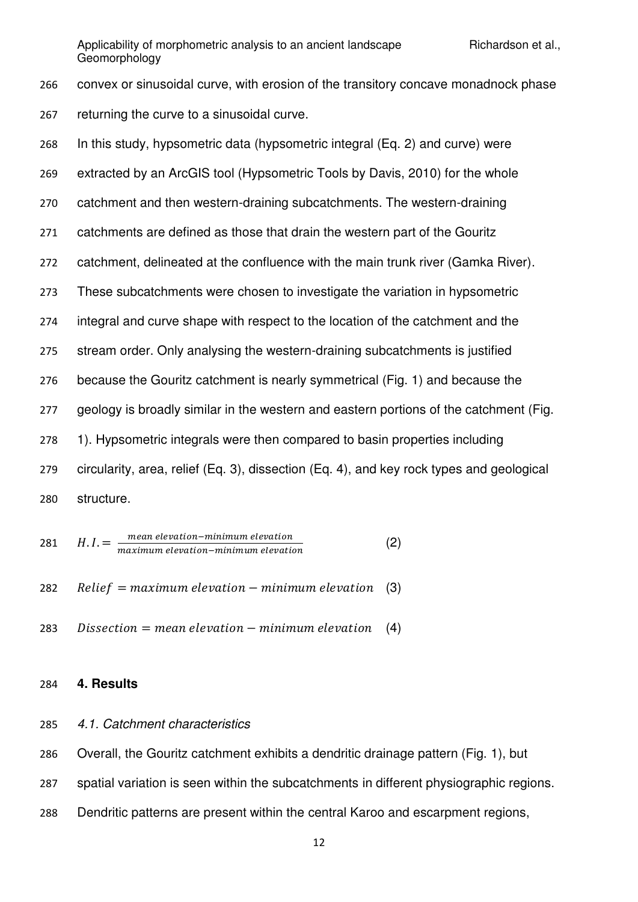convex or sinusoidal curve, with erosion of the transitory concave monadnock phase returning the curve to a sinusoidal curve.

In this study, hypsometric data (hypsometric integral (Eq. 2) and curve) were extracted by an ArcGIS tool (Hypsometric Tools by Davis, 2010) for the whole catchment and then western-draining subcatchments. The western-draining catchments are defined as those that drain the western part of the Gouritz catchment, delineated at the confluence with the main trunk river (Gamka River). These subcatchments were chosen to investigate the variation in hypsometric integral and curve shape with respect to the location of the catchment and the stream order. Only analysing the western-draining subcatchments is justified because the Gouritz catchment is nearly symmetrical (Fig. 1) and because the geology is broadly similar in the western and eastern portions of the catchment (Fig. 1). Hypsometric integrals were then compared to basin properties including circularity, area, relief (Eq. 3), dissection (Eq. 4), and key rock types and geological structure.

$$H.I. = \frac{mean\ elevation - minimum\ elevation}{maximum\ elevation - minimum\ elevation} \quad (2)$$

$$Relief = maximum\ elevation - minimum\ elevation \quad (3)$$

$$Dissection = mean\ elevation - minimum\ elevation \quad (4)$$

## 4. Results

### *4.1. Catchment characteristics*

Overall, the Gouritz catchment exhibits a dendritic drainage pattern (Fig. 1), but spatial variation is seen within the subcatchments in different physiographic regions. Dendritic patterns are present within the central Karoo and escarpment regions,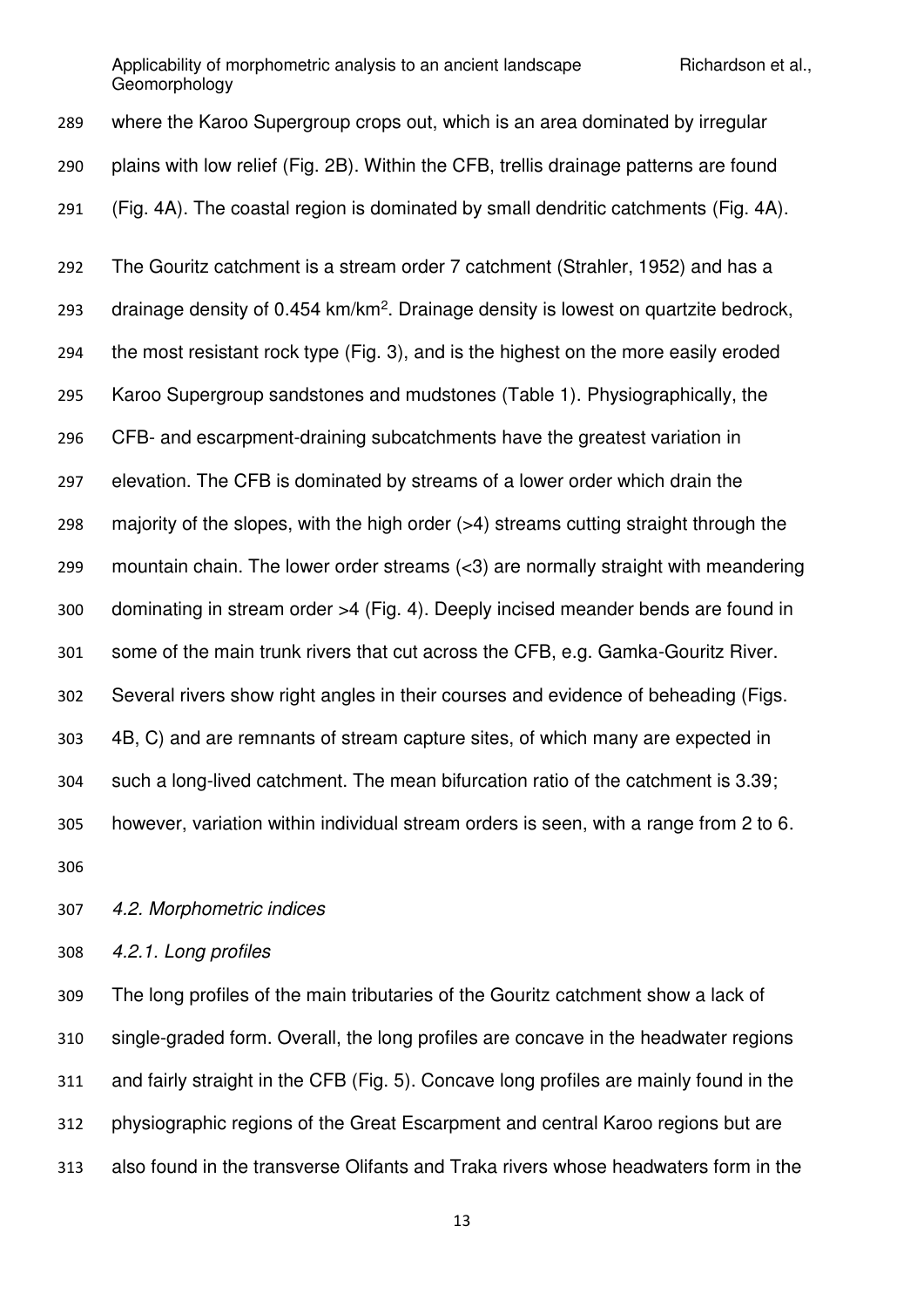where the Karoo Supergroup crops out, which is an area dominated by irregular plains with low relief (Fig. 2B). Within the CFB, trellis drainage patterns are found (Fig. 4A). The coastal region is dominated by small dendritic catchments (Fig. 4A).

The Gouritz catchment is a stream order 7 catchment (Strahler, 1952) and has a drainage density of 0.454 km/km$^2$. Drainage density is lowest on quartzite bedrock, the most resistant rock type (Fig. 3), and is the highest on the more easily eroded Karoo Supergroup sandstones and mudstones (Table 1). Physiographically, the CFB- and escarpment-draining subcatchments have the greatest variation in elevation. The CFB is dominated by streams of a lower order which drain the majority of the slopes, with the high order (>4) streams cutting straight through the mountain chain. The lower order streams (<3) are normally straight with meandering dominating in stream order >4 (Fig. 4). Deeply incised meander bends are found in some of the main trunk rivers that cut across the CFB, e.g. Gamka-Gouritz River. Several rivers show right angles in their courses and evidence of beheading (Figs. 4B, C) and are remnants of stream capture sites, of which many are expected in such a long-lived catchment. The mean bifurcation ratio of the catchment is 3.39; however, variation within individual stream orders is seen, with a range from 2 to 6.

### *4.2. Morphometric indices*

#### *4.2.1. Long profiles*

The long profiles of the main tributaries of the Gouritz catchment show a lack of single-graded form. Overall, the long profiles are concave in the headwater regions and fairly straight in the CFB (Fig. 5). Concave long profiles are mainly found in the physiographic regions of the Great Escarpment and central Karoo regions but are also found in the transverse Olifants and Traka rivers whose headwaters form in the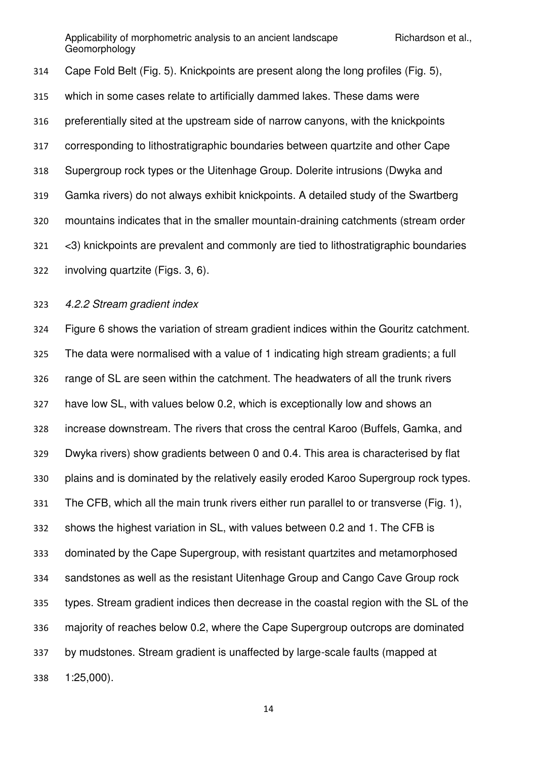Cape Fold Belt (Fig. 5). Knickpoints are present along the long profiles (Fig. 5), which in some cases relate to artificially dammed lakes. These dams were preferentially sited at the upstream side of narrow canyons, with the knickpoints corresponding to lithostratigraphic boundaries between quartzite and other Cape Supergroup rock types or the Uitenhage Group. Dolerite intrusions (Dwyka and Gamka rivers) do not always exhibit knickpoints. A detailed study of the Swartberg mountains indicates that in the smaller mountain-draining catchments (stream order <3) knickpoints are prevalent and commonly are tied to lithostratigraphic boundaries involving quartzite (Figs. 3, 6).

#### *4.2.2 Stream gradient index*

Figure 6 shows the variation of stream gradient indices within the Gouritz catchment. The data were normalised with a value of 1 indicating high stream gradients; a full range of SL are seen within the catchment. The headwaters of all the trunk rivers have low SL, with values below 0.2, which is exceptionally low and shows an increase downstream. The rivers that cross the central Karoo (Buffels, Gamka, and Dwyka rivers) show gradients between 0 and 0.4. This area is characterised by flat plains and is dominated by the relatively easily eroded Karoo Supergroup rock types. The CFB, which all the main trunk rivers either run parallel to or transverse (Fig. 1), shows the highest variation in SL, with values between 0.2 and 1. The CFB is dominated by the Cape Supergroup, with resistant quartzites and metamorphosed sandstones as well as the resistant Uitenhage Group and Cango Cave Group rock types. Stream gradient indices then decrease in the coastal region with the SL of the majority of reaches below 0.2, where the Cape Supergroup outcrops are dominated by mudstones. Stream gradient is unaffected by large-scale faults (mapped at 1:25,000).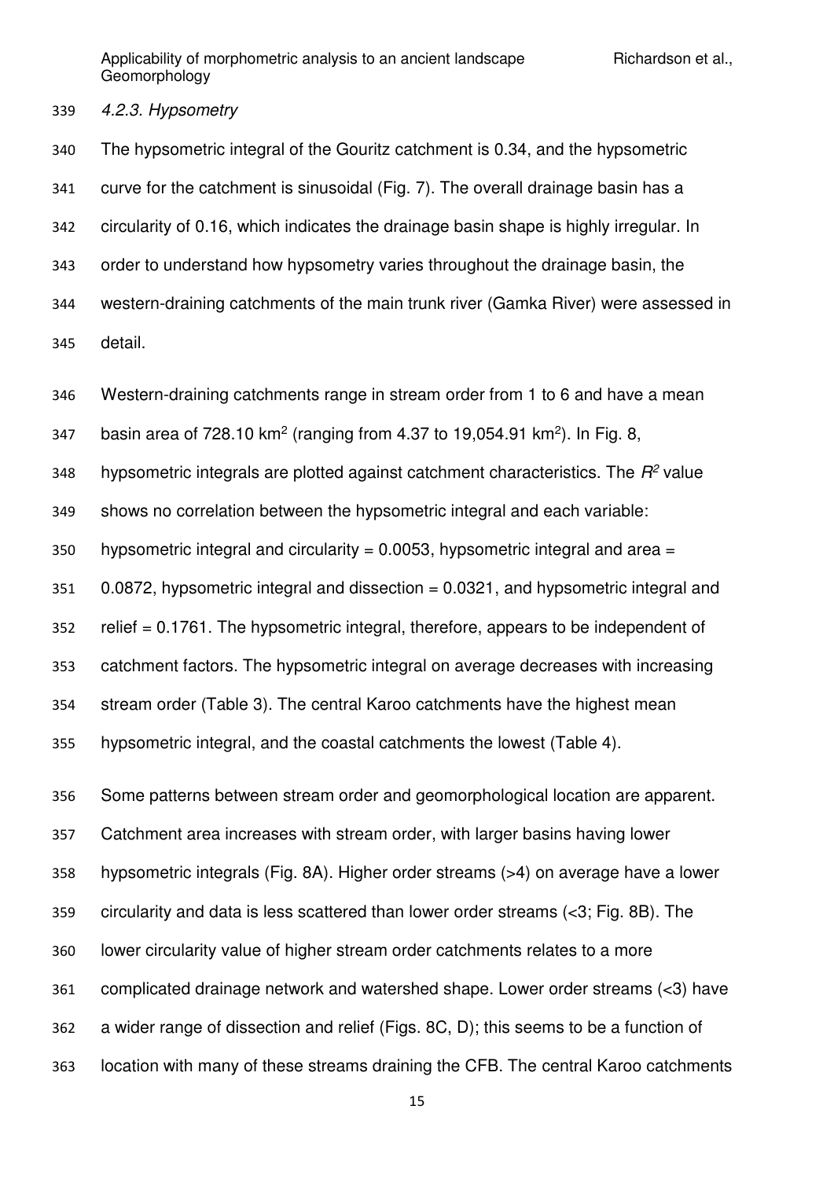#### 4.2.3. Hypsometry

The hypsometric integral of the Gouritz catchment is 0.34, and the hypsometric curve for the catchment is sinusoidal (Fig. 7). The overall drainage basin has a circularity of 0.16, which indicates the drainage basin shape is highly irregular. In order to understand how hypsometry varies throughout the drainage basin, the western-draining catchments of the main trunk river (Gamka River) were assessed in detail.

Western-draining catchments range in stream order from 1 to 6 and have a mean basin area of 728.10 km$^2$ (ranging from 4.37 to 19,054.91 km$^2$). In Fig. 8, hypsometric integrals are plotted against catchment characteristics. The $R^2$ value shows no correlation between the hypsometric integral and each variable: hypsometric integral and circularity = 0.0053, hypsometric integral and area = 0.0872, hypsometric integral and dissection = 0.0321, and hypsometric integral and relief = 0.1761. The hypsometric integral, therefore, appears to be independent of catchment factors. The hypsometric integral on average decreases with increasing stream order (Table 3). The central Karoo catchments have the highest mean hypsometric integral, and the coastal catchments the lowest (Table 4).

Some patterns between stream order and geomorphological location are apparent. Catchment area increases with stream order, with larger basins having lower hypsometric integrals (Fig. 8A). Higher order streams (>4) on average have a lower circularity and data is less scattered than lower order streams (<3; Fig. 8B). The lower circularity value of higher stream order catchments relates to a more complicated drainage network and watershed shape. Lower order streams (<3) have a wider range of dissection and relief (Figs. 8C, D); this seems to be a function of location with many of these streams draining the CFB. The central Karoo catchments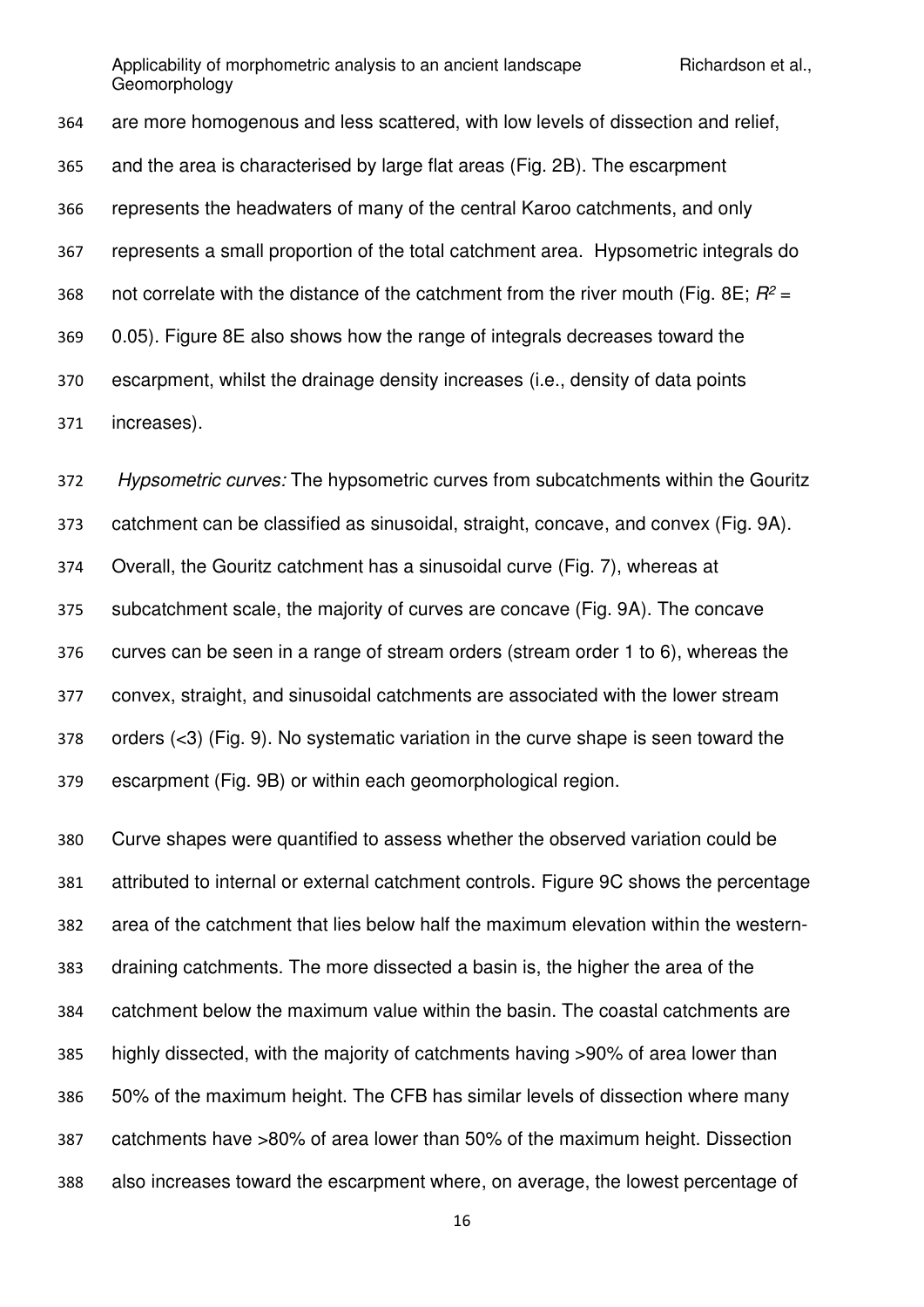are more homogenous and less scattered, with low levels of dissection and relief, and the area is characterised by large flat areas (Fig. 2B). The escarpment represents the headwaters of many of the central Karoo catchments, and only represents a small proportion of the total catchment area. Hypsometric integrals do not correlate with the distance of the catchment from the river mouth (Fig. 8E; $R^2$ = 0.05). Figure 8E also shows how the range of integrals decreases toward the escarpment, whilst the drainage density increases (i.e., density of data points increases).

*Hypsometric curves:* The hypsometric curves from subcatchments within the Gouritz catchment can be classified as sinusoidal, straight, concave, and convex (Fig. 9A). Overall, the Gouritz catchment has a sinusoidal curve (Fig. 7), whereas at subcatchment scale, the majority of curves are concave (Fig. 9A). The concave curves can be seen in a range of stream orders (stream order 1 to 6), whereas the convex, straight, and sinusoidal catchments are associated with the lower stream orders (<3) (Fig. 9). No systematic variation in the curve shape is seen toward the escarpment (Fig. 9B) or within each geomorphological region.

Curve shapes were quantified to assess whether the observed variation could be attributed to internal or external catchment controls. Figure 9C shows the percentage area of the catchment that lies below half the maximum elevation within the western-draining catchments. The more dissected a basin is, the higher the area of the catchment below the maximum value within the basin. The coastal catchments are highly dissected, with the majority of catchments having >90% of area lower than 50% of the maximum height. The CFB has similar levels of dissection where many catchments have >80% of area lower than 50% of the maximum height. Dissection also increases toward the escarpment where, on average, the lowest percentage of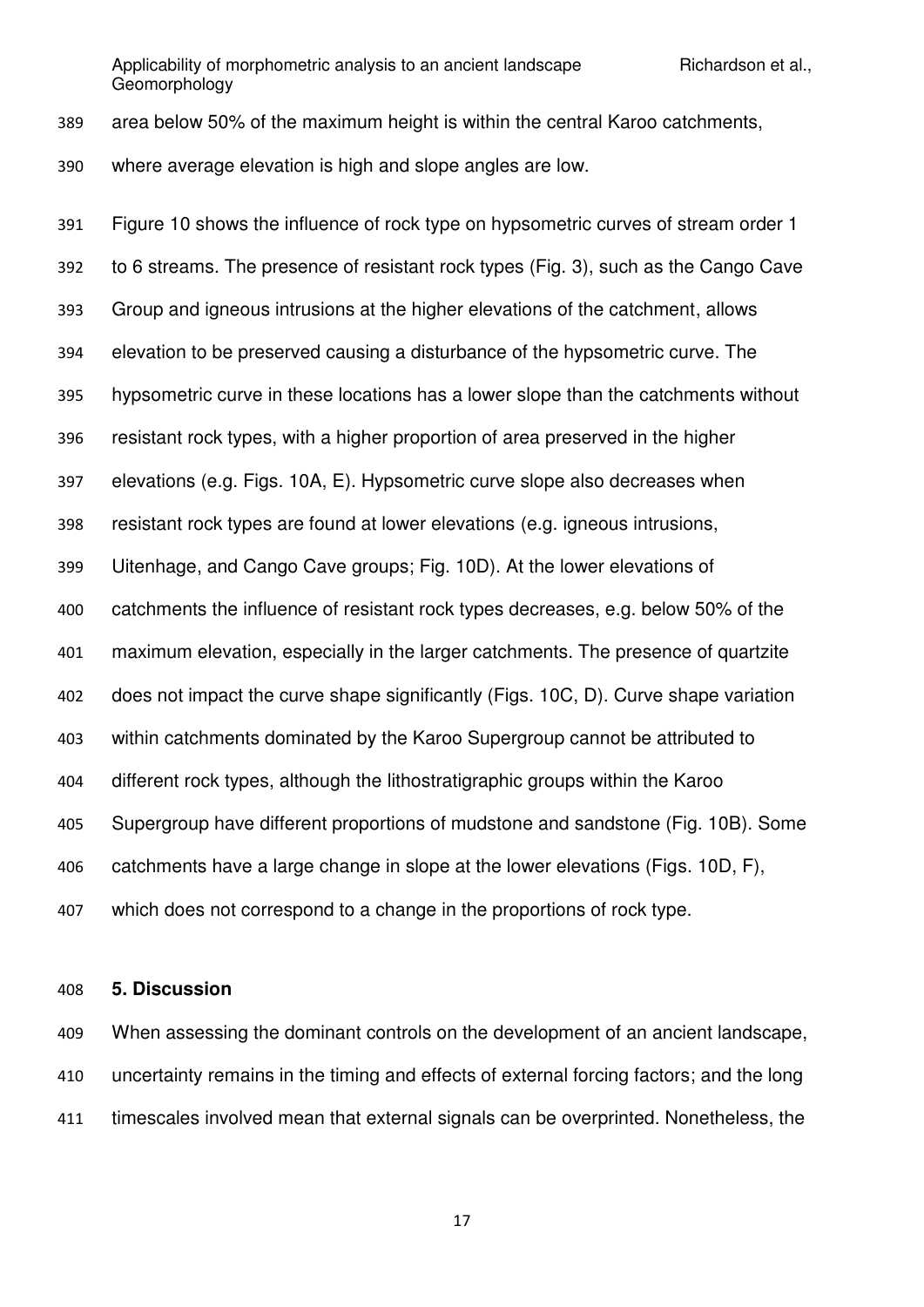area below 50% of the maximum height is within the central Karoo catchments, where average elevation is high and slope angles are low.

Figure 10 shows the influence of rock type on hypsometric curves of stream order 1 to 6 streams. The presence of resistant rock types (Fig. 3), such as the Cango Cave Group and igneous intrusions at the higher elevations of the catchment, allows elevation to be preserved causing a disturbance of the hypsometric curve. The hypsometric curve in these locations has a lower slope than the catchments without resistant rock types, with a higher proportion of area preserved in the higher elevations (e.g. Figs. 10A, E). Hypsometric curve slope also decreases when resistant rock types are found at lower elevations (e.g. igneous intrusions, Uitenhage, and Cango Cave groups; Fig. 10D). At the lower elevations of catchments the influence of resistant rock types decreases, e.g. below 50% of the maximum elevation, especially in the larger catchments. The presence of quartzite does not impact the curve shape significantly (Figs. 10C, D). Curve shape variation within catchments dominated by the Karoo Supergroup cannot be attributed to different rock types, although the lithostratigraphic groups within the Karoo Supergroup have different proportions of mudstone and sandstone (Fig. 10B). Some catchments have a large change in slope at the lower elevations (Figs. 10D, F), which does not correspond to a change in the proportions of rock type.

## 5. Discussion

When assessing the dominant controls on the development of an ancient landscape, uncertainty remains in the timing and effects of external forcing factors; and the long timescales involved mean that external signals can be overprinted. Nonetheless, the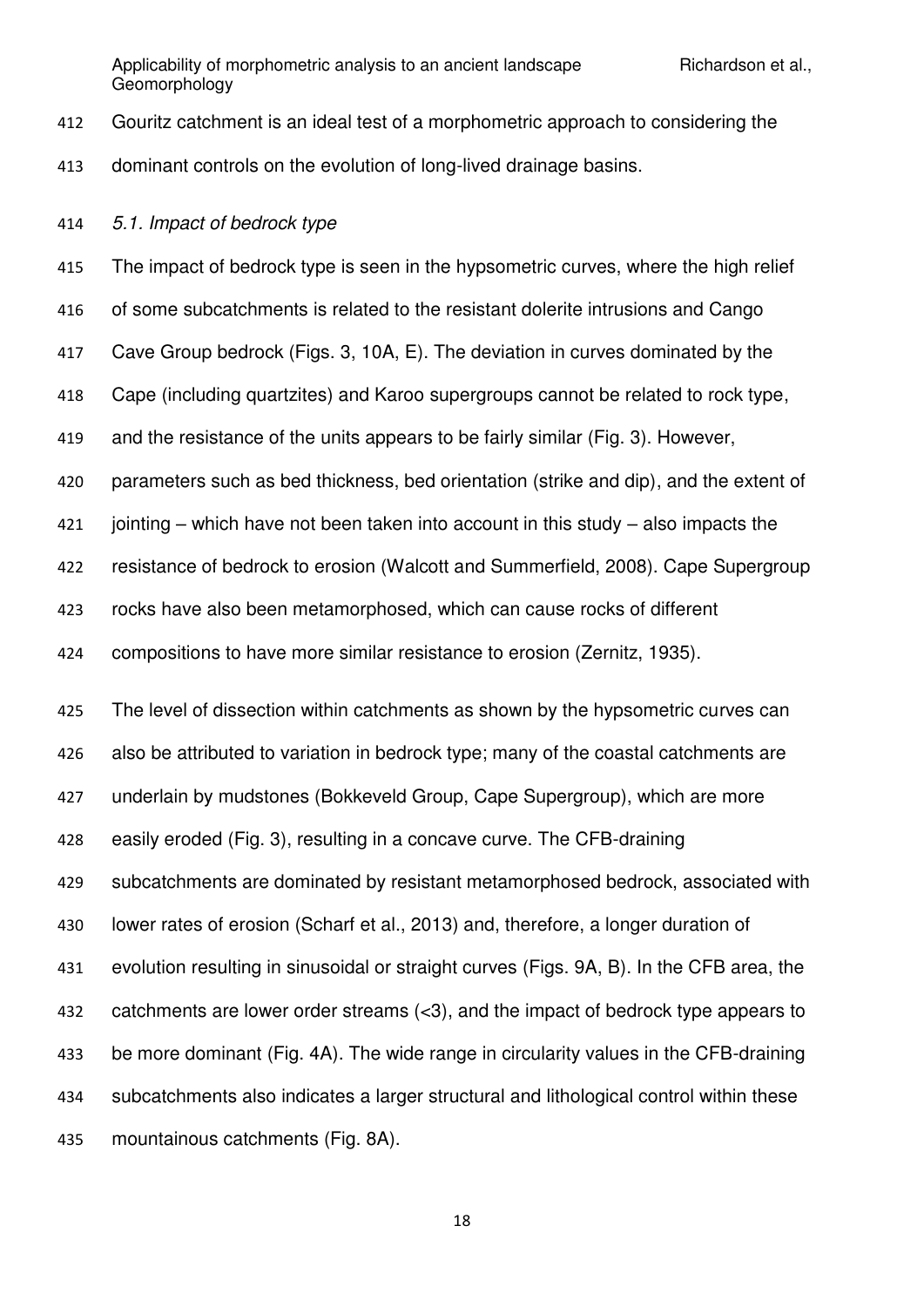Gouritz catchment is an ideal test of a morphometric approach to considering the dominant controls on the evolution of long-lived drainage basins.

### *5.1. Impact of bedrock type*

The impact of bedrock type is seen in the hypsometric curves, where the high relief of some subcatchments is related to the resistant dolerite intrusions and Cango Cave Group bedrock (Figs. 3, 10A, E). The deviation in curves dominated by the Cape (including quartzites) and Karoo supergroups cannot be related to rock type, and the resistance of the units appears to be fairly similar (Fig. 3). However, parameters such as bed thickness, bed orientation (strike and dip), and the extent of jointing – which have not been taken into account in this study – also impacts the resistance of bedrock to erosion (Walcott and Summerfield, 2008). Cape Supergroup rocks have also been metamorphosed, which can cause rocks of different compositions to have more similar resistance to erosion (Zernitz, 1935).

The level of dissection within catchments as shown by the hypsometric curves can also be attributed to variation in bedrock type; many of the coastal catchments are underlain by mudstones (Bokkeveld Group, Cape Supergroup), which are more easily eroded (Fig. 3), resulting in a concave curve. The CFB-draining subcatchments are dominated by resistant metamorphosed bedrock, associated with lower rates of erosion (Scharf et al., 2013) and, therefore, a longer duration of evolution resulting in sinusoidal or straight curves (Figs. 9A, B). In the CFB area, the catchments are lower order streams (<3), and the impact of bedrock type appears to be more dominant (Fig. 4A). The wide range in circularity values in the CFB-draining subcatchments also indicates a larger structural and lithological control within these mountainous catchments (Fig. 8A).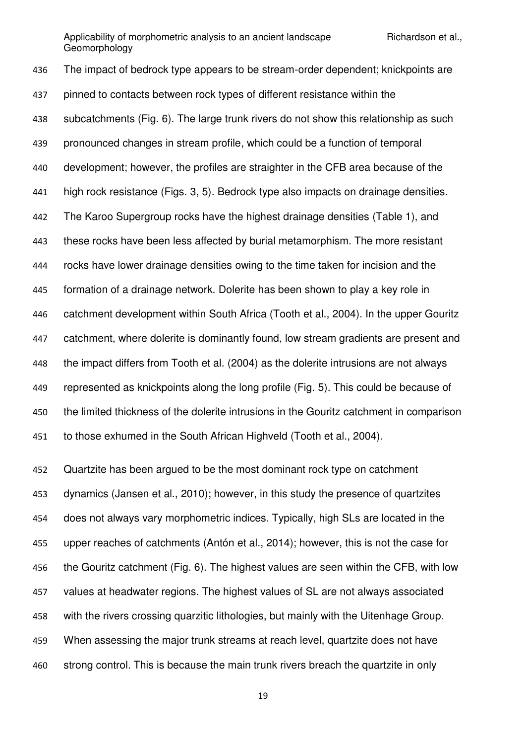The impact of bedrock type appears to be stream-order dependent; knickpoints are pinned to contacts between rock types of different resistance within the subcatchments (Fig. 6). The large trunk rivers do not show this relationship as such pronounced changes in stream profile, which could be a function of temporal development; however, the profiles are straighter in the CFB area because of the high rock resistance (Figs. 3, 5). Bedrock type also impacts on drainage densities. The Karoo Supergroup rocks have the highest drainage densities (Table 1), and these rocks have been less affected by burial metamorphism. The more resistant rocks have lower drainage densities owing to the time taken for incision and the formation of a drainage network. Dolerite has been shown to play a key role in catchment development within South Africa (Tooth et al., 2004). In the upper Gouritz catchment, where dolerite is dominantly found, low stream gradients are present and the impact differs from Tooth et al. (2004) as the dolerite intrusions are not always represented as knickpoints along the long profile (Fig. 5). This could be because of the limited thickness of the dolerite intrusions in the Gouritz catchment in comparison to those exhumed in the South African Highveld (Tooth et al., 2004).

Quartzite has been argued to be the most dominant rock type on catchment dynamics (Jansen et al., 2010); however, in this study the presence of quartzites does not always vary morphometric indices. Typically, high SLs are located in the upper reaches of catchments (Antón et al., 2014); however, this is not the case for the Gouritz catchment (Fig. 6). The highest values are seen within the CFB, with low values at headwater regions. The highest values of SL are not always associated with the rivers crossing quarzitic lithologies, but mainly with the Uitenhage Group. When assessing the major trunk streams at reach level, quartzite does not have strong control. This is because the main trunk rivers breach the quartzite in only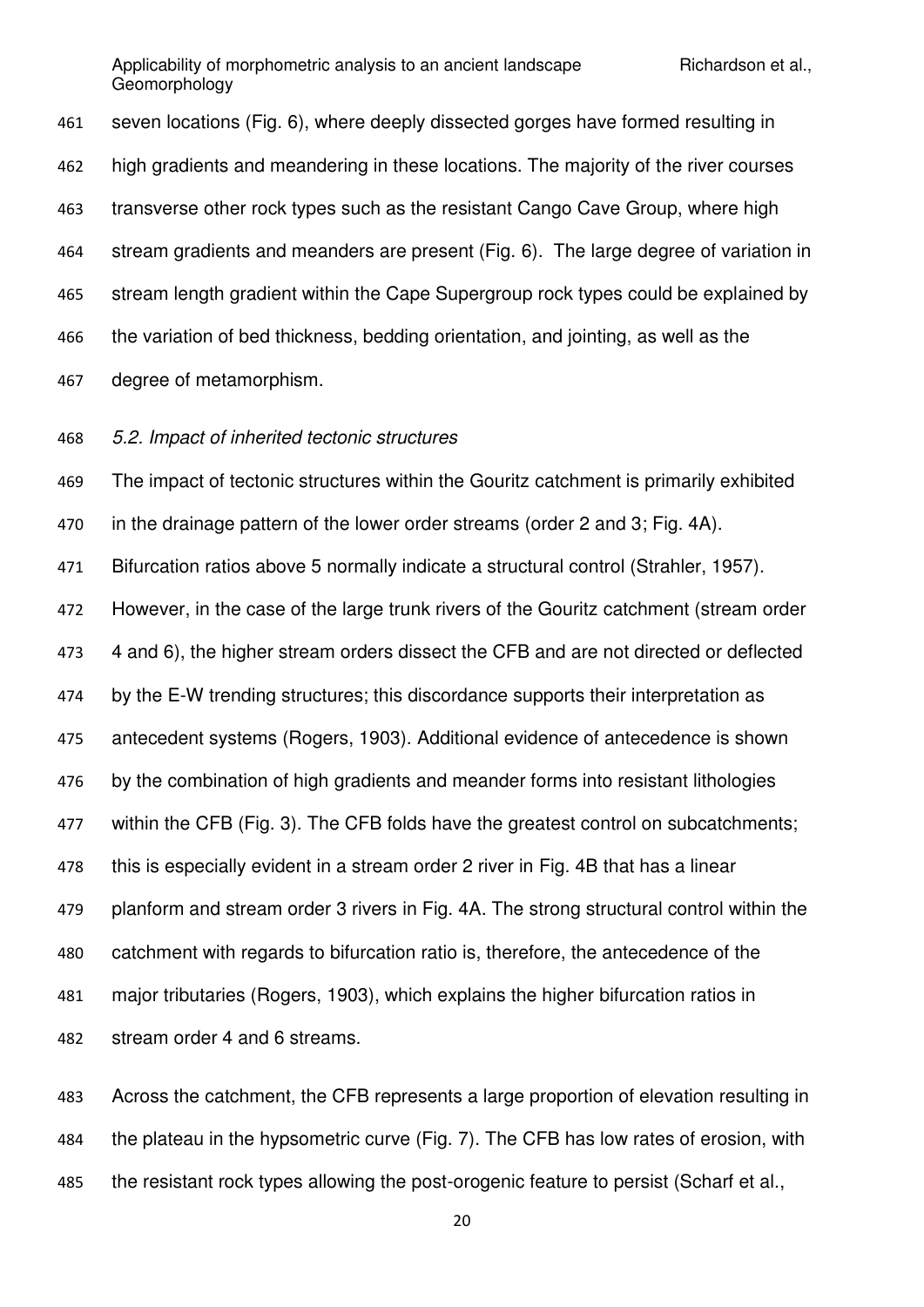seven locations (Fig. 6), where deeply dissected gorges have formed resulting in high gradients and meandering in these locations. The majority of the river courses transverse other rock types such as the resistant Cango Cave Group, where high stream gradients and meanders are present (Fig. 6). The large degree of variation in stream length gradient within the Cape Supergroup rock types could be explained by the variation of bed thickness, bedding orientation, and jointing, as well as the degree of metamorphism.

### *5.2. Impact of inherited tectonic structures*

The impact of tectonic structures within the Gouritz catchment is primarily exhibited in the drainage pattern of the lower order streams (order 2 and 3; Fig. 4A). Bifurcation ratios above 5 normally indicate a structural control (Strahler, 1957). However, in the case of the large trunk rivers of the Gouritz catchment (stream order 4 and 6), the higher stream orders dissect the CFB and are not directed or deflected by the E-W trending structures; this discordance supports their interpretation as antecedent systems (Rogers, 1903). Additional evidence of antecedence is shown by the combination of high gradients and meander forms into resistant lithologies within the CFB (Fig. 3). The CFB folds have the greatest control on subcatchments; this is especially evident in a stream order 2 river in Fig. 4B that has a linear planform and stream order 3 rivers in Fig. 4A. The strong structural control within the catchment with regards to bifurcation ratio is, therefore, the antecedence of the major tributaries (Rogers, 1903), which explains the higher bifurcation ratios in stream order 4 and 6 streams.

Across the catchment, the CFB represents a large proportion of elevation resulting in the plateau in the hypsometric curve (Fig. 7). The CFB has low rates of erosion, with the resistant rock types allowing the post-orogenic feature to persist (Scharf et al.,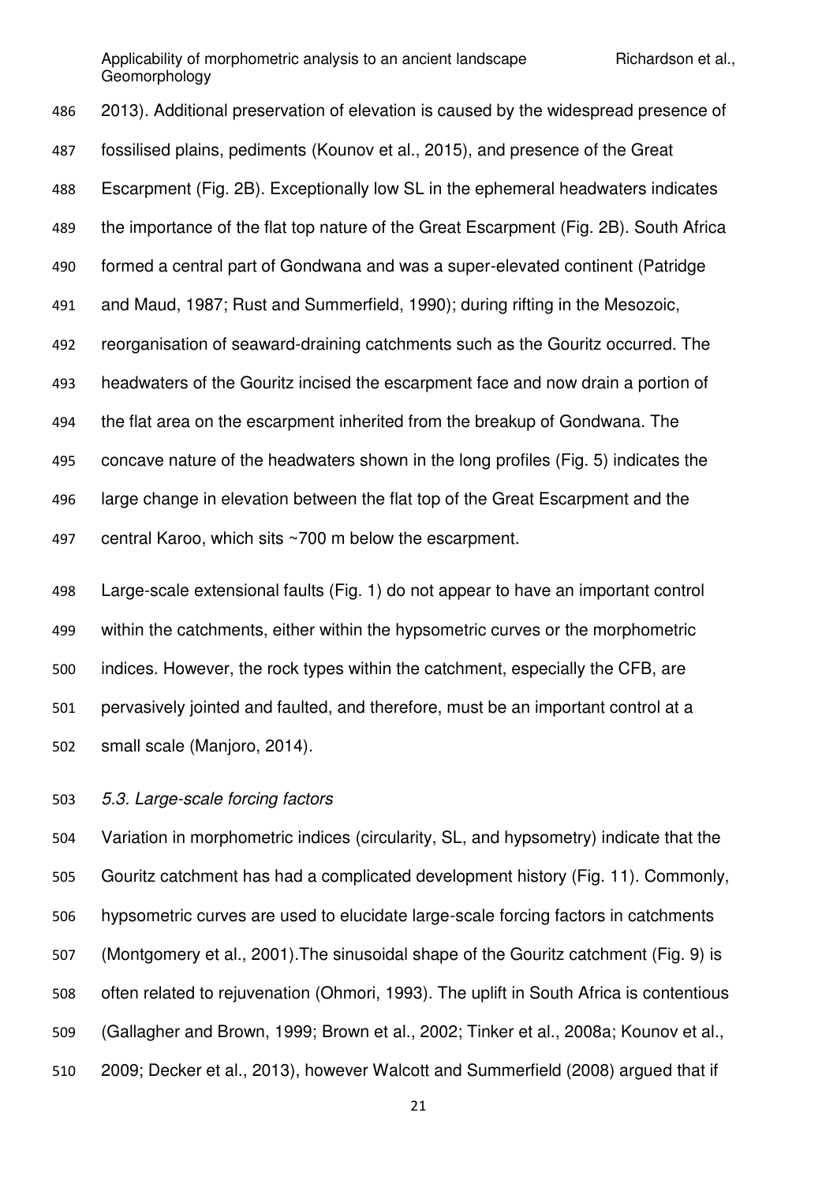2013). Additional preservation of elevation is caused by the widespread presence of fossilised plains, pediments (Kounov et al., 2015), and presence of the Great Escarpment (Fig. 2B). Exceptionally low SL in the ephemeral headwaters indicates the importance of the flat top nature of the Great Escarpment (Fig. 2B). South Africa formed a central part of Gondwana and was a super-elevated continent (Patridge and Maud, 1987; Rust and Summerfield, 1990); during rifting in the Mesozoic, reorganisation of seaward-draining catchments such as the Gouritz occurred. The headwaters of the Gouritz incised the escarpment face and now drain a portion of the flat area on the escarpment inherited from the breakup of Gondwana. The concave nature of the headwaters shown in the long profiles (Fig. 5) indicates the large change in elevation between the flat top of the Great Escarpment and the central Karoo, which sits ~700 m below the escarpment.

Large-scale extensional faults (Fig. 1) do not appear to have an important control within the catchments, either within the hypsometric curves or the morphometric indices. However, the rock types within the catchment, especially the CFB, are pervasively jointed and faulted, and therefore, must be an important control at a small scale (Manjoro, 2014).

### *5.3. Large-scale forcing factors*

Variation in morphometric indices (circularity, SL, and hypsometry) indicate that the Gouritz catchment has had a complicated development history (Fig. 11). Commonly, hypsometric curves are used to elucidate large-scale forcing factors in catchments (Montgomery et al., 2001).The sinusoidal shape of the Gouritz catchment (Fig. 9) is often related to rejuvenation (Ohmori, 1993). The uplift in South Africa is contentious (Gallagher and Brown, 1999; Brown et al., 2002; Tinker et al., 2008a; Kounov et al., 2009; Decker et al., 2013), however Walcott and Summerfield (2008) argued that if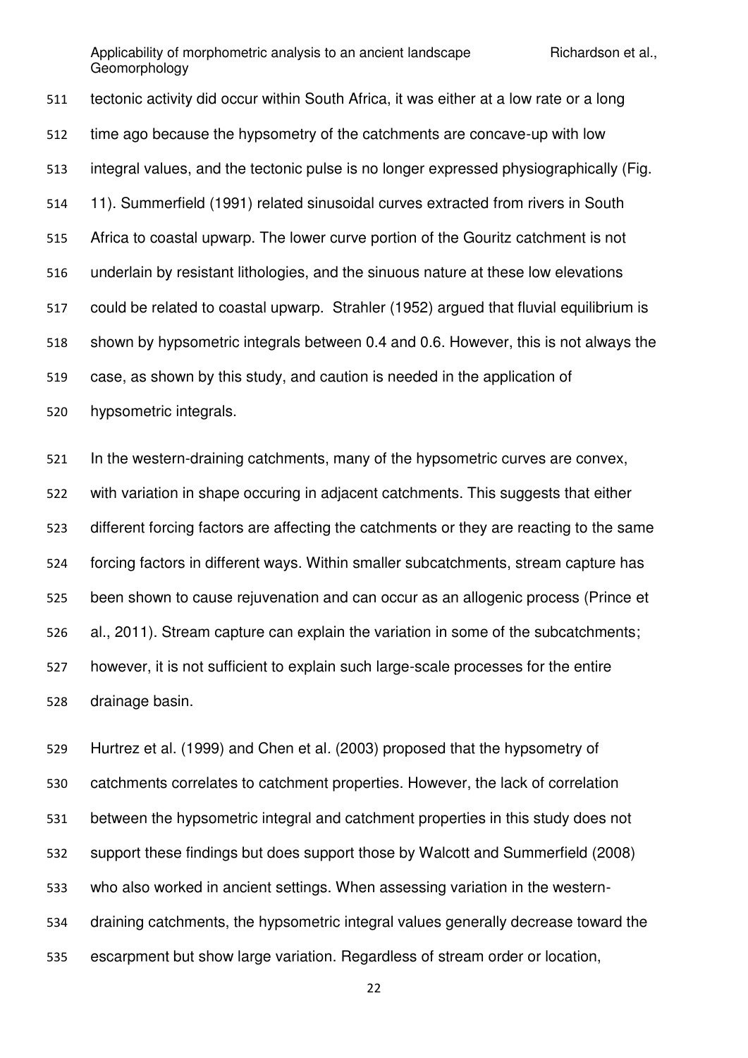tectonic activity did occur within South Africa, it was either at a low rate or a long time ago because the hypsometry of the catchments are concave-up with low integral values, and the tectonic pulse is no longer expressed physiographically (Fig. 11). Summerfield (1991) related sinusoidal curves extracted from rivers in South Africa to coastal upwarp. The lower curve portion of the Gouritz catchment is not underlain by resistant lithologies, and the sinuous nature at these low elevations could be related to coastal upwarp. Strahler (1952) argued that fluvial equilibrium is shown by hypsometric integrals between 0.4 and 0.6. However, this is not always the case, as shown by this study, and caution is needed in the application of hypsometric integrals.

In the western-draining catchments, many of the hypsometric curves are convex, with variation in shape occuring in adjacent catchments. This suggests that either different forcing factors are affecting the catchments or they are reacting to the same forcing factors in different ways. Within smaller subcatchments, stream capture has been shown to cause rejuvenation and can occur as an allogenic process (Prince et al., 2011). Stream capture can explain the variation in some of the subcatchments; however, it is not sufficient to explain such large-scale processes for the entire drainage basin.

Hurtrez et al. (1999) and Chen et al. (2003) proposed that the hypsometry of catchments correlates to catchment properties. However, the lack of correlation between the hypsometric integral and catchment properties in this study does not support these findings but does support those by Walcott and Summerfield (2008) who also worked in ancient settings. When assessing variation in the western-draining catchments, the hypsometric integral values generally decrease toward the escarpment but show large variation. Regardless of stream order or location,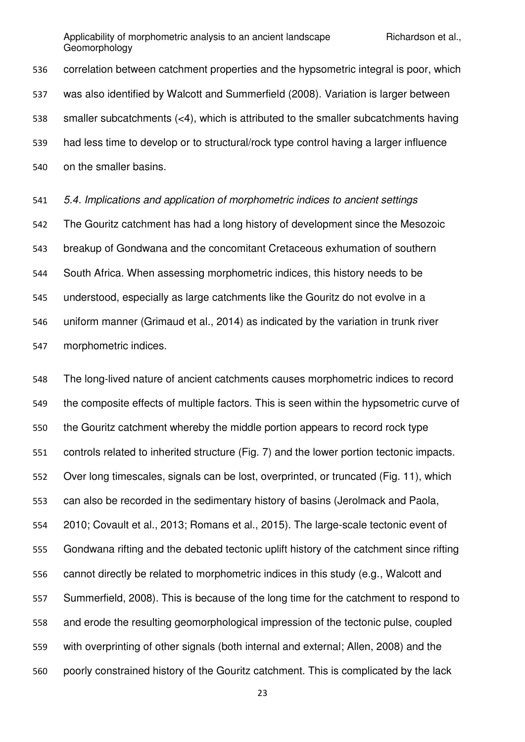correlation between catchment properties and the hypsometric integral is poor, which was also identified by Walcott and Summerfield (2008). Variation is larger between smaller subcatchments (<4), which is attributed to the smaller subcatchments having had less time to develop or to structural/rock type control having a larger influence on the smaller basins.

*5.4. Implications and application of morphometric indices to ancient settings*

The Gouritz catchment has had a long history of development since the Mesozoic breakup of Gondwana and the concomitant Cretaceous exhumation of southern South Africa. When assessing morphometric indices, this history needs to be understood, especially as large catchments like the Gouritz do not evolve in a uniform manner (Grimaud et al., 2014) as indicated by the variation in trunk river morphometric indices.

The long-lived nature of ancient catchments causes morphometric indices to record the composite effects of multiple factors. This is seen within the hypsometric curve of the Gouritz catchment whereby the middle portion appears to record rock type controls related to inherited structure (Fig. 7) and the lower portion tectonic impacts. Over long timescales, signals can be lost, overprinted, or truncated (Fig. 11), which can also be recorded in the sedimentary history of basins (Jerolmack and Paola, 2010; Covault et al., 2013; Romans et al., 2015). The large-scale tectonic event of Gondwana rifting and the debated tectonic uplift history of the catchment since rifting cannot directly be related to morphometric indices in this study (e.g., Walcott and Summerfield, 2008). This is because of the long time for the catchment to respond to and erode the resulting geomorphological impression of the tectonic pulse, coupled with overprinting of other signals (both internal and external; Allen, 2008) and the poorly constrained history of the Gouritz catchment. This is complicated by the lack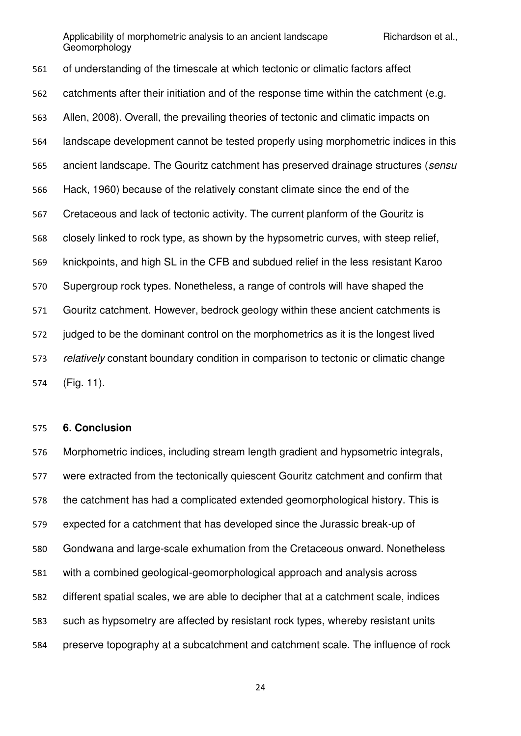of understanding of the timescale at which tectonic or climatic factors affect catchments after their initiation and of the response time within the catchment (e.g. Allen, 2008). Overall, the prevailing theories of tectonic and climatic impacts on landscape development cannot be tested properly using morphometric indices in this ancient landscape. The Gouritz catchment has preserved drainage structures (*sensu* Hack, 1960) because of the relatively constant climate since the end of the Cretaceous and lack of tectonic activity. The current planform of the Gouritz is closely linked to rock type, as shown by the hypsometric curves, with steep relief, knickpoints, and high SL in the CFB and subdued relief in the less resistant Karoo Supergroup rock types. Nonetheless, a range of controls will have shaped the Gouritz catchment. However, bedrock geology within these ancient catchments is judged to be the dominant control on the morphometrics as it is the longest lived *relatively* constant boundary condition in comparison to tectonic or climatic change (Fig. 11).

## 6. Conclusion

Morphometric indices, including stream length gradient and hypsometric integrals, were extracted from the tectonically quiescent Gouritz catchment and confirm that the catchment has had a complicated extended geomorphological history. This is expected for a catchment that has developed since the Jurassic break-up of Gondwana and large-scale exhumation from the Cretaceous onward. Nonetheless with a combined geological-geomorphological approach and analysis across different spatial scales, we are able to decipher that at a catchment scale, indices such as hypsometry are affected by resistant rock types, whereby resistant units preserve topography at a subcatchment and catchment scale. The influence of rock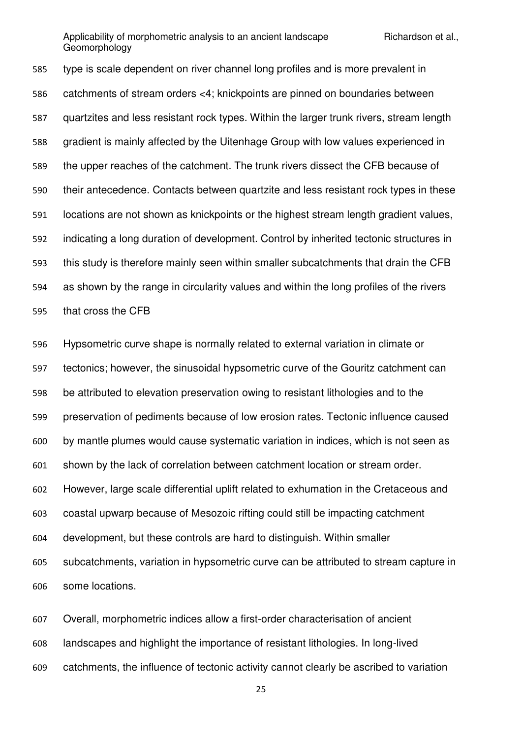type is scale dependent on river channel long profiles and is more prevalent in catchments of stream orders <4; knickpoints are pinned on boundaries between quartzites and less resistant rock types. Within the larger trunk rivers, stream length gradient is mainly affected by the Uitenhage Group with low values experienced in the upper reaches of the catchment. The trunk rivers dissect the CFB because of their antecedence. Contacts between quartzite and less resistant rock types in these locations are not shown as knickpoints or the highest stream length gradient values, indicating a long duration of development. Control by inherited tectonic structures in this study is therefore mainly seen within smaller subcatchments that drain the CFB as shown by the range in circularity values and within the long profiles of the rivers that cross the CFB

Hypsometric curve shape is normally related to external variation in climate or tectonics; however, the sinusoidal hypsometric curve of the Gouritz catchment can be attributed to elevation preservation owing to resistant lithologies and to the preservation of pediments because of low erosion rates. Tectonic influence caused by mantle plumes would cause systematic variation in indices, which is not seen as shown by the lack of correlation between catchment location or stream order. However, large scale differential uplift related to exhumation in the Cretaceous and coastal upwarp because of Mesozoic rifting could still be impacting catchment development, but these controls are hard to distinguish. Within smaller subcatchments, variation in hypsometric curve can be attributed to stream capture in some locations.

Overall, morphometric indices allow a first-order characterisation of ancient landscapes and highlight the importance of resistant lithologies. In long-lived catchments, the influence of tectonic activity cannot clearly be ascribed to variation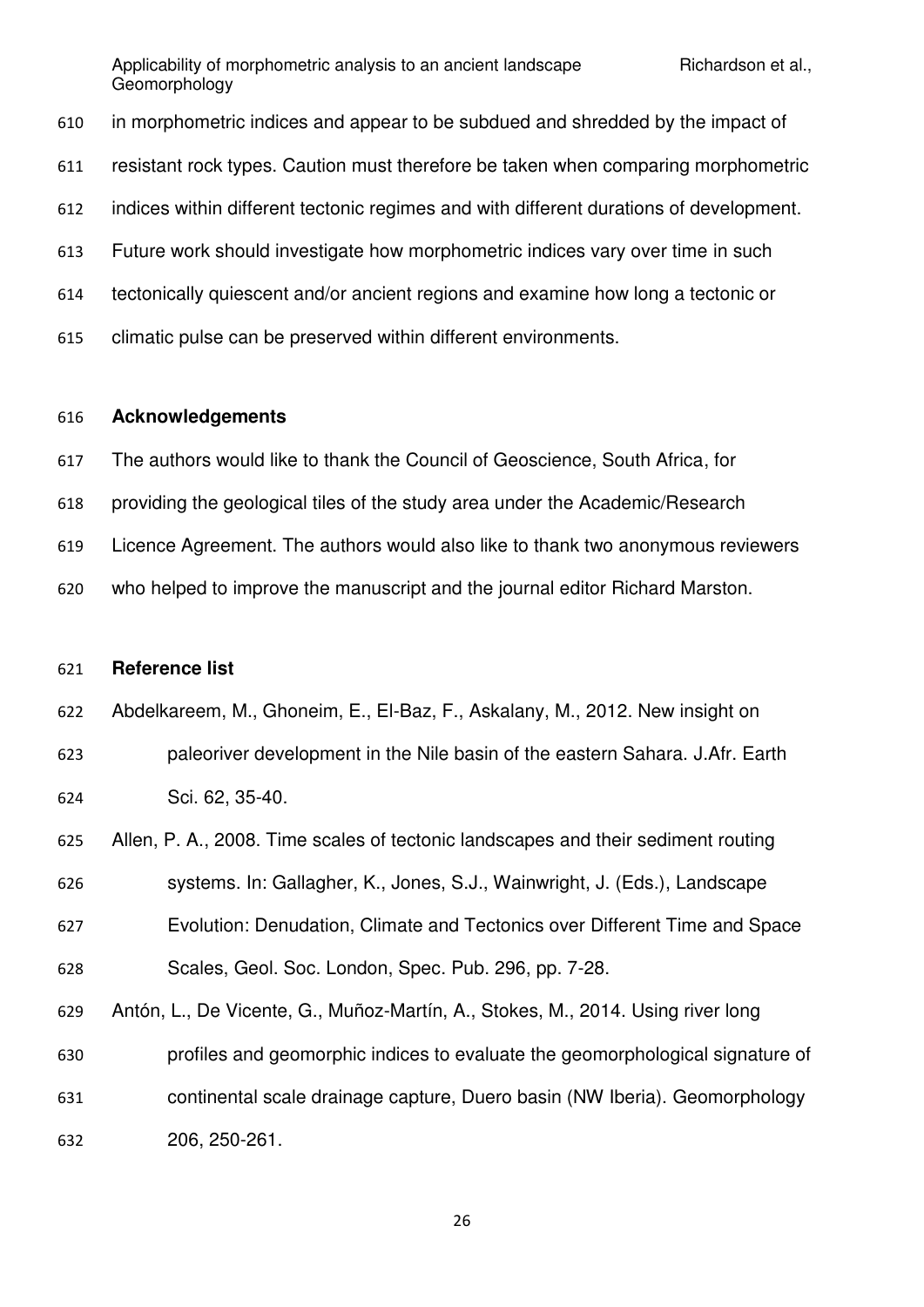in morphometric indices and appear to be subdued and shredded by the impact of resistant rock types. Caution must therefore be taken when comparing morphometric indices within different tectonic regimes and with different durations of development. Future work should investigate how morphometric indices vary over time in such tectonically quiescent and/or ancient regions and examine how long a tectonic or climatic pulse can be preserved within different environments.

## Acknowledgements

The authors would like to thank the Council of Geoscience, South Africa, for providing the geological tiles of the study area under the Academic/Research Licence Agreement. The authors would also like to thank two anonymous reviewers who helped to improve the manuscript and the journal editor Richard Marston.

## Reference list

Abdelkareem, M., Ghoneim, E., El-Baz, F., Askalany, M., 2012. New insight on paleoriver development in the Nile basin of the eastern Sahara. J.Afr. Earth Sci. 62, 35-40.

Allen, P. A., 2008. Time scales of tectonic landscapes and their sediment routing systems. In: Gallagher, K., Jones, S.J., Wainwright, J. (Eds.), Landscape Evolution: Denudation, Climate and Tectonics over Different Time and Space Scales, Geol. Soc. London, Spec. Pub. 296, pp. 7-28.

Antón, L., De Vicente, G., Muñoz-Martín, A., Stokes, M., 2014. Using river long profiles and geomorphic indices to evaluate the geomorphological signature of continental scale drainage capture, Duero basin (NW Iberia). Geomorphology 206, 250-261.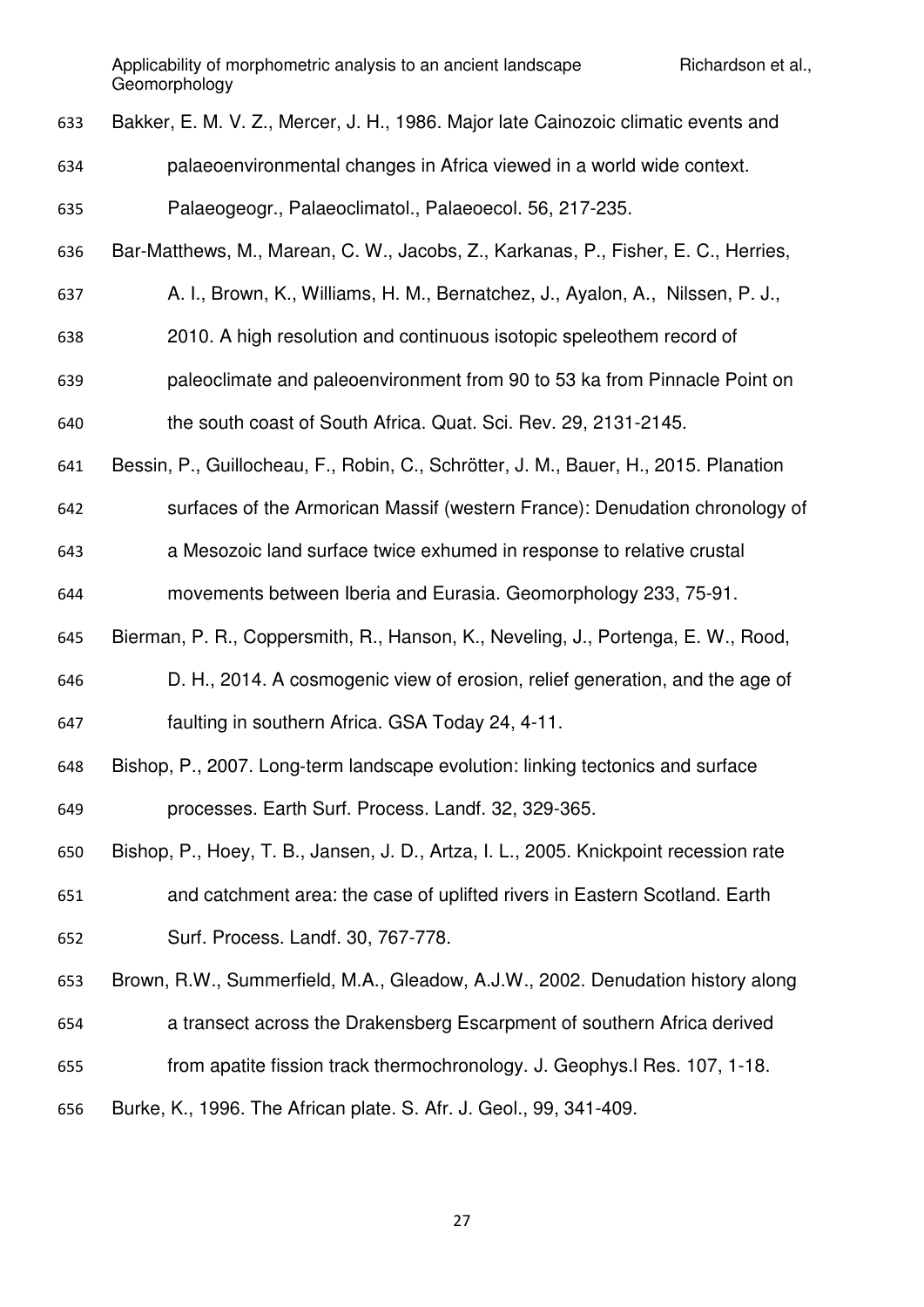Bakker, E. M. V. Z., Mercer, J. H., 1986. Major late Cainozoic climatic events and palaeoenvironmental changes in Africa viewed in a world wide context. Palaeogeogr., Palaeoclimatol., Palaeoecol. 56, 217-235.

Bar-Matthews, M., Marean, C. W., Jacobs, Z., Karkanas, P., Fisher, E. C., Herries, A. I., Brown, K., Williams, H. M., Bernatchez, J., Ayalon, A., Nilssen, P. J., 2010. A high resolution and continuous isotopic speleothem record of paleoclimate and paleoenvironment from 90 to 53 ka from Pinnacle Point on the south coast of South Africa. Quat. Sci. Rev. 29, 2131-2145.

Bessin, P., Guillocheau, F., Robin, C., Schrötter, J. M., Bauer, H., 2015. Planation surfaces of the Armorican Massif (western France): Denudation chronology of a Mesozoic land surface twice exhumed in response to relative crustal movements between Iberia and Eurasia. Geomorphology 233, 75-91.

Bierman, P. R., Coppersmith, R., Hanson, K., Neveling, J., Portenga, E. W., Rood, D. H., 2014. A cosmogenic view of erosion, relief generation, and the age of faulting in southern Africa. GSA Today 24, 4-11.

Bishop, P., 2007. Long-term landscape evolution: linking tectonics and surface processes. Earth Surf. Process. Landf. 32, 329-365.

Bishop, P., Hoey, T. B., Jansen, J. D., Artza, I. L., 2005. Knickpoint recession rate and catchment area: the case of uplifted rivers in Eastern Scotland. Earth Surf. Process. Landf. 30, 767-778.

Brown, R.W., Summerfield, M.A., Gleadow, A.J.W., 2002. Denudation history along a transect across the Drakensberg Escarpment of southern Africa derived from apatite fission track thermochronology. J. Geophys.l Res. 107, 1-18.

Burke, K., 1996. The African plate. S. Afr. J. Geol., 99, 341-409.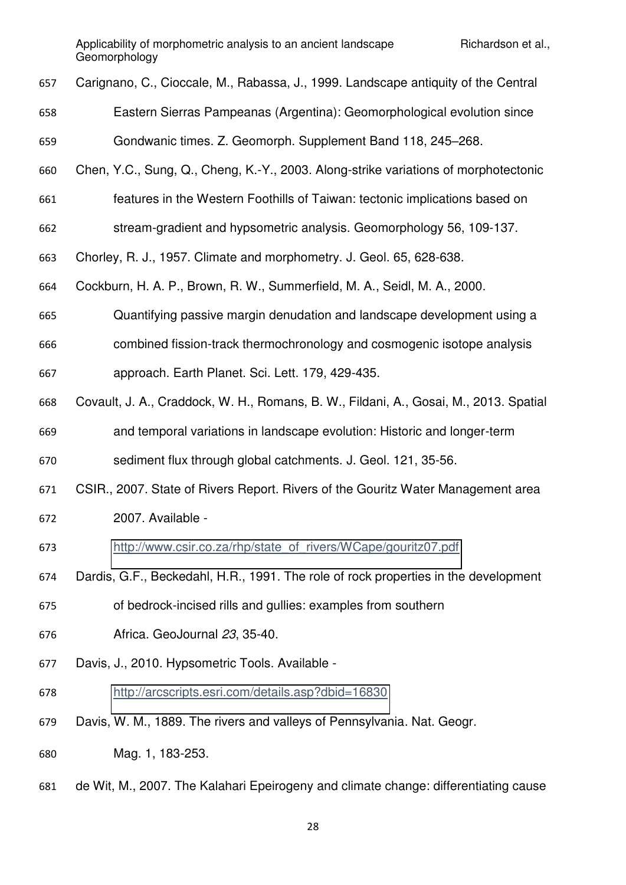Carignano, C., Cioccale, M., Rabassa, J., 1999. Landscape antiquity of the Central Eastern Sierras Pampeanas (Argentina): Geomorphological evolution since Gondwanic times. Z. Geomorph. Supplement Band 118, 245–268.

Chen, Y.C., Sung, Q., Cheng, K.-Y., 2003. Along-strike variations of morphotectonic features in the Western Foothills of Taiwan: tectonic implications based on stream-gradient and hypsometric analysis. Geomorphology 56, 109-137.

Chorley, R. J., 1957. Climate and morphometry. J. Geol. 65, 628-638.

Cockburn, H. A. P., Brown, R. W., Summerfield, M. A., Seidl, M. A., 2000. Quantifying passive margin denudation and landscape development using a combined fission-track thermochronology and cosmogenic isotope analysis approach. Earth Planet. Sci. Lett. 179, 429-435.

Covault, J. A., Craddock, W. H., Romans, B. W., Fildani, A., Gosai, M., 2013. Spatial and temporal variations in landscape evolution: Historic and longer-term sediment flux through global catchments. J. Geol. 121, 35-56.

CSIR., 2007. State of Rivers Report. Rivers of the Gouritz Water Management area 2007. Available - http://www.csir.co.za/rhp/state_of_rivers/WCape/gouritz07.pdf

Dardis, G.F., Beckedahl, H.R., 1991. The role of rock properties in the development of bedrock-incised rills and gullies: examples from southern Africa. GeoJournal *23*, 35-40.

Davis, J., 2010. Hypsometric Tools. Available - http://arcscripts.esri.com/details.asp?dbid=16830

Davis, W. M., 1889. The rivers and valleys of Pennsylvania. Nat. Geogr. Mag. 1, 183-253.

de Wit, M., 2007. The Kalahari Epeirogeny and climate change: differentiating cause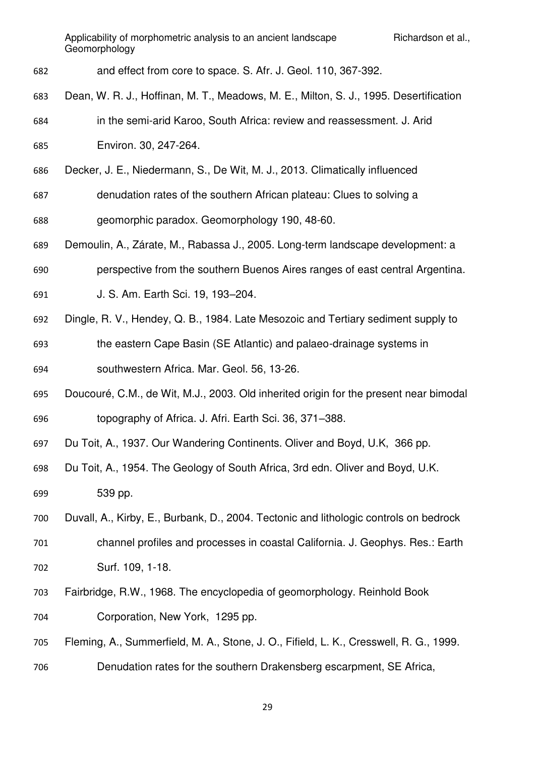and effect from core to space. S. Afr. J. Geol. 110, 367-392.

Dean, W. R. J., Hoffinan, M. T., Meadows, M. E., Milton, S. J., 1995. Desertification in the semi-arid Karoo, South Africa: review and reassessment. J. Arid Environ. 30, 247-264.

Decker, J. E., Niedermann, S., De Wit, M. J., 2013. Climatically influenced denudation rates of the southern African plateau: Clues to solving a geomorphic paradox. Geomorphology 190, 48-60.

Demoulin, A., Zárate, M., Rabassa J., 2005. Long-term landscape development: a perspective from the southern Buenos Aires ranges of east central Argentina. J. S. Am. Earth Sci. 19, 193–204.

Dingle, R. V., Hendey, Q. B., 1984. Late Mesozoic and Tertiary sediment supply to the eastern Cape Basin (SE Atlantic) and palaeo-drainage systems in southwestern Africa. Mar. Geol. 56, 13-26.

Doucouré, C.M., de Wit, M.J., 2003. Old inherited origin for the present near bimodal topography of Africa. J. Afri. Earth Sci. 36, 371–388.

Du Toit, A., 1937. Our Wandering Continents. Oliver and Boyd, U.K, 366 pp.

Du Toit, A., 1954. The Geology of South Africa, 3rd edn. Oliver and Boyd, U.K. 539 pp.

Duvall, A., Kirby, E., Burbank, D., 2004. Tectonic and lithologic controls on bedrock channel profiles and processes in coastal California. J. Geophys. Res.: Earth Surf. 109, 1-18.

Fairbridge, R.W., 1968. The encyclopedia of geomorphology. Reinhold Book Corporation, New York, 1295 pp.

Fleming, A., Summerfield, M. A., Stone, J. O., Fifield, L. K., Cresswell, R. G., 1999. Denudation rates for the southern Drakensberg escarpment, SE Africa,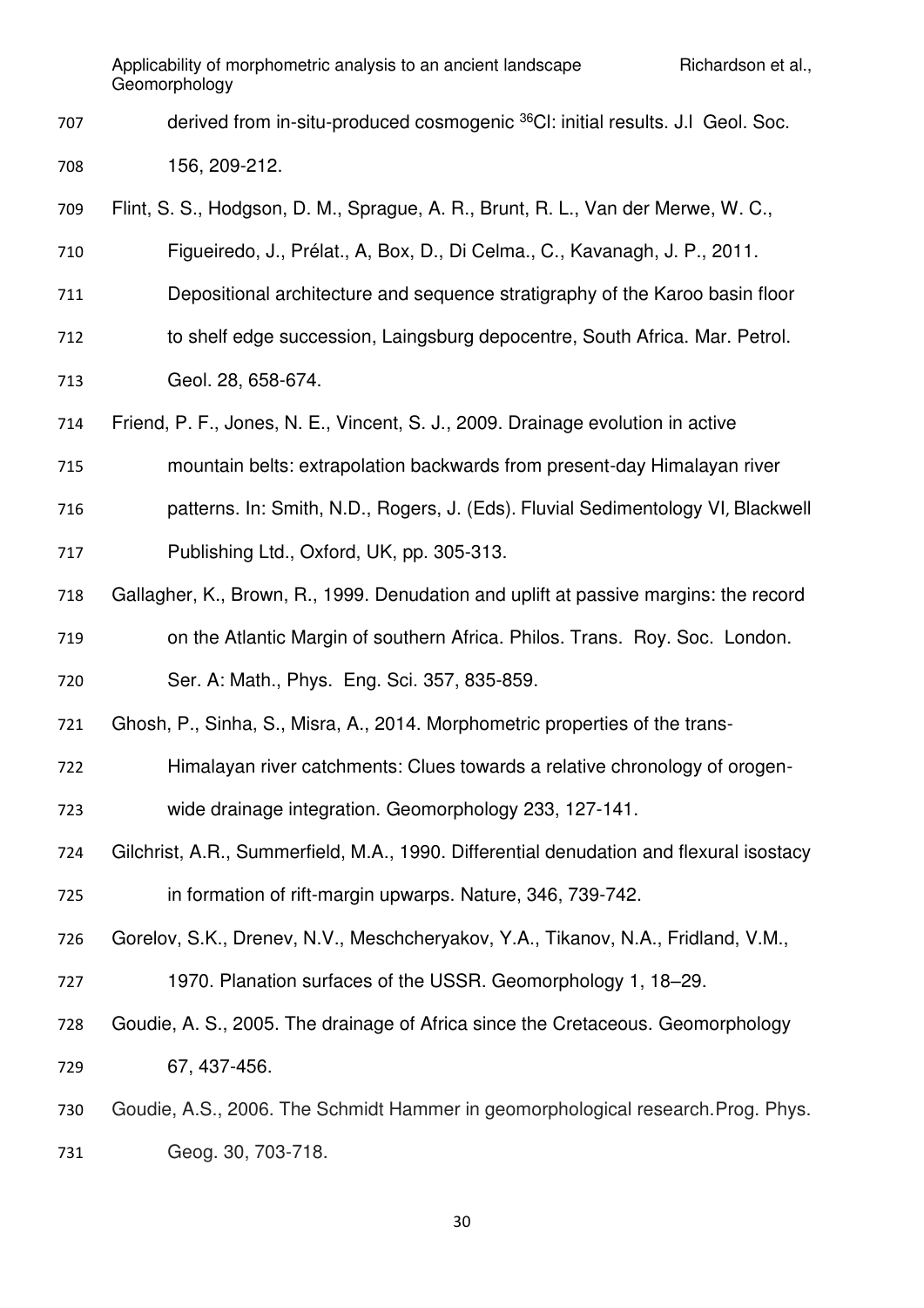derived from in-situ-produced cosmogenic $^{36}$Cl: initial results. J.l Geol. Soc. 156, 209-212.

Flint, S. S., Hodgson, D. M., Sprague, A. R., Brunt, R. L., Van der Merwe, W. C., Figueiredo, J., Prélat., A, Box, D., Di Celma., C., Kavanagh, J. P., 2011. Depositional architecture and sequence stratigraphy of the Karoo basin floor to shelf edge succession, Laingsburg depocentre, South Africa. Mar. Petrol. Geol. 28, 658-674.

Friend, P. F., Jones, N. E., Vincent, S. J., 2009. Drainage evolution in active mountain belts: extrapolation backwards from present-day Himalayan river patterns. In: Smith, N.D., Rogers, J. (Eds). Fluvial Sedimentology VI, Blackwell Publishing Ltd., Oxford, UK, pp. 305-313.

Gallagher, K., Brown, R., 1999. Denudation and uplift at passive margins: the record on the Atlantic Margin of southern Africa. Philos. Trans. Roy. Soc. London. Ser. A: Math., Phys. Eng. Sci. 357, 835-859.

Ghosh, P., Sinha, S., Misra, A., 2014. Morphometric properties of the trans-Himalayan river catchments: Clues towards a relative chronology of orogen-wide drainage integration. Geomorphology 233, 127-141.

Gilchrist, A.R., Summerfield, M.A., 1990. Differential denudation and flexural isostacy in formation of rift-margin upwarps. Nature, 346, 739-742.

Gorelov, S.K., Drenev, N.V., Meschcheryakov, Y.A., Tikanov, N.A., Fridland, V.M., 1970. Planation surfaces of the USSR. Geomorphology 1, 18–29.

Goudie, A. S., 2005. The drainage of Africa since the Cretaceous. Geomorphology 67, 437-456.

Goudie, A.S., 2006. The Schmidt Hammer in geomorphological research.Prog. Phys. Geog. 30, 703-718.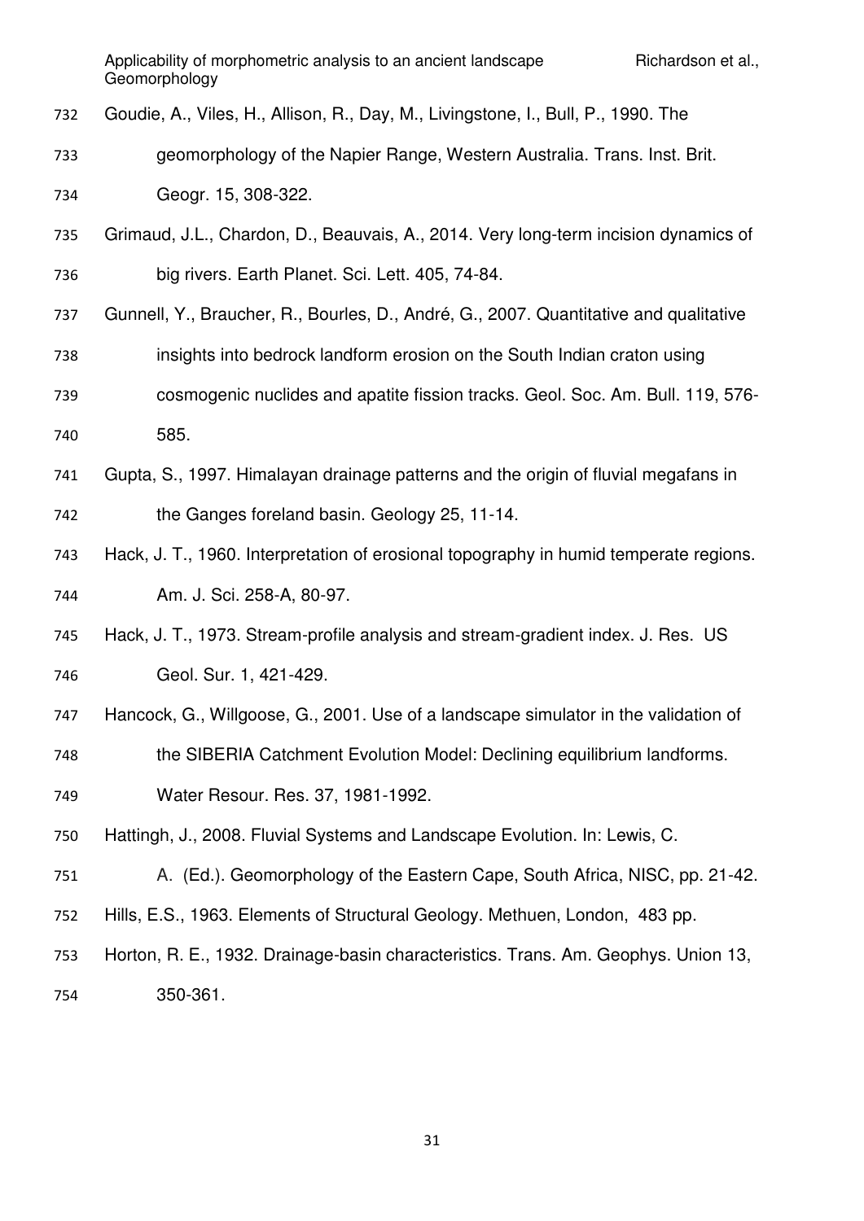Goudie, A., Viles, H., Allison, R., Day, M., Livingstone, I., Bull, P., 1990. The geomorphology of the Napier Range, Western Australia. Trans. Inst. Brit. Geogr. 15, 308-322.

Grimaud, J.L., Chardon, D., Beauvais, A., 2014. Very long-term incision dynamics of big rivers. Earth Planet. Sci. Lett. 405, 74-84.

Gunnell, Y., Braucher, R., Bourles, D., André, G., 2007. Quantitative and qualitative insights into bedrock landform erosion on the South Indian craton using cosmogenic nuclides and apatite fission tracks. Geol. Soc. Am. Bull. 119, 576-585.

Gupta, S., 1997. Himalayan drainage patterns and the origin of fluvial megafans in the Ganges foreland basin. Geology 25, 11-14.

Hack, J. T., 1960. Interpretation of erosional topography in humid temperate regions. Am. J. Sci. 258-A, 80-97.

Hack, J. T., 1973. Stream-profile analysis and stream-gradient index. J. Res. US Geol. Sur. 1, 421-429.

Hancock, G., Willgoose, G., 2001. Use of a landscape simulator in the validation of the SIBERIA Catchment Evolution Model: Declining equilibrium landforms. Water Resour. Res. 37, 1981-1992.

Hattingh, J., 2008. Fluvial Systems and Landscape Evolution. In: Lewis, C. A. (Ed.). Geomorphology of the Eastern Cape, South Africa, NISC, pp. 21-42.

Hills, E.S., 1963. Elements of Structural Geology. Methuen, London, 483 pp.

Horton, R. E., 1932. Drainage-basin characteristics. Trans. Am. Geophys. Union 13, 350-361.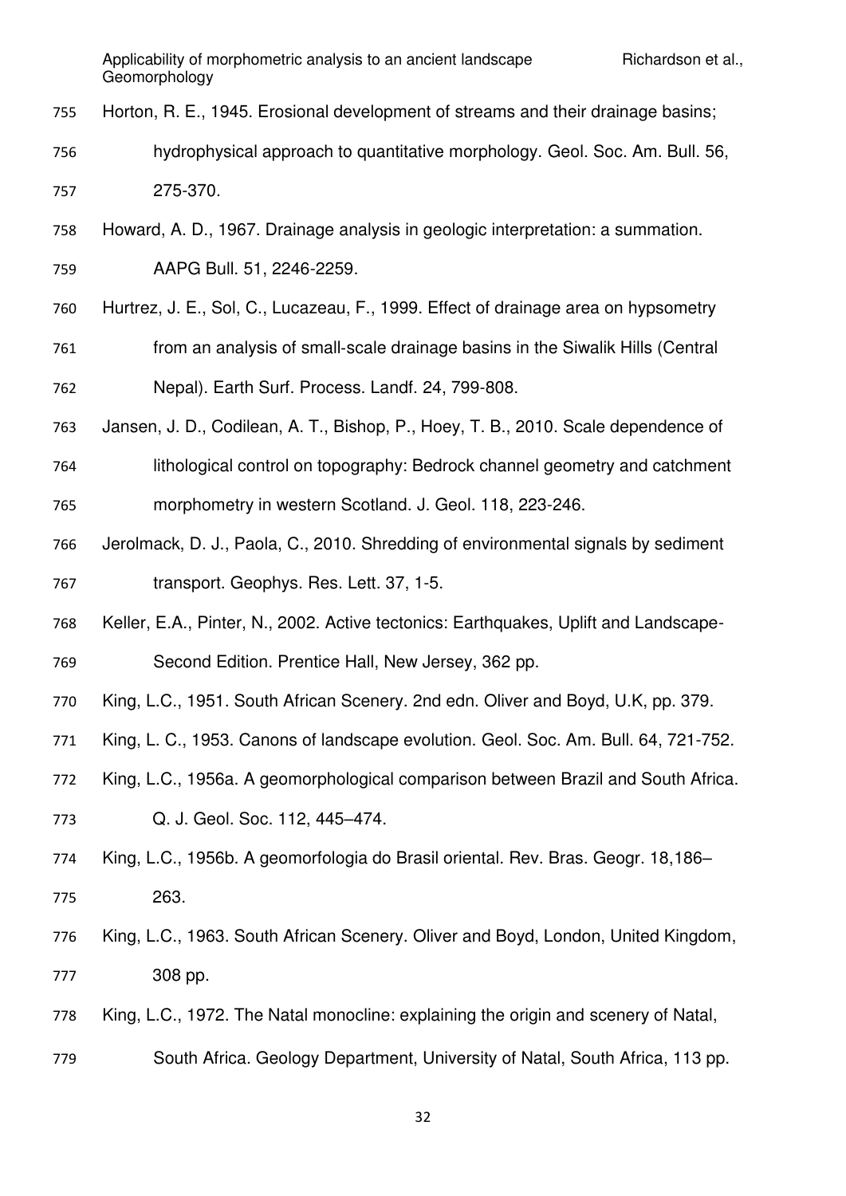Horton, R. E., 1945. Erosional development of streams and their drainage basins; hydrophysical approach to quantitative morphology. Geol. Soc. Am. Bull. 56, 275-370.

Howard, A. D., 1967. Drainage analysis in geologic interpretation: a summation. AAPG Bull. 51, 2246-2259.

Hurtrez, J. E., Sol, C., Lucazeau, F., 1999. Effect of drainage area on hypsometry from an analysis of small-scale drainage basins in the Siwalik Hills (Central Nepal). Earth Surf. Process. Landf. 24, 799-808.

Jansen, J. D., Codilean, A. T., Bishop, P., Hoey, T. B., 2010. Scale dependence of lithological control on topography: Bedrock channel geometry and catchment morphometry in western Scotland. J. Geol. 118, 223-246.

Jerolmack, D. J., Paola, C., 2010. Shredding of environmental signals by sediment transport. Geophys. Res. Lett. 37, 1-5.

Keller, E.A., Pinter, N., 2002. Active tectonics: Earthquakes, Uplift and Landscape-Second Edition. Prentice Hall, New Jersey, 362 pp.

King, L.C., 1951. South African Scenery. 2nd edn. Oliver and Boyd, U.K, pp. 379.

King, L. C., 1953. Canons of landscape evolution. Geol. Soc. Am. Bull. 64, 721-752.

King, L.C., 1956a. A geomorphological comparison between Brazil and South Africa. Q. J. Geol. Soc. 112, 445–474.

King, L.C., 1956b. A geomorfologia do Brasil oriental. Rev. Bras. Geogr. 18,186–263.

King, L.C., 1963. South African Scenery. Oliver and Boyd, London, United Kingdom, 308 pp.

King, L.C., 1972. The Natal monocline: explaining the origin and scenery of Natal, South Africa. Geology Department, University of Natal, South Africa, 113 pp.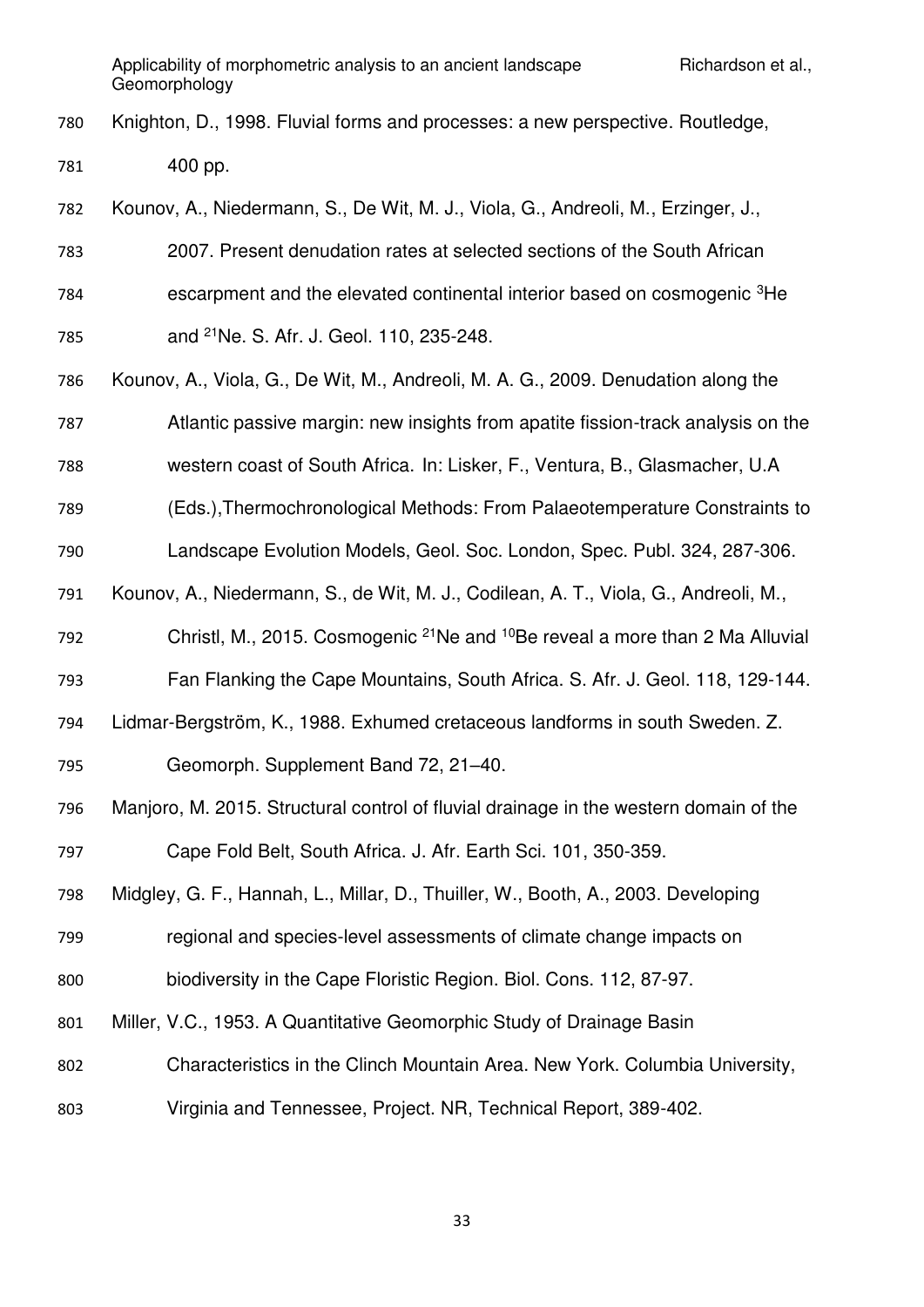Knighton, D., 1998. Fluvial forms and processes: a new perspective. Routledge, 400 pp.

Kounov, A., Niedermann, S., De Wit, M. J., Viola, G., Andreoli, M., Erzinger, J., 2007. Present denudation rates at selected sections of the South African escarpment and the elevated continental interior based on cosmogenic $^{3}$He and $^{21}$Ne. S. Afr. J. Geol. 110, 235-248.

Kounov, A., Viola, G., De Wit, M., Andreoli, M. A. G., 2009. Denudation along the Atlantic passive margin: new insights from apatite fission-track analysis on the western coast of South Africa. In: Lisker, F., Ventura, B., Glasmacher, U.A (Eds.),Thermochronological Methods: From Palaeotemperature Constraints to Landscape Evolution Models, Geol. Soc. London, Spec. Publ. 324, 287-306.

Kounov, A., Niedermann, S., de Wit, M. J., Codilean, A. T., Viola, G., Andreoli, M., Christl, M., 2015. Cosmogenic $^{21}$Ne and $^{10}$Be reveal a more than 2 Ma Alluvial Fan Flanking the Cape Mountains, South Africa. S. Afr. J. Geol. 118, 129-144.

Lidmar-Bergström, K., 1988. Exhumed cretaceous landforms in south Sweden. Z. Geomorph. Supplement Band 72, 21–40.

Manjoro, M. 2015. Structural control of fluvial drainage in the western domain of the Cape Fold Belt, South Africa. J. Afr. Earth Sci. 101, 350-359.

Midgley, G. F., Hannah, L., Millar, D., Thuiller, W., Booth, A., 2003. Developing regional and species-level assessments of climate change impacts on biodiversity in the Cape Floristic Region. Biol. Cons. 112, 87-97.

Miller, V.C., 1953. A Quantitative Geomorphic Study of Drainage Basin Characteristics in the Clinch Mountain Area. New York. Columbia University, Virginia and Tennessee, Project. NR, Technical Report, 389-402.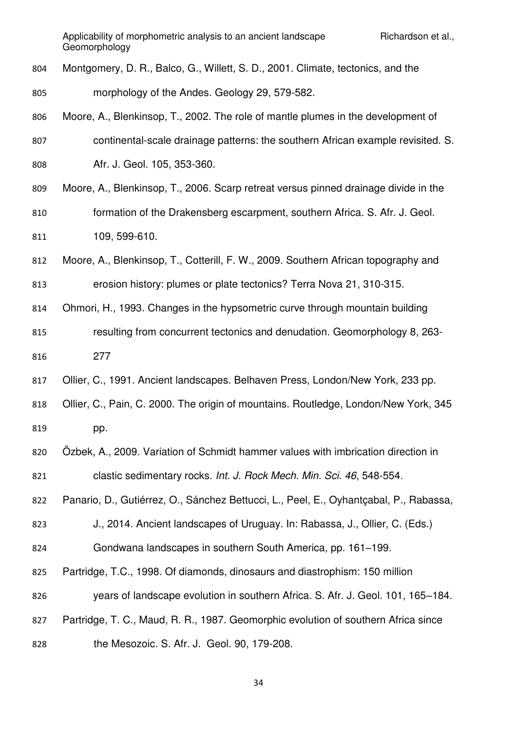Montgomery, D. R., Balco, G., Willett, S. D., 2001. Climate, tectonics, and the morphology of the Andes. Geology 29, 579-582.

Moore, A., Blenkinsop, T., 2002. The role of mantle plumes in the development of continental-scale drainage patterns: the southern African example revisited. S. Afr. J. Geol. 105, 353-360.

Moore, A., Blenkinsop, T., 2006. Scarp retreat versus pinned drainage divide in the formation of the Drakensberg escarpment, southern Africa. S. Afr. J. Geol. 109, 599-610.

Moore, A., Blenkinsop, T., Cotterill, F. W., 2009. Southern African topography and erosion history: plumes or plate tectonics? Terra Nova 21, 310-315.

Ohmori, H., 1993. Changes in the hypsometric curve through mountain building resulting from concurrent tectonics and denudation. Geomorphology 8, 263-277

Ollier, C., 1991. Ancient landscapes. Belhaven Press, London/New York, 233 pp.

Ollier, C., Pain, C. 2000. The origin of mountains. Routledge, London/New York, 345 pp.

Özbek, A., 2009. Variation of Schmidt hammer values with imbrication direction in clastic sedimentary rocks. *Int. J. Rock Mech. Min. Sci. 46*, 548-554.

Panario, D., Gutiérrez, O., Sánchez Bettucci, L., Peel, E., Oyhantçabal, P., Rabassa, J., 2014. Ancient landscapes of Uruguay. In: Rabassa, J., Ollier, C. (Eds.) Gondwana landscapes in southern South America, pp. 161–199.

Partridge, T.C., 1998. Of diamonds, dinosaurs and diastrophism: 150 million years of landscape evolution in southern Africa. S. Afr. J. Geol. 101, 165–184.

Partridge, T. C., Maud, R. R., 1987. Geomorphic evolution of southern Africa since the Mesozoic. S. Afr. J. Geol. 90, 179-208.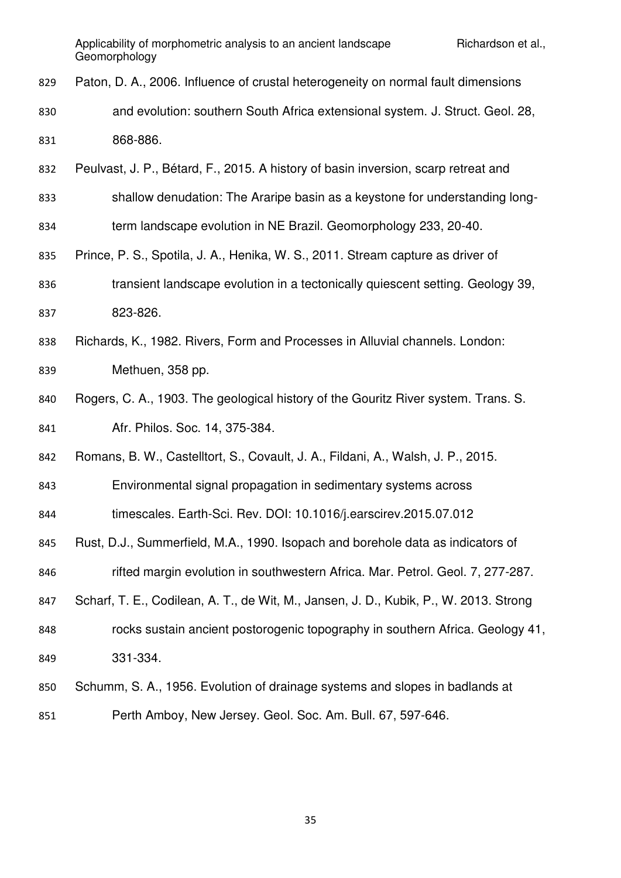Paton, D. A., 2006. Influence of crustal heterogeneity on normal fault dimensions and evolution: southern South Africa extensional system. J. Struct. Geol. 28, 868-886.

Peulvast, J. P., Bétard, F., 2015. A history of basin inversion, scarp retreat and shallow denudation: The Araripe basin as a keystone for understanding long-term landscape evolution in NE Brazil. Geomorphology 233, 20-40.

Prince, P. S., Spotila, J. A., Henika, W. S., 2011. Stream capture as driver of transient landscape evolution in a tectonically quiescent setting. Geology 39, 823-826.

Richards, K., 1982. Rivers, Form and Processes in Alluvial channels. London: Methuen, 358 pp.

Rogers, C. A., 1903. The geological history of the Gouritz River system. Trans. S. Afr. Philos. Soc. 14, 375-384.

Romans, B. W., Castelltort, S., Covault, J. A., Fildani, A., Walsh, J. P., 2015. Environmental signal propagation in sedimentary systems across timescales. Earth-Sci. Rev. DOI: 10.1016/j.earscirev.2015.07.012

Rust, D.J., Summerfield, M.A., 1990. Isopach and borehole data as indicators of rifted margin evolution in southwestern Africa. Mar. Petrol. Geol. 7, 277-287.

Scharf, T. E., Codilean, A. T., de Wit, M., Jansen, J. D., Kubik, P., W. 2013. Strong rocks sustain ancient postorogenic topography in southern Africa. Geology 41, 331-334.

Schumm, S. A., 1956. Evolution of drainage systems and slopes in badlands at Perth Amboy, New Jersey. Geol. Soc. Am. Bull. 67, 597-646.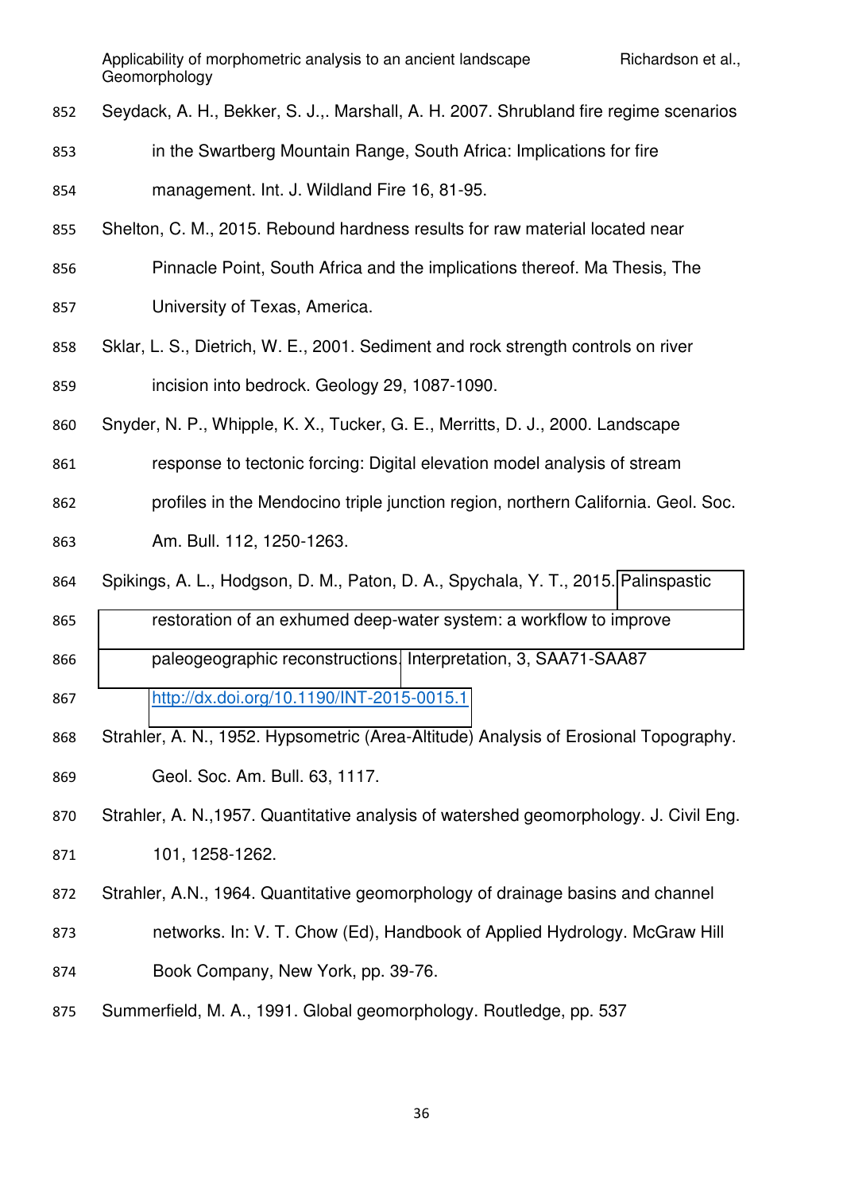Seydack, A. H., Bekker, S. J.,. Marshall, A. H. 2007. Shrubland fire regime scenarios in the Swartberg Mountain Range, South Africa: Implications for fire management. Int. J. Wildland Fire 16, 81-95.

Shelton, C. M., 2015. Rebound hardness results for raw material located near Pinnacle Point, South Africa and the implications thereof. Ma Thesis, The University of Texas, America.

Sklar, L. S., Dietrich, W. E., 2001. Sediment and rock strength controls on river incision into bedrock. Geology 29, 1087-1090.

Snyder, N. P., Whipple, K. X., Tucker, G. E., Merritts, D. J., 2000. Landscape response to tectonic forcing: Digital elevation model analysis of stream profiles in the Mendocino triple junction region, northern California. Geol. Soc. Am. Bull. 112, 1250-1263.

Spikings, A. L., Hodgson, D. M., Paton, D. A., Spychala, Y. T., 2015. Palinspastic restoration of an exhumed deep-water system: a workflow to improve paleogeographic reconstructions. Interpretation, 3, SAA71-SAA87 http://dx.doi.org/10.1190/INT-2015-0015.1

Strahler, A. N., 1952. Hypsometric (Area-Altitude) Analysis of Erosional Topography. Geol. Soc. Am. Bull. 63, 1117.

Strahler, A. N.,1957. Quantitative analysis of watershed geomorphology. J. Civil Eng. 101, 1258-1262.

Strahler, A.N., 1964. Quantitative geomorphology of drainage basins and channel networks. In: V. T. Chow (Ed), Handbook of Applied Hydrology. McGraw Hill Book Company, New York, pp. 39-76.

Summerfield, M. A., 1991. Global geomorphology. Routledge, pp. 537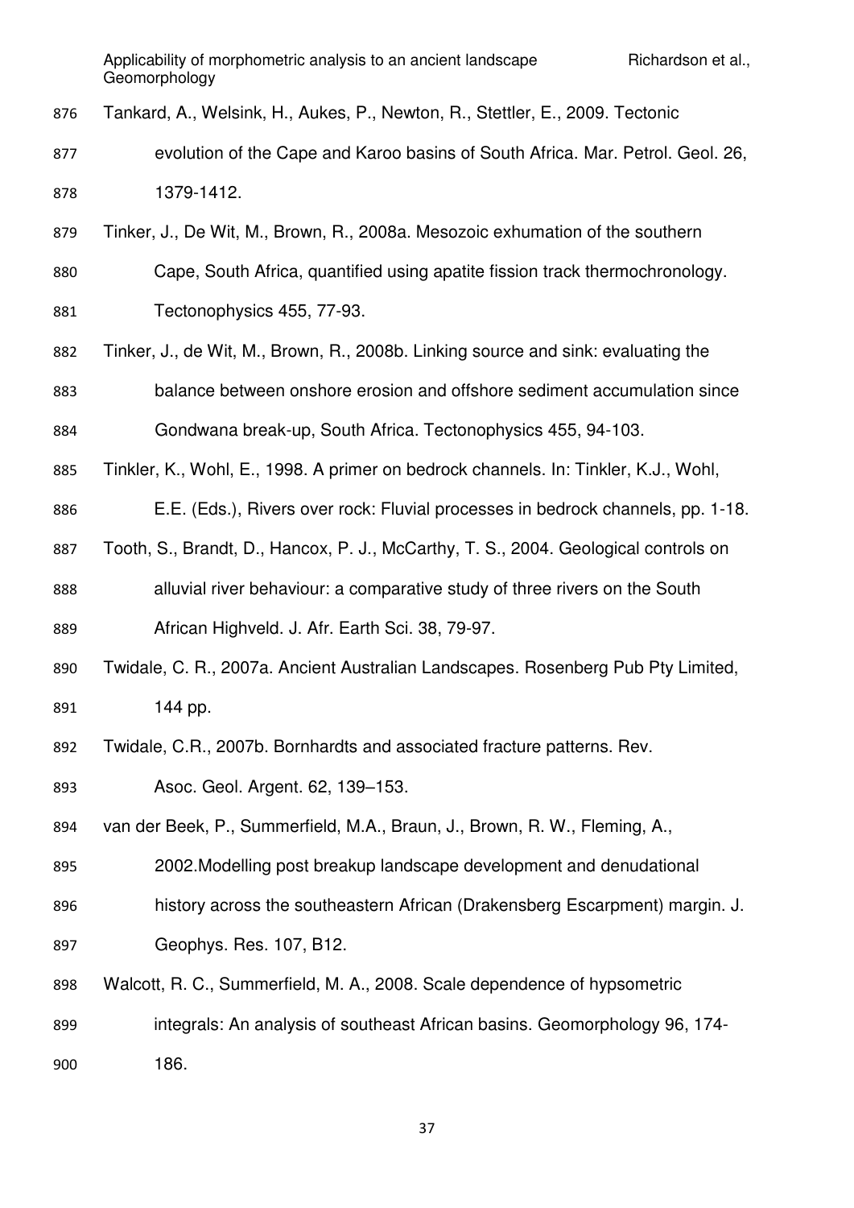Tankard, A., Welsink, H., Aukes, P., Newton, R., Stettler, E., 2009. Tectonic evolution of the Cape and Karoo basins of South Africa. Mar. Petrol. Geol. 26, 1379-1412.

Tinker, J., De Wit, M., Brown, R., 2008a. Mesozoic exhumation of the southern Cape, South Africa, quantified using apatite fission track thermochronology. Tectonophysics 455, 77-93.

Tinker, J., de Wit, M., Brown, R., 2008b. Linking source and sink: evaluating the balance between onshore erosion and offshore sediment accumulation since Gondwana break-up, South Africa. Tectonophysics 455, 94-103.

Tinkler, K., Wohl, E., 1998. A primer on bedrock channels. In: Tinkler, K.J., Wohl, E.E. (Eds.), Rivers over rock: Fluvial processes in bedrock channels, pp. 1-18.

Tooth, S., Brandt, D., Hancox, P. J., McCarthy, T. S., 2004. Geological controls on alluvial river behaviour: a comparative study of three rivers on the South African Highveld. J. Afr. Earth Sci. 38, 79-97.

Twidale, C. R., 2007a. Ancient Australian Landscapes. Rosenberg Pub Pty Limited, 144 pp.

Twidale, C.R., 2007b. Bornhardts and associated fracture patterns. Rev. Asoc. Geol. Argent. 62, 139–153.

van der Beek, P., Summerfield, M.A., Braun, J., Brown, R. W., Fleming, A., 2002.Modelling post breakup landscape development and denudational history across the southeastern African (Drakensberg Escarpment) margin. J. Geophys. Res. 107, B12.

Walcott, R. C., Summerfield, M. A., 2008. Scale dependence of hypsometric integrals: An analysis of southeast African basins. Geomorphology 96, 174-186.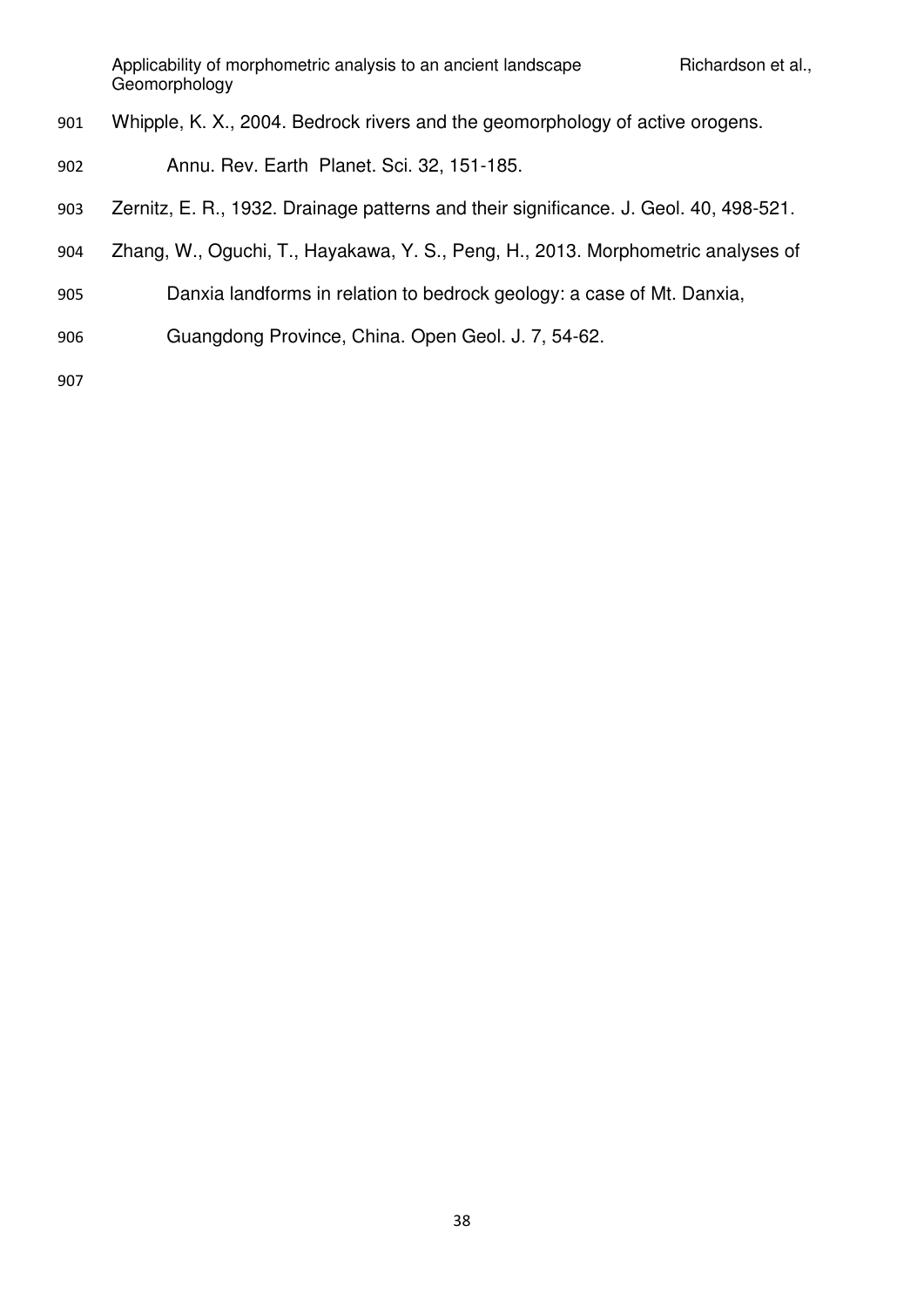Whipple, K. X., 2004. Bedrock rivers and the geomorphology of active orogens. Annu. Rev. Earth Planet. Sci. 32, 151-185.

Zernitz, E. R., 1932. Drainage patterns and their significance. J. Geol. 40, 498-521.

Zhang, W., Oguchi, T., Hayakawa, Y. S., Peng, H., 2013. Morphometric analyses of Danxia landforms in relation to bedrock geology: a case of Mt. Danxia, Guangdong Province, China. Open Geol. J. 7, 54-62.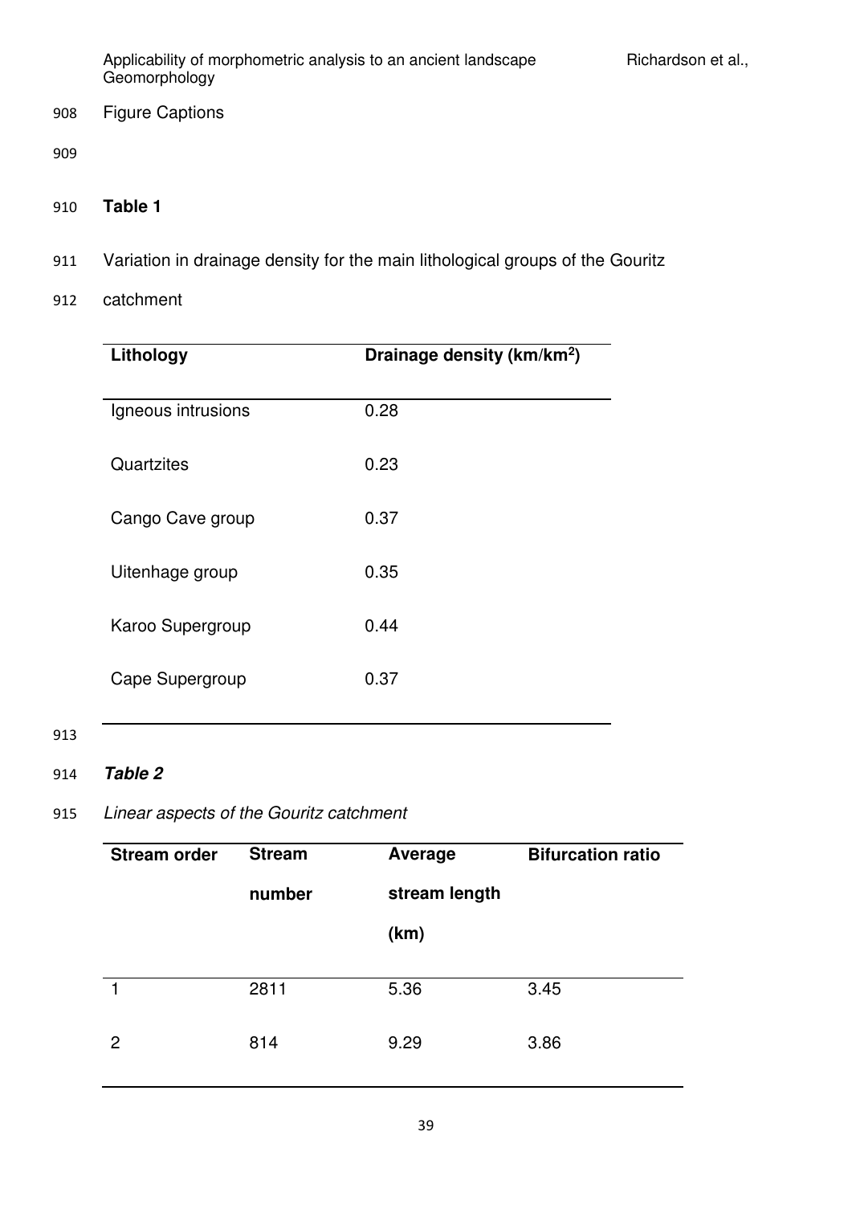Figure Captions

**Table 1**

Variation in drainage density for the main lithological groups of the Gouritz catchment

| Lithology | Drainage density (km/km$^2$) |
|---|---|
| Igneous intrusions | 0.28 |
| Quartzites | 0.23 |
| Cango Cave group | 0.37 |
| Uitenhage group | 0.35 |
| Karoo Supergroup | 0.44 |
| Cape Supergroup | 0.37 |

***Table 2***

*Linear aspects of the Gouritz catchment*

| Stream order | Stream number | Average stream length (km) | Bifurcation ratio |
|---|---|---|---|
| 1 | 2811 | 5.36 | 3.45 |
| 2 | 814 | 9.29 | 3.86 |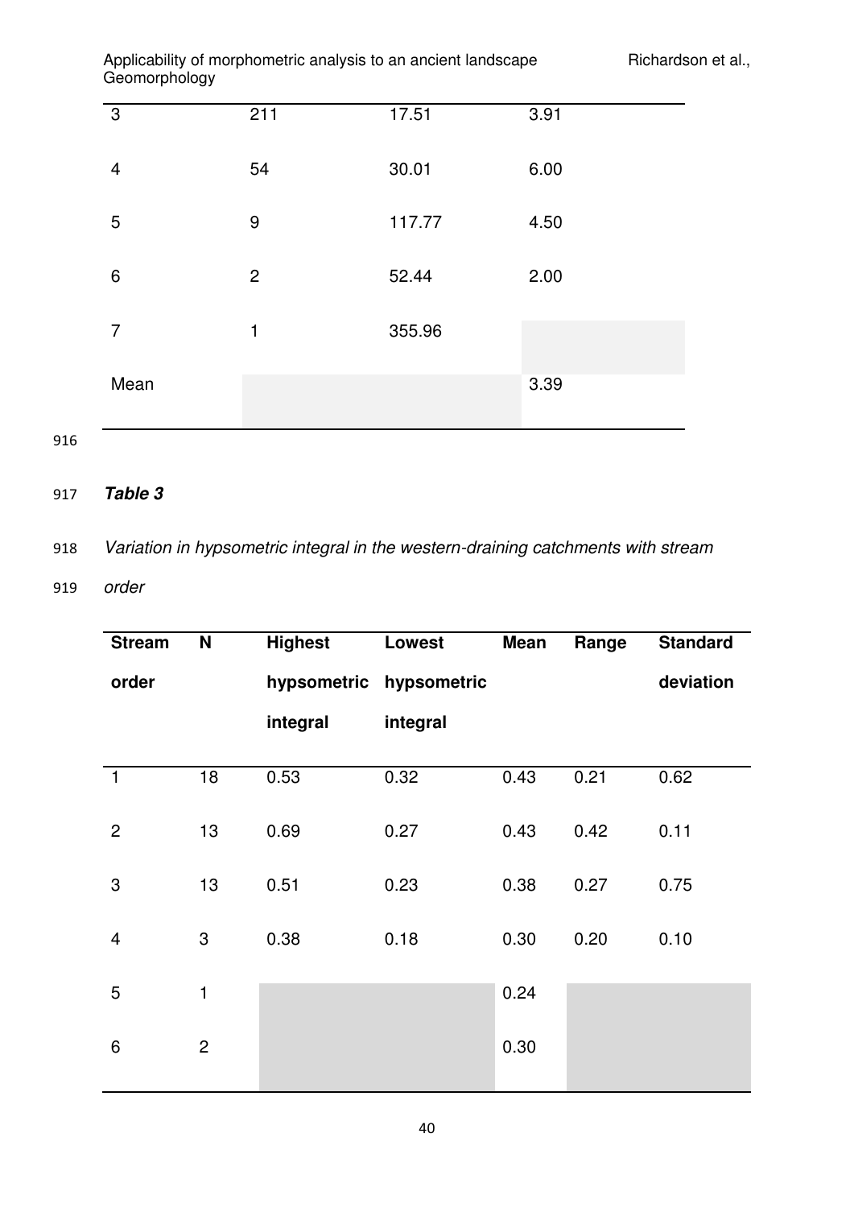| | | | |
|---|---|---|---|
| 3 | 211 | 17.51 | 3.91 |
| 4 | 54 | 30.01 | 6.00 |
| 5 | 9 | 117.77 | 4.50 |
| 6 | 2 | 52.44 | 2.00 |
| 7 | 1 | 355.96 | |
| Mean | | | 3.39 |

***Table 3***

*Variation in hypsometric integral in the western-draining catchments with stream order*

| Stream order | N | Highest hypsometric integral | Lowest hypsometric integral | Mean | Range | Standard deviation |
|---|---|---|---|---|---|---|
| 1 | 18 | 0.53 | 0.32 | 0.43 | 0.21 | 0.62 |
| 2 | 13 | 0.69 | 0.27 | 0.43 | 0.42 | 0.11 |
| 3 | 13 | 0.51 | 0.23 | 0.38 | 0.27 | 0.75 |
| 4 | 3 | 0.38 | 0.18 | 0.30 | 0.20 | 0.10 |
| 5 | 1 | | | 0.24 | | |
| 6 | 2 | | | 0.30 | | |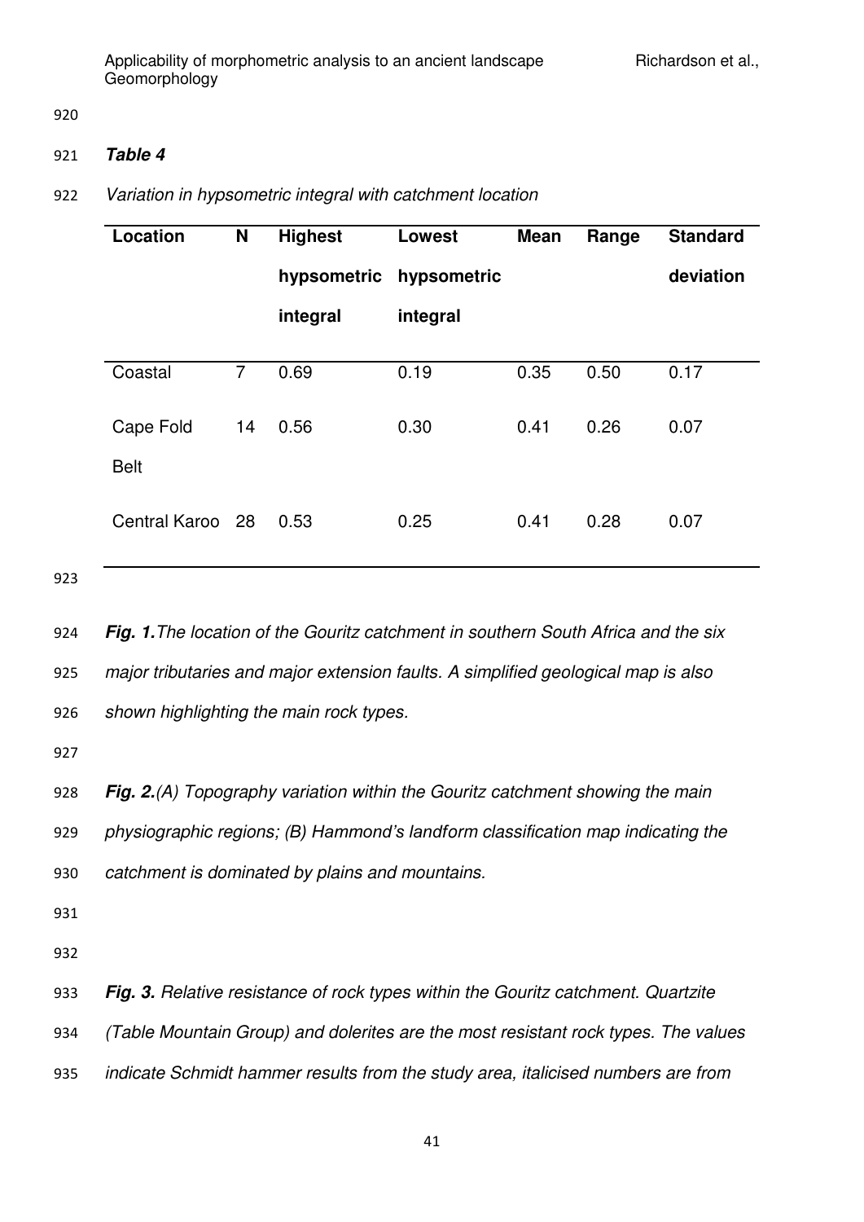***Table 4***

*Variation in hypsometric integral with catchment location*

| Location | N | Highest hypsometric integral | Lowest hypsometric integral | Mean | Range | Standard deviation |
|---|---|---|---|---|---|---|
| Coastal | 7 | 0.69 | 0.19 | 0.35 | 0.50 | 0.17 |
| Cape Fold Belt | 14 | 0.56 | 0.30 | 0.41 | 0.26 | 0.07 |
| Central Karoo | 28 | 0.53 | 0.25 | 0.41 | 0.28 | 0.07 |

***Fig. 1.*** *The location of the Gouritz catchment in southern South Africa and the six major tributaries and major extension faults. A simplified geological map is also shown highlighting the main rock types.*

***Fig. 2.*** *(A) Topography variation within the Gouritz catchment showing the main physiographic regions; (B) Hammond's landform classification map indicating the catchment is dominated by plains and mountains.*

***Fig. 3.*** *Relative resistance of rock types within the Gouritz catchment. Quartzite (Table Mountain Group) and dolerites are the most resistant rock types. The values indicate Schmidt hammer results from the study area, italicised numbers are from*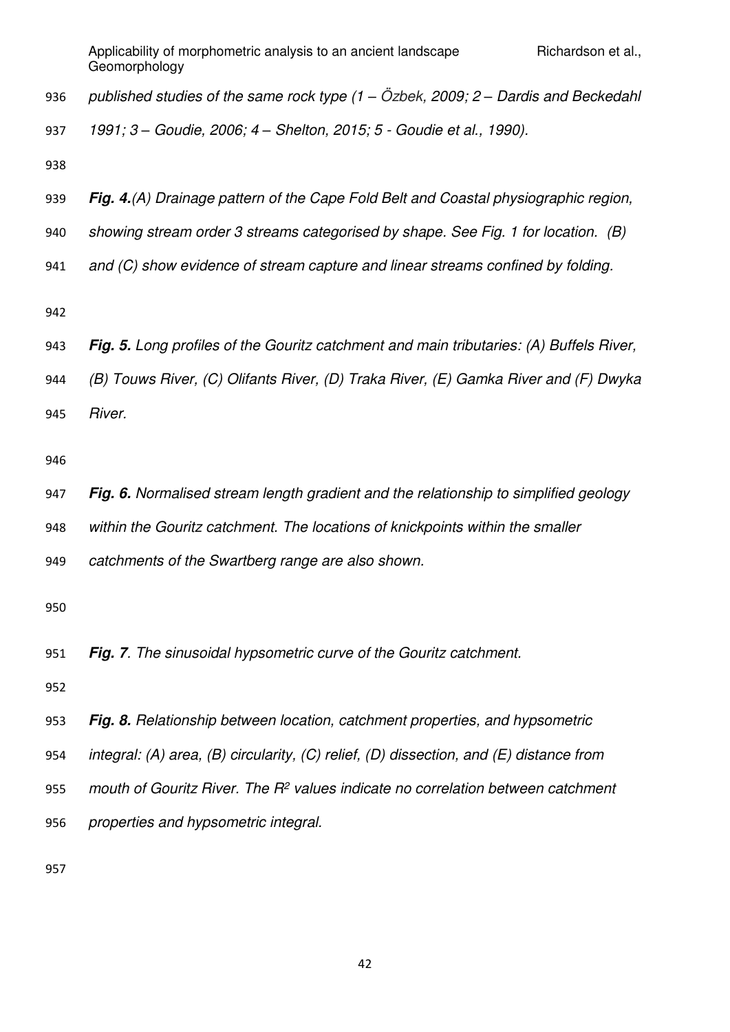*published studies of the same rock type (1 – Özbek, 2009; 2 – Dardis and Beckedahl 1991; 3 – Goudie, 2006; 4 – Shelton, 2015; 5 - Goudie et al., 1990).*

***Fig. 4.****(A) Drainage pattern of the Cape Fold Belt and Coastal physiographic region, showing stream order 3 streams categorised by shape. See Fig. 1 for location. (B) and (C) show evidence of stream capture and linear streams confined by folding.*

***Fig. 5.*** *Long profiles of the Gouritz catchment and main tributaries: (A) Buffels River, (B) Touws River, (C) Olifants River, (D) Traka River, (E) Gamka River and (F) Dwyka River.*

***Fig. 6.*** *Normalised stream length gradient and the relationship to simplified geology within the Gouritz catchment. The locations of knickpoints within the smaller catchments of the Swartberg range are also shown.*

***Fig. 7****. The sinusoidal hypsometric curve of the Gouritz catchment.*

***Fig. 8.*** *Relationship between location, catchment properties, and hypsometric integral: (A) area, (B) circularity, (C) relief, (D) dissection, and (E) distance from mouth of Gouritz River. The $R^2$ values indicate no correlation between catchment properties and hypsometric integral.*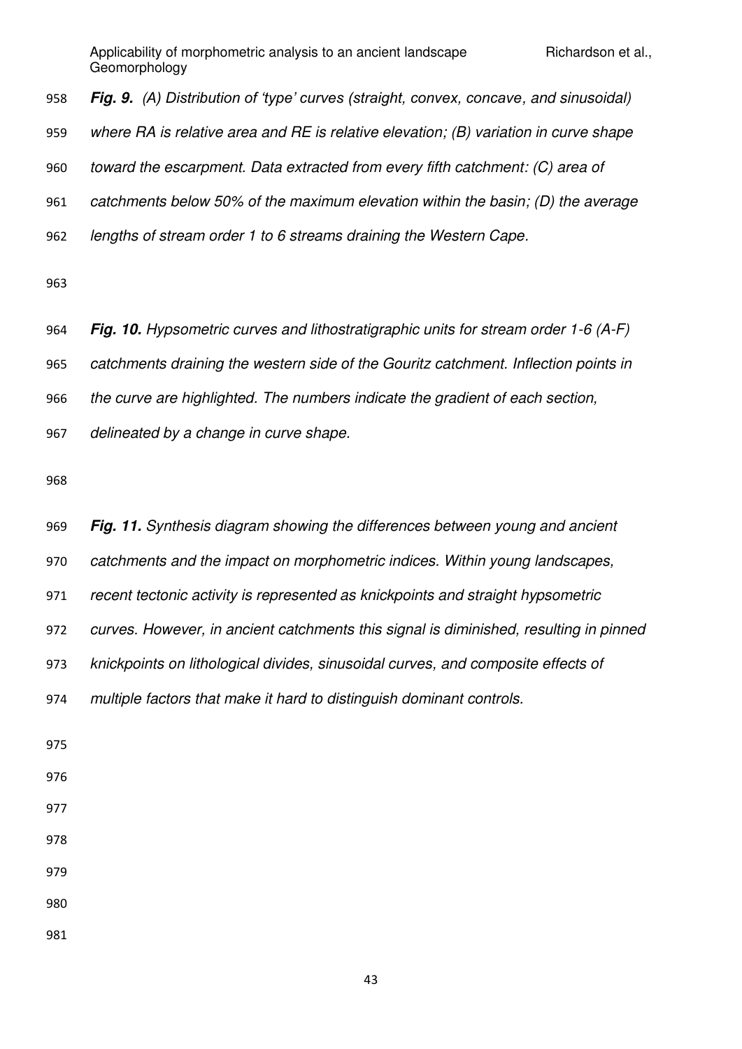***Fig. 9.*** *(A) Distribution of 'type' curves (straight, convex, concave, and sinusoidal) where RA is relative area and RE is relative elevation; (B) variation in curve shape toward the escarpment. Data extracted from every fifth catchment: (C) area of catchments below 50% of the maximum elevation within the basin; (D) the average lengths of stream order 1 to 6 streams draining the Western Cape.*

***Fig. 10.*** *Hypsometric curves and lithostratigraphic units for stream order 1-6 (A-F) catchments draining the western side of the Gouritz catchment. Inflection points in the curve are highlighted. The numbers indicate the gradient of each section, delineated by a change in curve shape.*

***Fig. 11.*** *Synthesis diagram showing the differences between young and ancient catchments and the impact on morphometric indices. Within young landscapes, recent tectonic activity is represented as knickpoints and straight hypsometric curves. However, in ancient catchments this signal is diminished, resulting in pinned knickpoints on lithological divides, sinusoidal curves, and composite effects of multiple factors that make it hard to distinguish dominant controls.*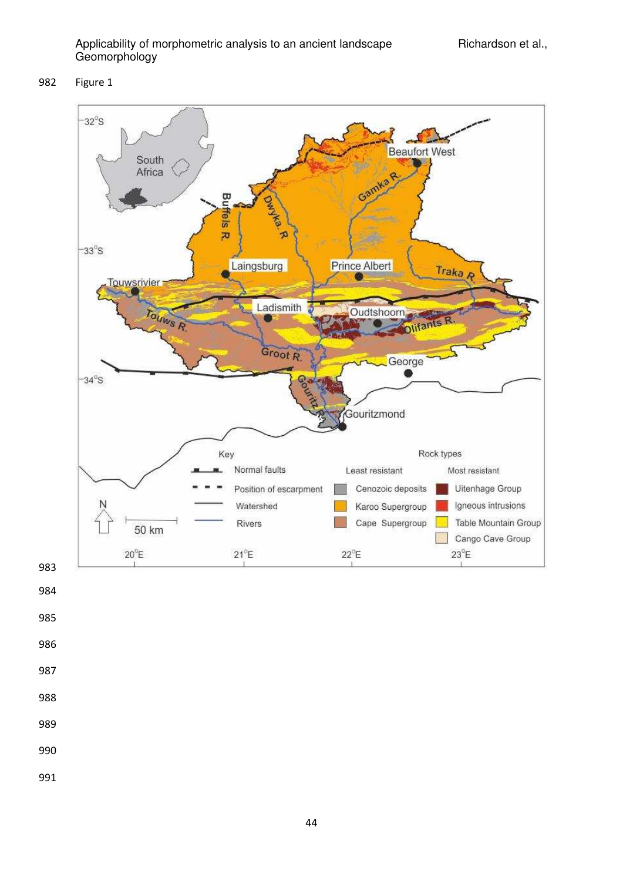Figure 1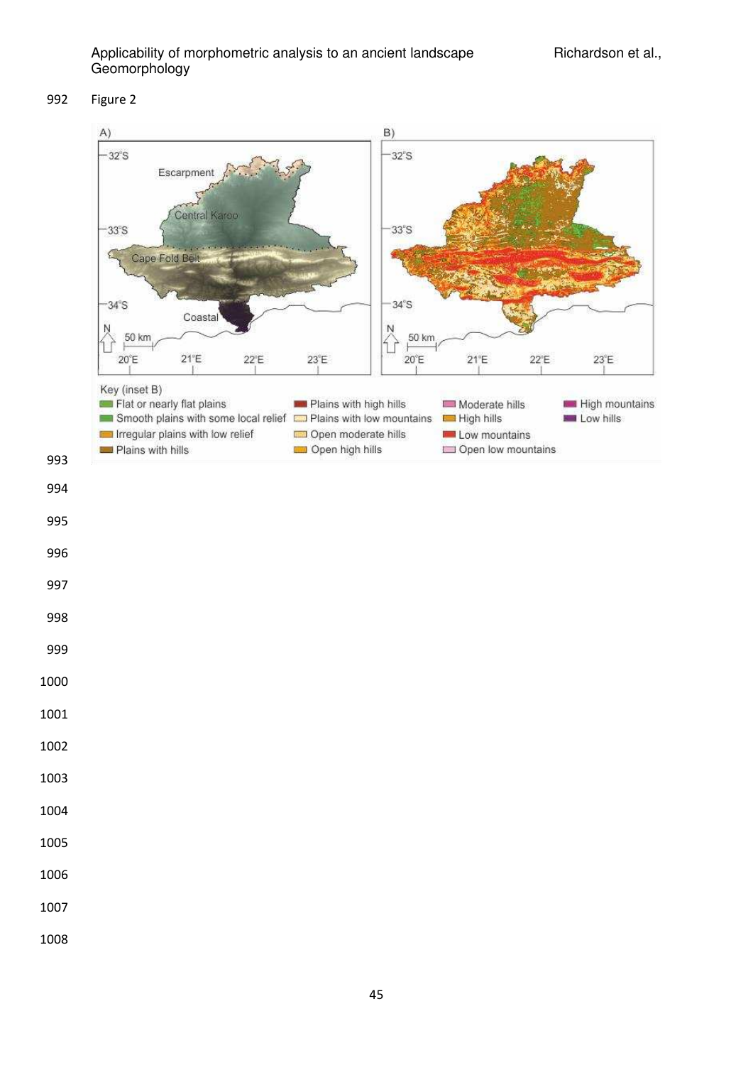Figure 2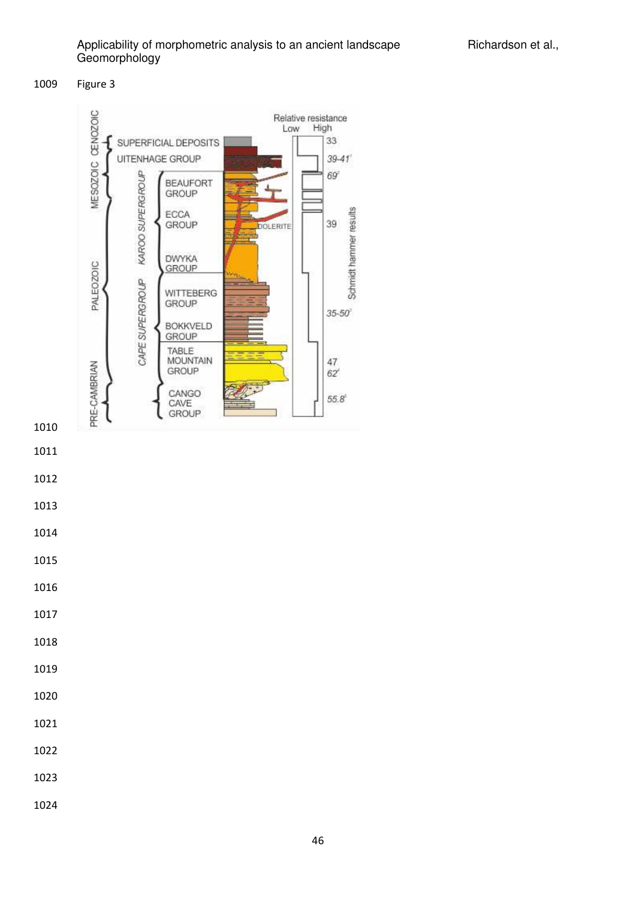Figure 3

| | | | Schmidt hammer results |
|---|---|---|---|
| CENOZOIC | SUPERFICIAL DEPOSITS | | 33 |
| MESOZOIC | UITENHAGE GROUP | | 39-41[1] |
| | KAROO SUPERGROUP | BEAUFORT GROUP | 69[2] |
| | | ECCA GROUP | 39 |
| PALEOZOIC | | DWYKA GROUP | |
| | CAPE SUPERGROUP | WITTEBERG GROUP | 35-50[3] |
| | | BOKKVELD GROUP | |
| | | TABLE MOUNTAIN GROUP | 47, 62[4] |
| PRE-CAMBRIAN | | CANGO CAVE GROUP | 55.8[5] |

DOLERITE

Relative resistance: Low – High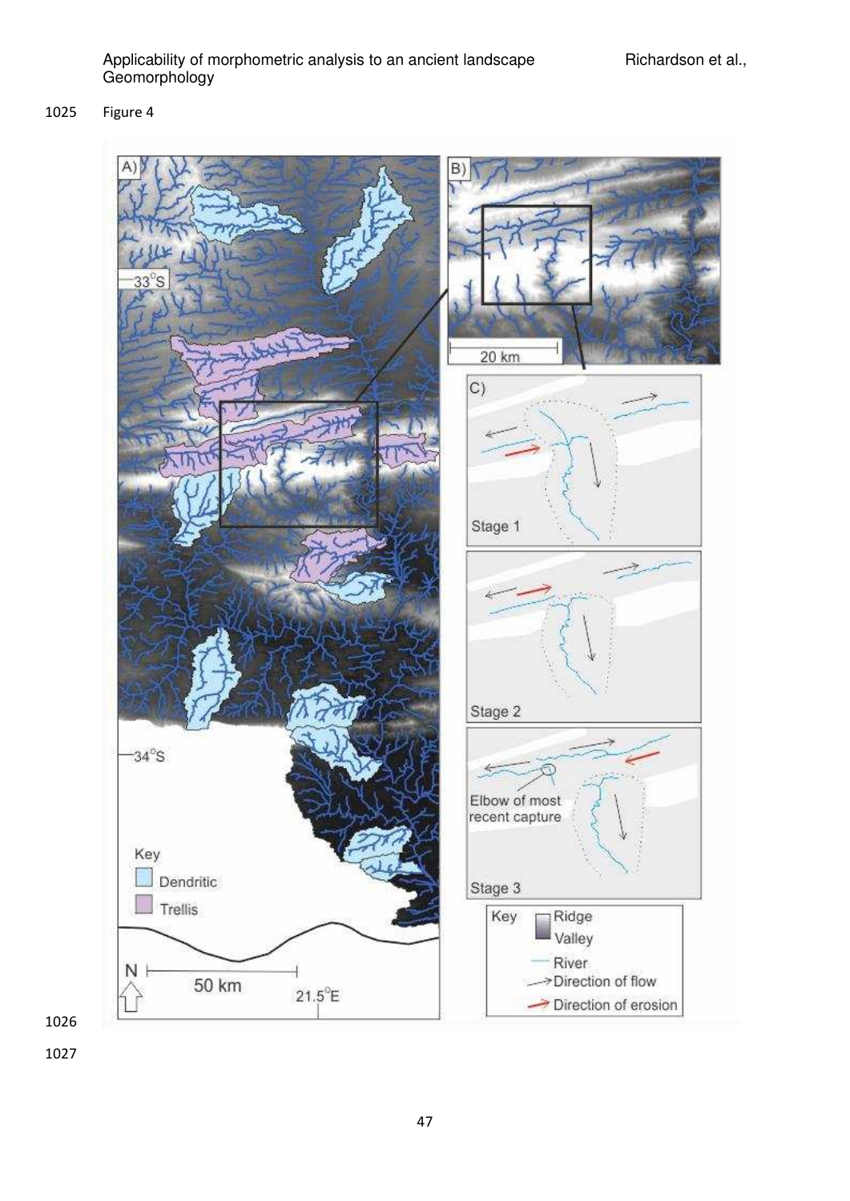Figure 4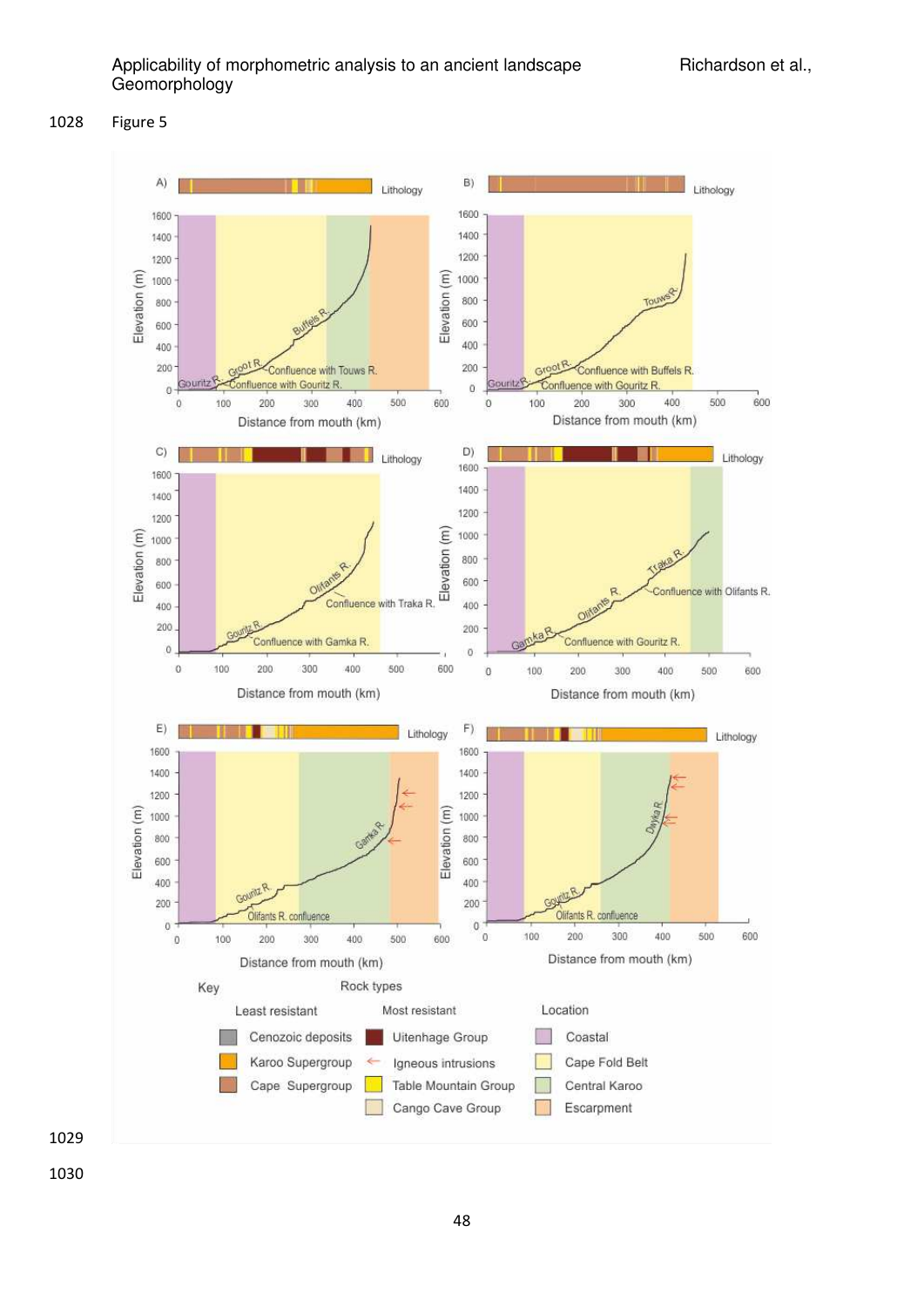Figure 5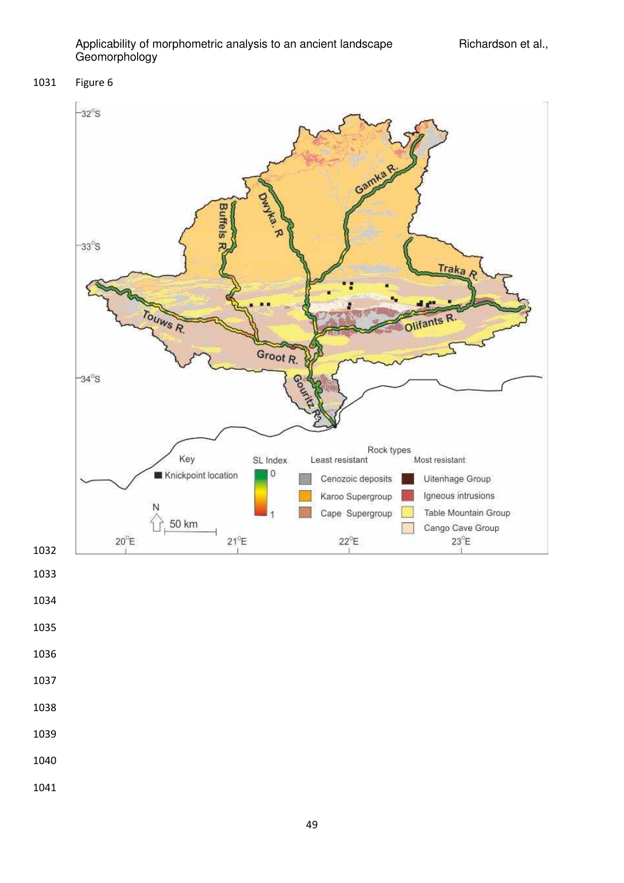Figure 6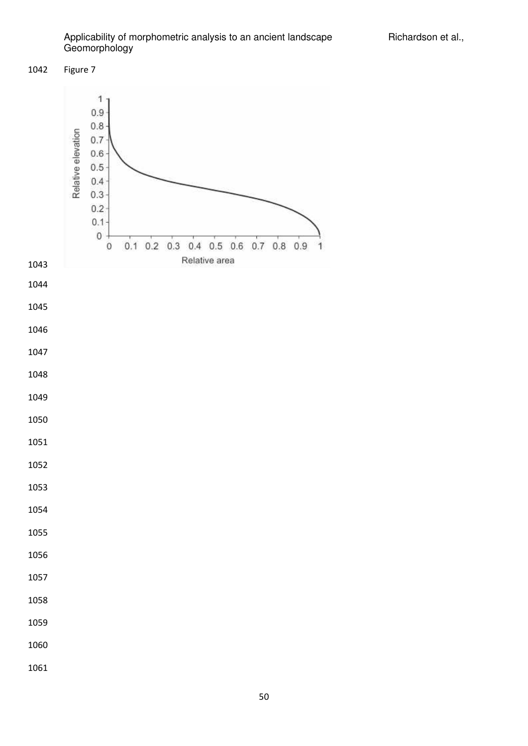Figure 7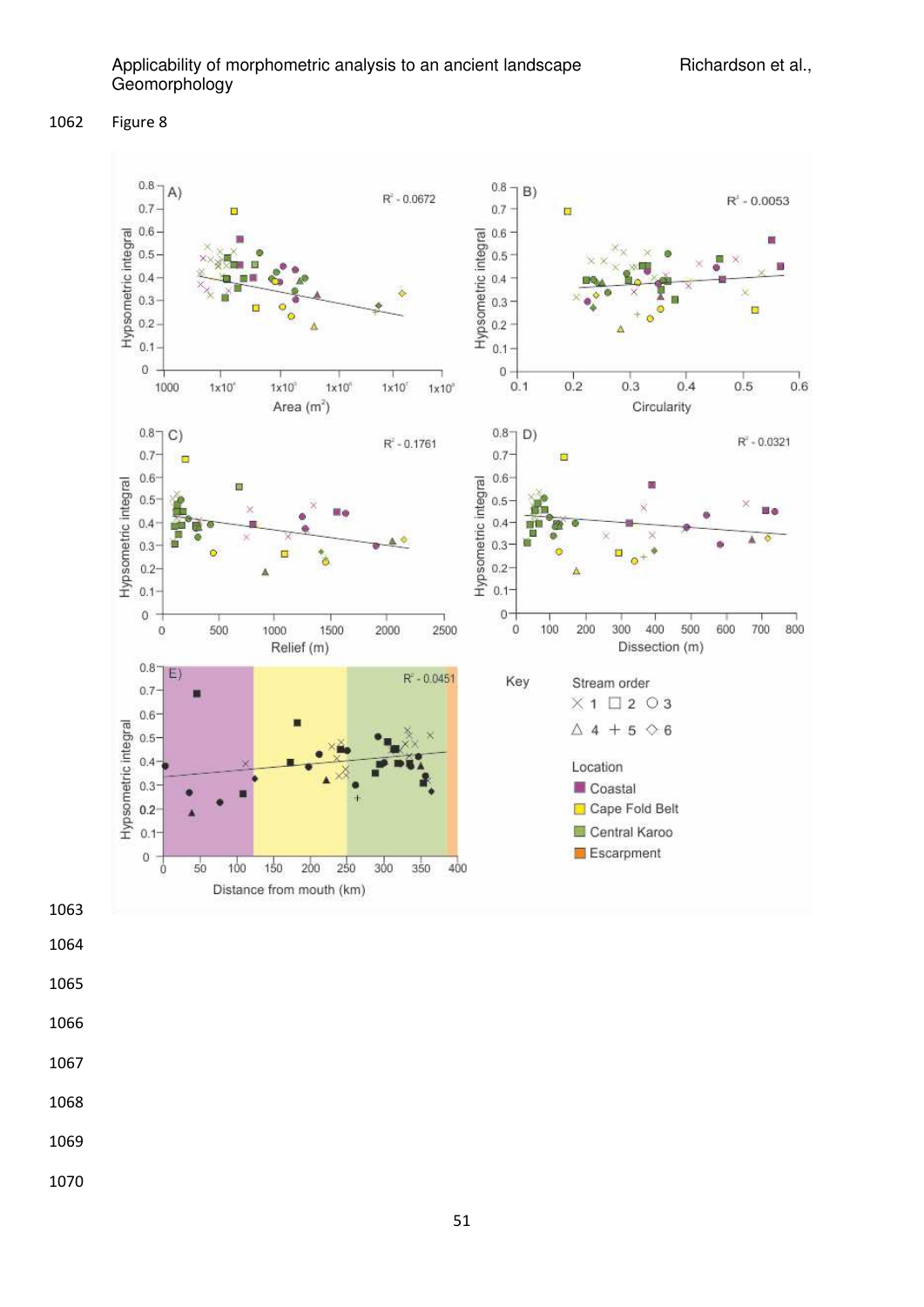1062 Figure 8

1063

1064

1065

1066

1067

1068

1069

1070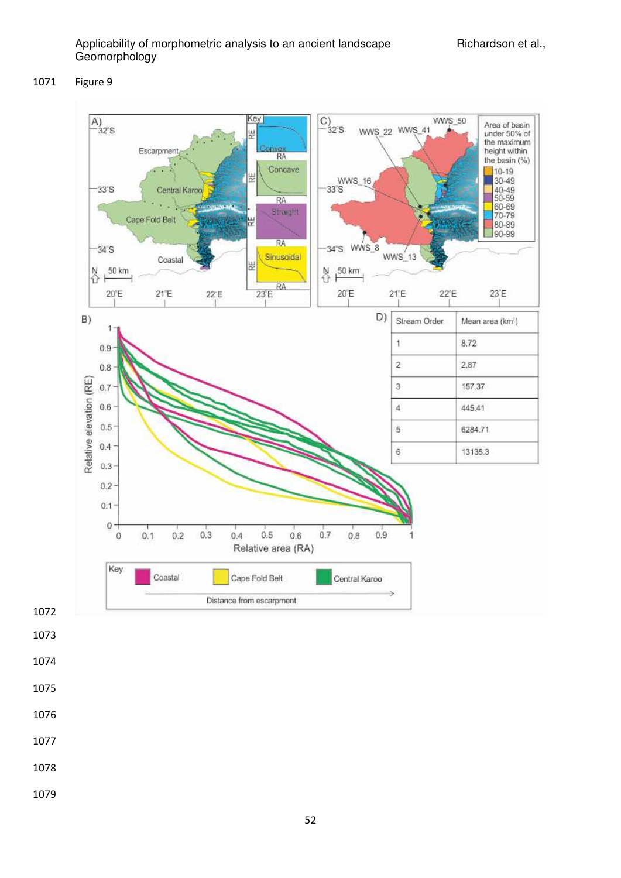Figure 9

| Stream Order | Mean area (km²) |
|---|---|
| 1 | 8.72 |
| 2 | 2.87 |
| 3 | 157.37 |
| 4 | 445.41 |
| 5 | 6284.71 |
| 6 | 13135.3 |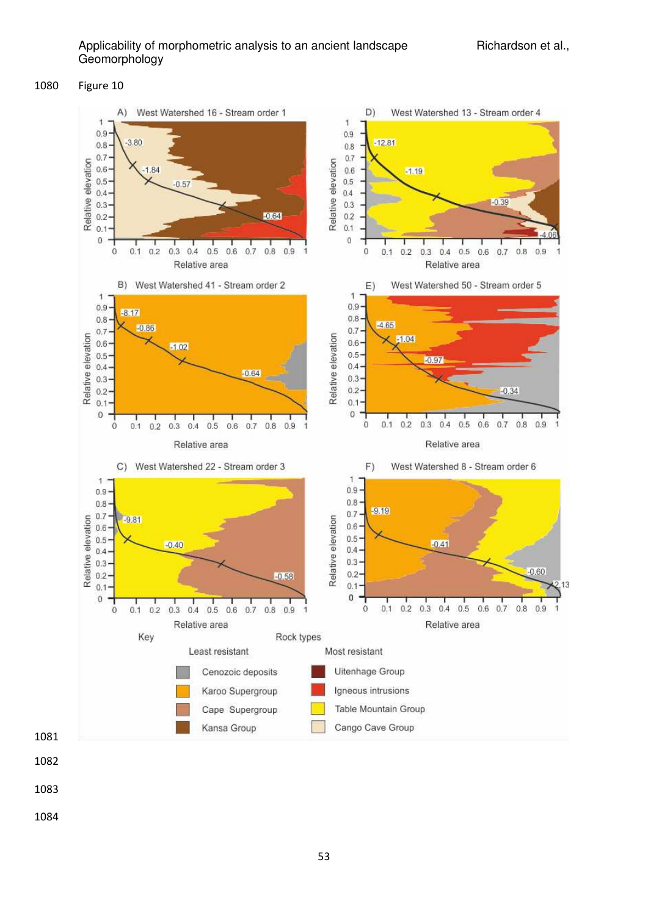1080 Figure 10

1081

1082

1083

1084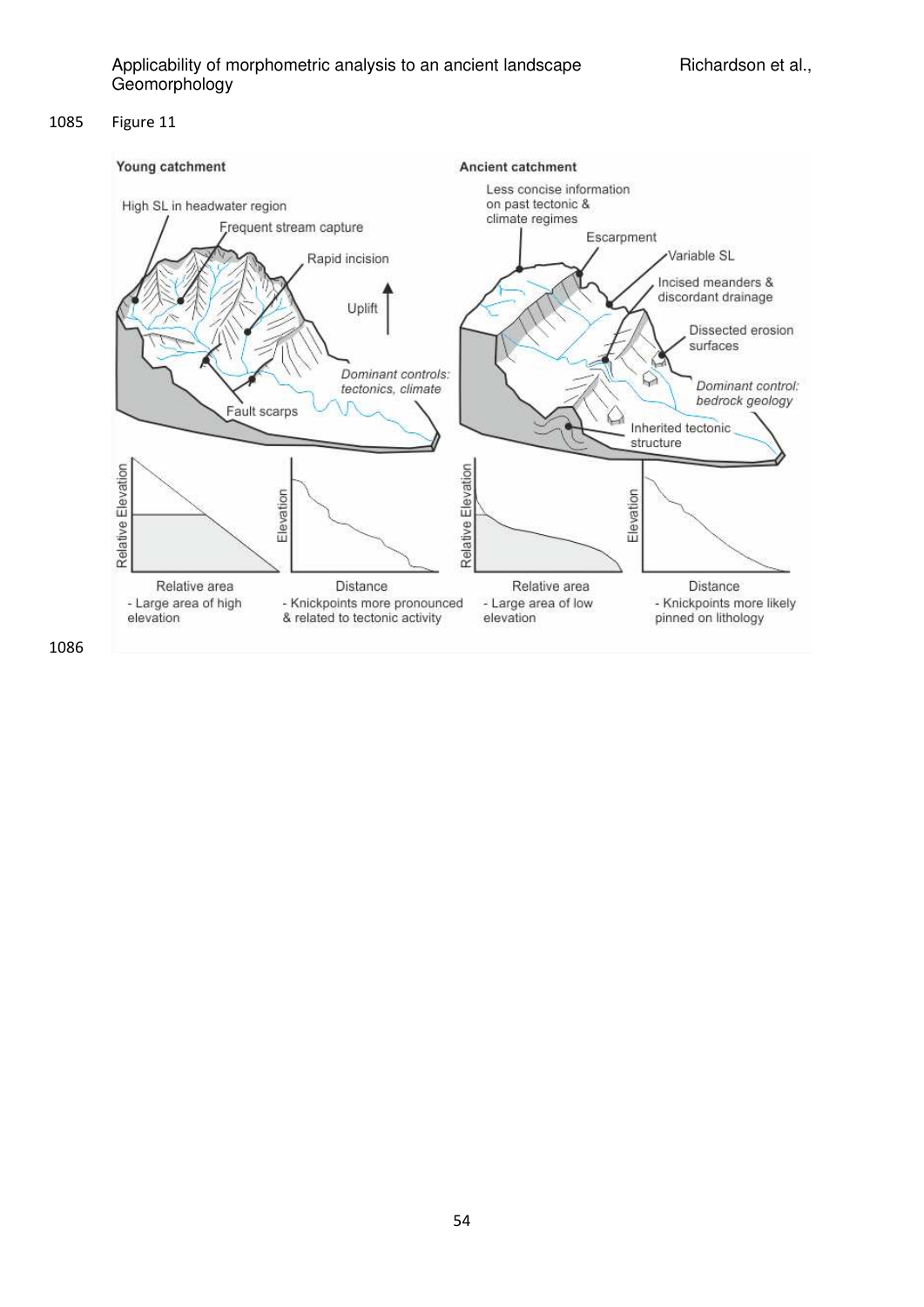Figure 11

Young catchment

High SL in headwater region

Frequent stream capture

Rapid incision

Uplift

Dominant controls: tectonics, climate

Fault scarps

Relative Elevation

Relative area

- Large area of high elevation

Elevation

Distance

- Knickpoints more pronounced & related to tectonic activity

Ancient catchment

Less concise information on past tectonic & climate regimes

Escarpment

Variable SL

Incised meanders & discordant drainage

Dissected erosion surfaces

Dominant control: bedrock geology

Inherited tectonic structure

Relative Elevation

Relative area

- Large area of low elevation

Elevation

Distance

- Knickpoints more likely pinned on lithology